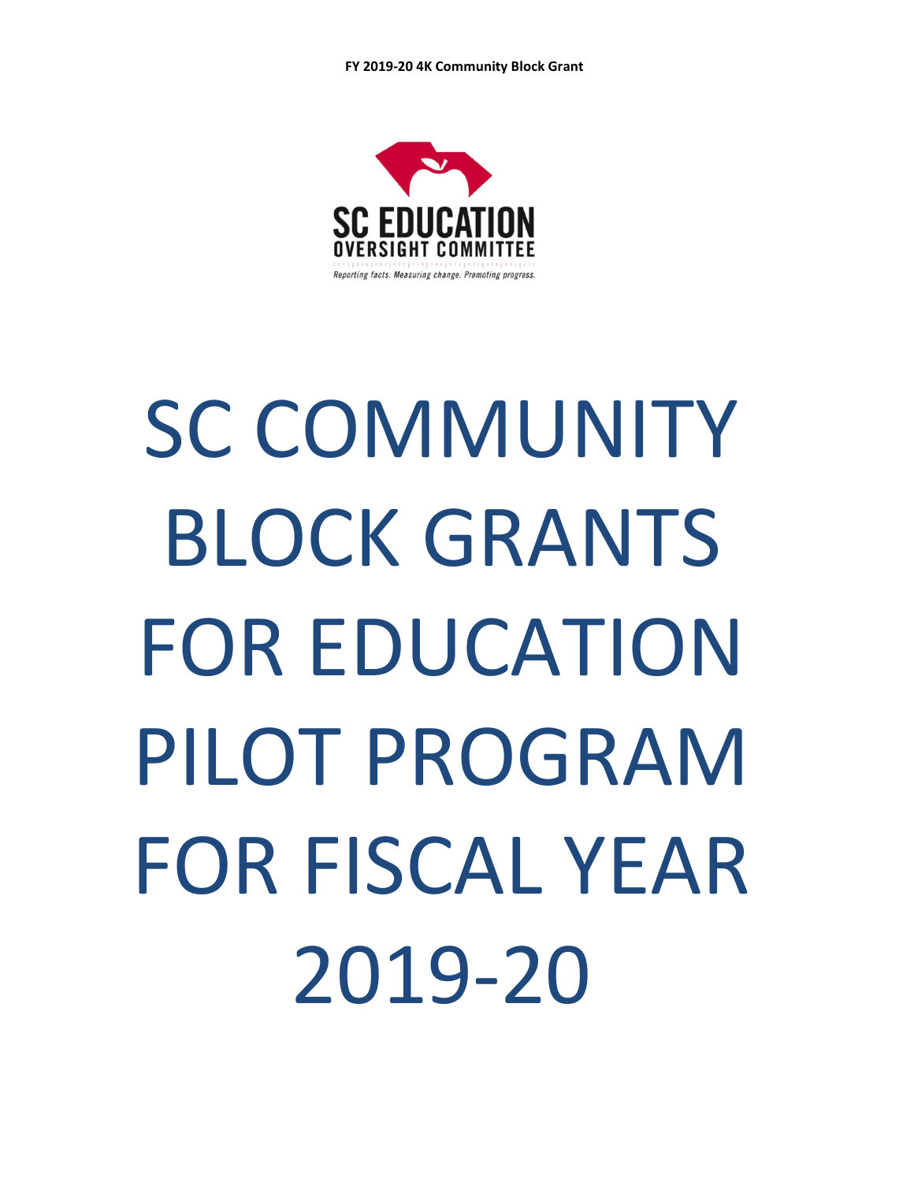SC EDUCATION OVERSIGHT COMMITTEE

*Reporting facts. Measuring change. Promoting progress.*

# SC COMMUNITY BLOCK GRANTS FOR EDUCATION PILOT PROGRAM FOR FISCAL YEAR 2019-20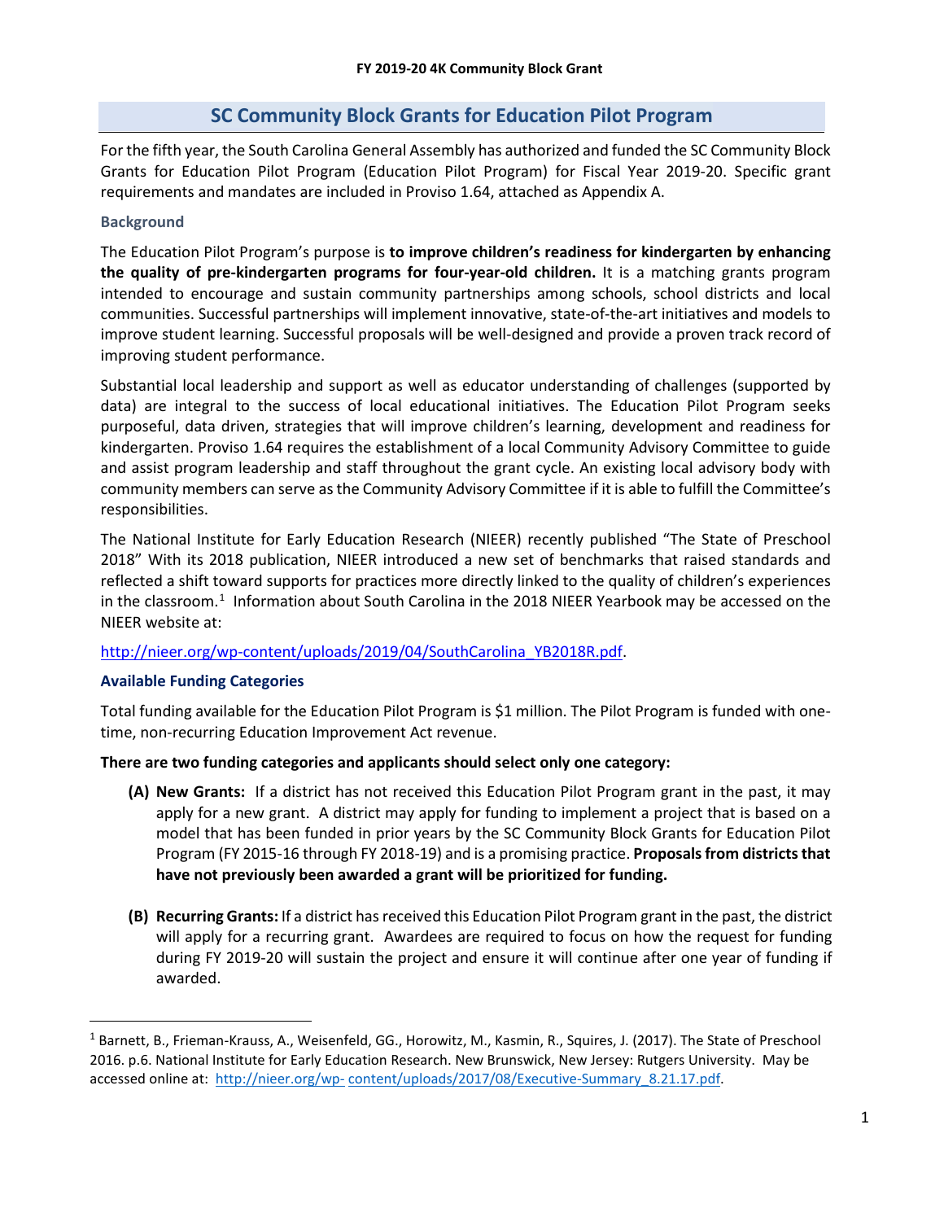## SC Community Block Grants for Education Pilot Program

For the fifth year, the South Carolina General Assembly has authorized and funded the SC Community Block Grants for Education Pilot Program (Education Pilot Program) for Fiscal Year 2019-20. Specific grant requirements and mandates are included in Proviso 1.64, attached as Appendix A.

### Background

The Education Pilot Program's purpose is **to improve children's readiness for kindergarten by enhancing the quality of pre-kindergarten programs for four-year-old children.** It is a matching grants program intended to encourage and sustain community partnerships among schools, school districts and local communities. Successful partnerships will implement innovative, state-of-the-art initiatives and models to improve student learning. Successful proposals will be well-designed and provide a proven track record of improving student performance.

Substantial local leadership and support as well as educator understanding of challenges (supported by data) are integral to the success of local educational initiatives. The Education Pilot Program seeks purposeful, data driven, strategies that will improve children's learning, development and readiness for kindergarten. Proviso 1.64 requires the establishment of a local Community Advisory Committee to guide and assist program leadership and staff throughout the grant cycle. An existing local advisory body with community members can serve as the Community Advisory Committee if it is able to fulfill the Committee's responsibilities.

The National Institute for Early Education Research (NIEER) recently published "The State of Preschool 2018" With its 2018 publication, NIEER introduced a new set of benchmarks that raised standards and reflected a shift toward supports for practices more directly linked to the quality of children's experiences in the classroom.[1] Information about South Carolina in the 2018 NIEER Yearbook may be accessed on the NIEER website at:

http://nieer.org/wp-content/uploads/2019/04/SouthCarolina_YB2018R.pdf.

### Available Funding Categories

Total funding available for the Education Pilot Program is $1 million. The Pilot Program is funded with one-time, non-recurring Education Improvement Act revenue.

**There are two funding categories and applicants should select only one category:**

- **(A) New Grants:** If a district has not received this Education Pilot Program grant in the past, it may apply for a new grant. A district may apply for funding to implement a project that is based on a model that has been funded in prior years by the SC Community Block Grants for Education Pilot Program (FY 2015-16 through FY 2018-19) and is a promising practice. **Proposals from districts that have not previously been awarded a grant will be prioritized for funding.**

- **(B) Recurring Grants:** If a district has received this Education Pilot Program grant in the past, the district will apply for a recurring grant. Awardees are required to focus on how the request for funding during FY 2019-20 will sustain the project and ensure it will continue after one year of funding if awarded.

---

[1] Barnett, B., Frieman-Krauss, A., Weisenfeld, GG., Horowitz, M., Kasmin, R., Squires, J. (2017). The State of Preschool 2016. p.6. National Institute for Early Education Research. New Brunswick, New Jersey: Rutgers University. May be accessed online at: http://nieer.org/wp- content/uploads/2017/08/Executive-Summary_8.21.17.pdf.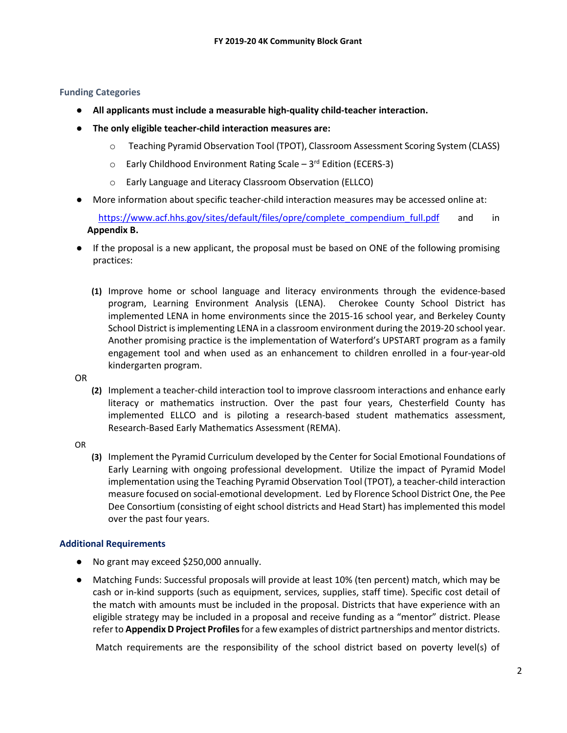### Funding Categories

- **All applicants must include a measurable high-quality child-teacher interaction.**
- **The only eligible teacher-child interaction measures are:**
  - Teaching Pyramid Observation Tool (TPOT), Classroom Assessment Scoring System (CLASS)
  - Early Childhood Environment Rating Scale – 3rd Edition (ECERS-3)
  - Early Language and Literacy Classroom Observation (ELLCO)
- More information about specific teacher-child interaction measures may be accessed online at: https://www.acf.hhs.gov/sites/default/files/opre/complete_compendium_full.pdf and in **Appendix B.**
- If the proposal is a new applicant, the proposal must be based on ONE of the following promising practices:

  **(1)** Improve home or school language and literacy environments through the evidence-based program, Learning Environment Analysis (LENA). Cherokee County School District has implemented LENA in home environments since the 2015-16 school year, and Berkeley County School District is implementing LENA in a classroom environment during the 2019-20 school year. Another promising practice is the implementation of Waterford's UPSTART program as a family engagement tool and when used as an enhancement to children enrolled in a four-year-old kindergarten program.

OR

  **(2)** Implement a teacher-child interaction tool to improve classroom interactions and enhance early literacy or mathematics instruction. Over the past four years, Chesterfield County has implemented ELLCO and is piloting a research-based student mathematics assessment, Research-Based Early Mathematics Assessment (REMA).

OR

  **(3)** Implement the Pyramid Curriculum developed by the Center for Social Emotional Foundations of Early Learning with ongoing professional development. Utilize the impact of Pyramid Model implementation using the Teaching Pyramid Observation Tool (TPOT), a teacher-child interaction measure focused on social-emotional development. Led by Florence School District One, the Pee Dee Consortium (consisting of eight school districts and Head Start) has implemented this model over the past four years.

### Additional Requirements

- No grant may exceed $250,000 annually.
- Matching Funds: Successful proposals will provide at least 10% (ten percent) match, which may be cash or in-kind supports (such as equipment, services, supplies, staff time). Specific cost detail of the match with amounts must be included in the proposal. Districts that have experience with an eligible strategy may be included in a proposal and receive funding as a "mentor" district. Please refer to **Appendix D Project Profiles** for a few examples of district partnerships and mentor districts.

  Match requirements are the responsibility of the school district based on poverty level(s) of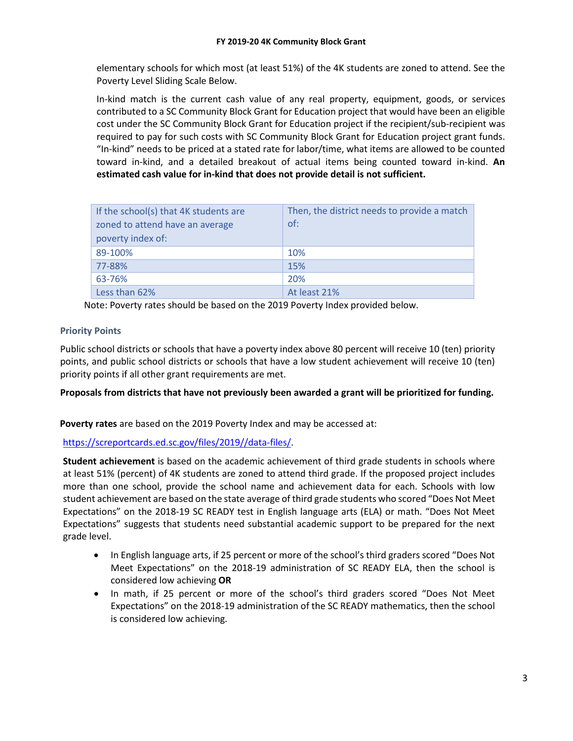elementary schools for which most (at least 51%) of the 4K students are zoned to attend. See the Poverty Level Sliding Scale Below.

In-kind match is the current cash value of any real property, equipment, goods, or services contributed to a SC Community Block Grant for Education project that would have been an eligible cost under the SC Community Block Grant for Education project if the recipient/sub-recipient was required to pay for such costs with SC Community Block Grant for Education project grant funds. "In-kind" needs to be priced at a stated rate for labor/time, what items are allowed to be counted toward in-kind, and a detailed breakout of actual items being counted toward in-kind. **An estimated cash value for in-kind that does not provide detail is not sufficient.**

| If the school(s) that 4K students are zoned to attend have an average poverty index of: | Then, the district needs to provide a match of: |
|---|---|
| 89-100% | 10% |
| 77-88% | 15% |
| 63-76% | 20% |
| Less than 62% | At least 21% |

Note: Poverty rates should be based on the 2019 Poverty Index provided below.

### Priority Points

Public school districts or schools that have a poverty index above 80 percent will receive 10 (ten) priority points, and public school districts or schools that have a low student achievement will receive 10 (ten) priority points if all other grant requirements are met.

**Proposals from districts that have not previously been awarded a grant will be prioritized for funding.**

**Poverty rates** are based on the 2019 Poverty Index and may be accessed at:

https://screportcards.ed.sc.gov/files/2019//data-files/.

**Student achievement** is based on the academic achievement of third grade students in schools where at least 51% (percent) of 4K students are zoned to attend third grade. If the proposed project includes more than one school, provide the school name and achievement data for each. Schools with low student achievement are based on the state average of third grade students who scored "Does Not Meet Expectations" on the 2018-19 SC READY test in English language arts (ELA) or math. "Does Not Meet Expectations" suggests that students need substantial academic support to be prepared for the next grade level.

- In English language arts, if 25 percent or more of the school's third graders scored "Does Not Meet Expectations" on the 2018-19 administration of SC READY ELA, then the school is considered low achieving **OR**
- In math, if 25 percent or more of the school's third graders scored "Does Not Meet Expectations" on the 2018-19 administration of the SC READY mathematics, then the school is considered low achieving.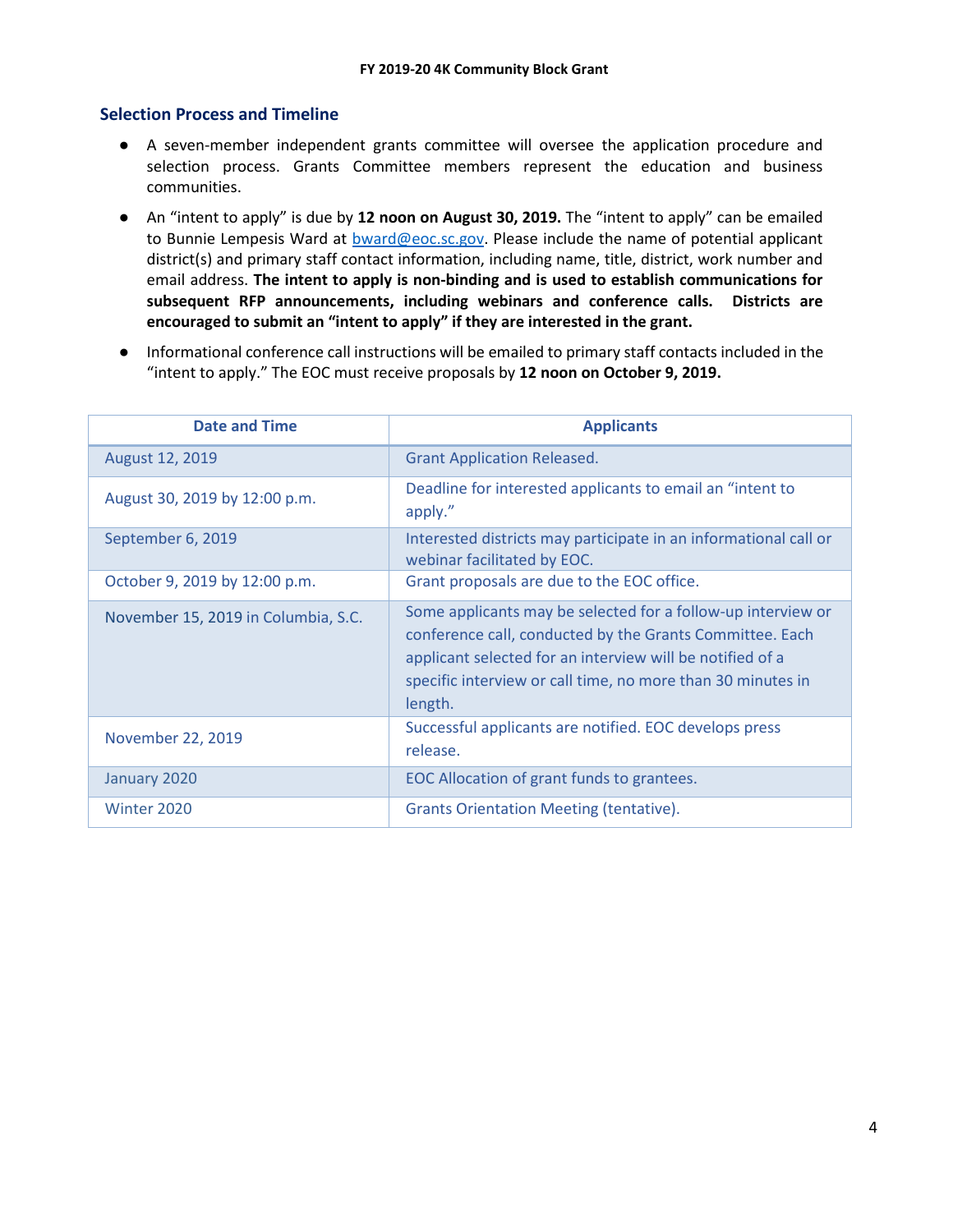## Selection Process and Timeline

- A seven-member independent grants committee will oversee the application procedure and selection process. Grants Committee members represent the education and business communities.
- An "intent to apply" is due by **12 noon on August 30, 2019.** The "intent to apply" can be emailed to Bunnie Lempesis Ward at bward@eoc.sc.gov. Please include the name of potential applicant district(s) and primary staff contact information, including name, title, district, work number and email address. **The intent to apply is non-binding and is used to establish communications for subsequent RFP announcements, including webinars and conference calls. Districts are encouraged to submit an "intent to apply" if they are interested in the grant.**
- Informational conference call instructions will be emailed to primary staff contacts included in the "intent to apply." The EOC must receive proposals by **12 noon on October 9, 2019.**

| Date and Time | Applicants |
|---|---|
| August 12, 2019 | Grant Application Released. |
| August 30, 2019 by 12:00 p.m. | Deadline for interested applicants to email an "intent to apply." |
| September 6, 2019 | Interested districts may participate in an informational call or webinar facilitated by EOC. |
| October 9, 2019 by 12:00 p.m. | Grant proposals are due to the EOC office. |
| November 15, 2019 in Columbia, S.C. | Some applicants may be selected for a follow-up interview or conference call, conducted by the Grants Committee. Each applicant selected for an interview will be notified of a specific interview or call time, no more than 30 minutes in length. |
| November 22, 2019 | Successful applicants are notified. EOC develops press release. |
| January 2020 | EOC Allocation of grant funds to grantees. |
| Winter 2020 | Grants Orientation Meeting (tentative). |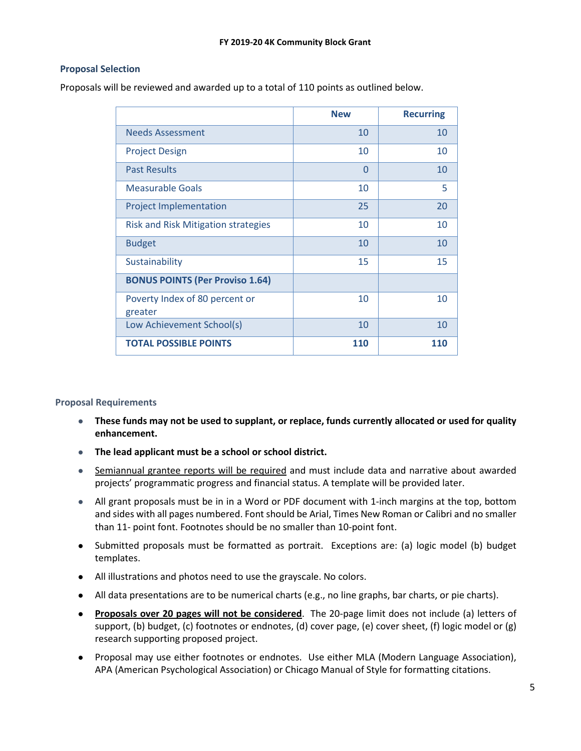### Proposal Selection

Proposals will be reviewed and awarded up to a total of 110 points as outlined below.

| | New | Recurring |
|---|---|---|
| Needs Assessment | 10 | 10 |
| Project Design | 10 | 10 |
| Past Results | 0 | 10 |
| Measurable Goals | 10 | 5 |
| Project Implementation | 25 | 20 |
| Risk and Risk Mitigation strategies | 10 | 10 |
| Budget | 10 | 10 |
| Sustainability | 15 | 15 |
| **BONUS POINTS (Per Proviso 1.64)** | | |
| Poverty Index of 80 percent or greater | 10 | 10 |
| Low Achievement School(s) | 10 | 10 |
| **TOTAL POSSIBLE POINTS** | **110** | **110** |

### Proposal Requirements

- **These funds may not be used to supplant, or replace, funds currently allocated or used for quality enhancement.**
- **The lead applicant must be a school or school district.**
- Semiannual grantee reports will be required and must include data and narrative about awarded projects' programmatic progress and financial status. A template will be provided later.
- All grant proposals must be in in a Word or PDF document with 1-inch margins at the top, bottom and sides with all pages numbered. Font should be Arial, Times New Roman or Calibri and no smaller than 11- point font. Footnotes should be no smaller than 10-point font.
- Submitted proposals must be formatted as portrait. Exceptions are: (a) logic model (b) budget templates.
- All illustrations and photos need to use the grayscale. No colors.
- All data presentations are to be numerical charts (e.g., no line graphs, bar charts, or pie charts).
- **Proposals over 20 pages will not be considered**. The 20-page limit does not include (a) letters of support, (b) budget, (c) footnotes or endnotes, (d) cover page, (e) cover sheet, (f) logic model or (g) research supporting proposed project.
- Proposal may use either footnotes or endnotes. Use either MLA (Modern Language Association), APA (American Psychological Association) or Chicago Manual of Style for formatting citations.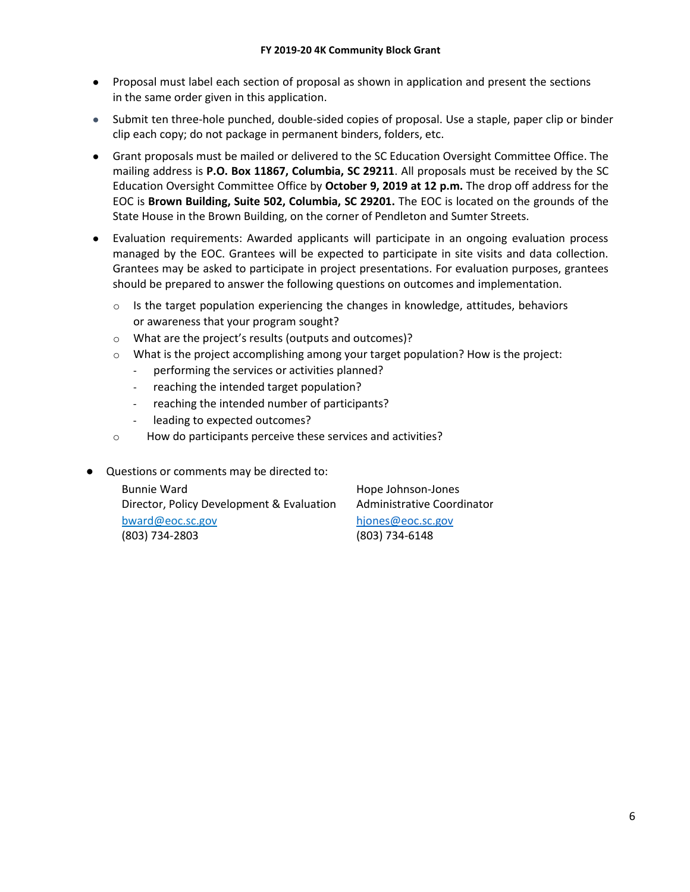- Proposal must label each section of proposal as shown in application and present the sections in the same order given in this application.
- Submit ten three-hole punched, double-sided copies of proposal. Use a staple, paper clip or binder clip each copy; do not package in permanent binders, folders, etc.
- Grant proposals must be mailed or delivered to the SC Education Oversight Committee Office. The mailing address is **P.O. Box 11867, Columbia, SC 29211**. All proposals must be received by the SC Education Oversight Committee Office by **October 9, 2019 at 12 p.m.** The drop off address for the EOC is **Brown Building, Suite 502, Columbia, SC 29201.** The EOC is located on the grounds of the State House in the Brown Building, on the corner of Pendleton and Sumter Streets.
- Evaluation requirements: Awarded applicants will participate in an ongoing evaluation process managed by the EOC. Grantees will be expected to participate in site visits and data collection. Grantees may be asked to participate in project presentations. For evaluation purposes, grantees should be prepared to answer the following questions on outcomes and implementation.
  - Is the target population experiencing the changes in knowledge, attitudes, behaviors or awareness that your program sought?
  - What are the project's results (outputs and outcomes)?
  - What is the project accomplishing among your target population? How is the project:
    - performing the services or activities planned?
    - reaching the intended target population?
    - reaching the intended number of participants?
    - leading to expected outcomes?
  - How do participants perceive these services and activities?

- Questions or comments may be directed to:

  Bunnie Ward
  Director, Policy Development & Evaluation
  bward@eoc.sc.gov
  (803) 734-2803

  Hope Johnson-Jones
  Administrative Coordinator
  hjones@eoc.sc.gov
  (803) 734-6148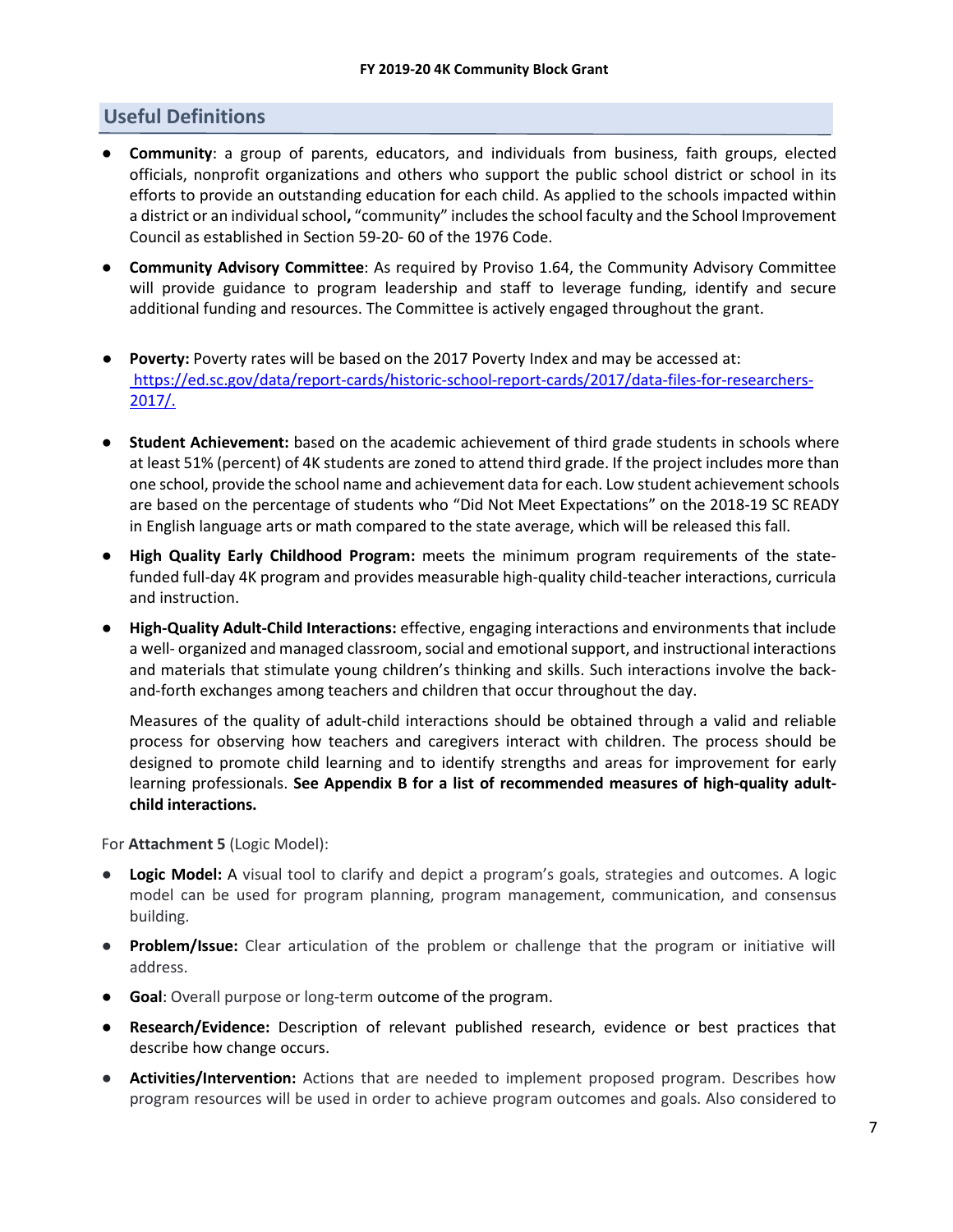## Useful Definitions

- **Community**: a group of parents, educators, and individuals from business, faith groups, elected officials, nonprofit organizations and others who support the public school district or school in its efforts to provide an outstanding education for each child. As applied to the schools impacted within a district or an individual school**,** "community" includes the school faculty and the School Improvement Council as established in Section 59-20- 60 of the 1976 Code.

- **Community Advisory Committee**: As required by Proviso 1.64, the Community Advisory Committee will provide guidance to program leadership and staff to leverage funding, identify and secure additional funding and resources. The Committee is actively engaged throughout the grant.

- **Poverty:** Poverty rates will be based on the 2017 Poverty Index and may be accessed at: https://ed.sc.gov/data/report-cards/historic-school-report-cards/2017/data-files-for-researchers-2017/.

- **Student Achievement:** based on the academic achievement of third grade students in schools where at least 51% (percent) of 4K students are zoned to attend third grade. If the project includes more than one school, provide the school name and achievement data for each. Low student achievement schools are based on the percentage of students who "Did Not Meet Expectations" on the 2018-19 SC READY in English language arts or math compared to the state average, which will be released this fall.

- **High Quality Early Childhood Program:** meets the minimum program requirements of the state-funded full-day 4K program and provides measurable high-quality child-teacher interactions, curricula and instruction.

- **High-Quality Adult-Child Interactions:** effective, engaging interactions and environments that include a well- organized and managed classroom, social and emotional support, and instructional interactions and materials that stimulate young children's thinking and skills. Such interactions involve the back-and-forth exchanges among teachers and children that occur throughout the day.

  Measures of the quality of adult-child interactions should be obtained through a valid and reliable process for observing how teachers and caregivers interact with children. The process should be designed to promote child learning and to identify strengths and areas for improvement for early learning professionals. **See Appendix B for a list of recommended measures of high-quality adult-child interactions.**

For **Attachment 5** (Logic Model):

- **Logic Model:** A visual tool to clarify and depict a program's goals, strategies and outcomes. A logic model can be used for program planning, program management, communication, and consensus building.

- **Problem/Issue:** Clear articulation of the problem or challenge that the program or initiative will address.

- **Goal**: Overall purpose or long-term outcome of the program.

- **Research/Evidence:** Description of relevant published research, evidence or best practices that describe how change occurs.

- **Activities/Intervention:** Actions that are needed to implement proposed program. Describes how program resources will be used in order to achieve program outcomes and goals. Also considered to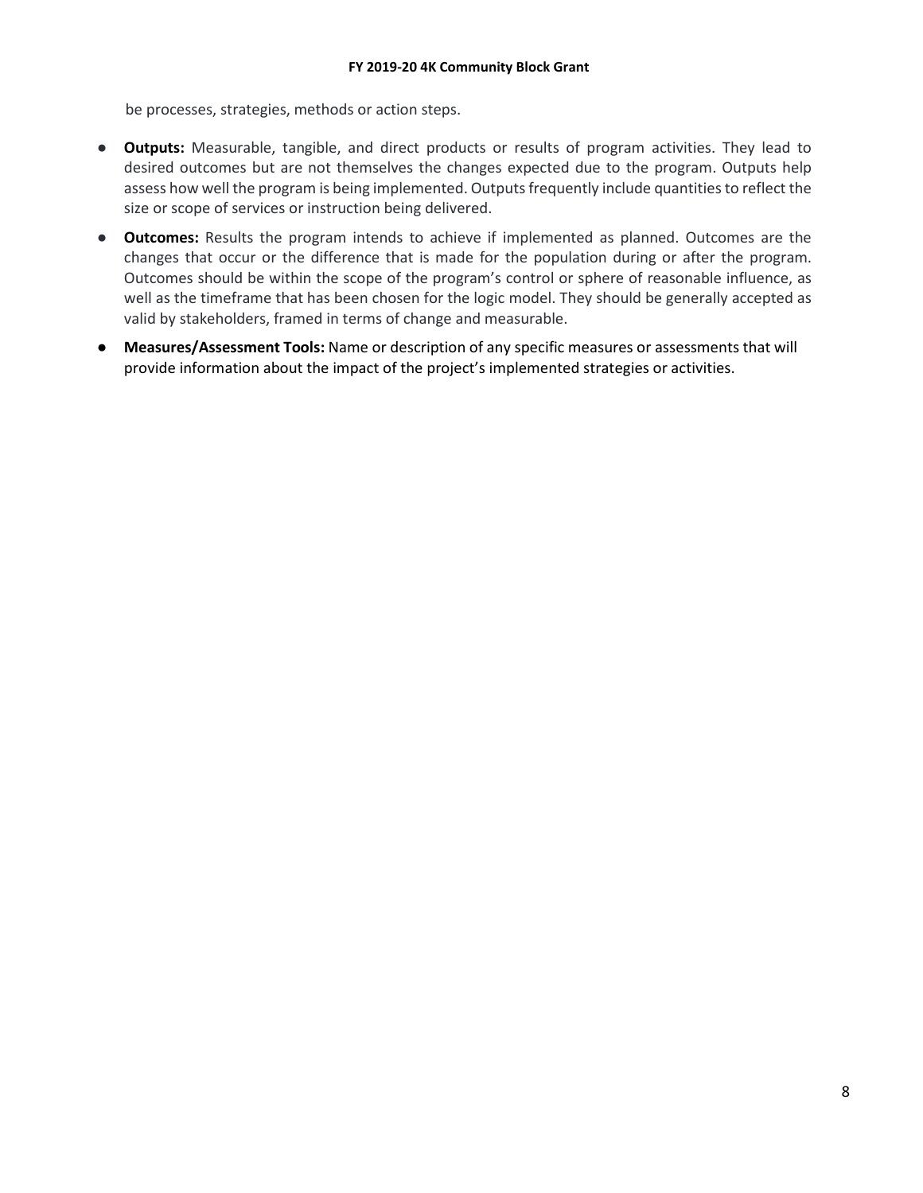be processes, strategies, methods or action steps.

- **Outputs:** Measurable, tangible, and direct products or results of program activities. They lead to desired outcomes but are not themselves the changes expected due to the program. Outputs help assess how well the program is being implemented. Outputs frequently include quantities to reflect the size or scope of services or instruction being delivered.
- **Outcomes:** Results the program intends to achieve if implemented as planned. Outcomes are the changes that occur or the difference that is made for the population during or after the program. Outcomes should be within the scope of the program's control or sphere of reasonable influence, as well as the timeframe that has been chosen for the logic model. They should be generally accepted as valid by stakeholders, framed in terms of change and measurable.
- **Measures/Assessment Tools:** Name or description of any specific measures or assessments that will provide information about the impact of the project's implemented strategies or activities.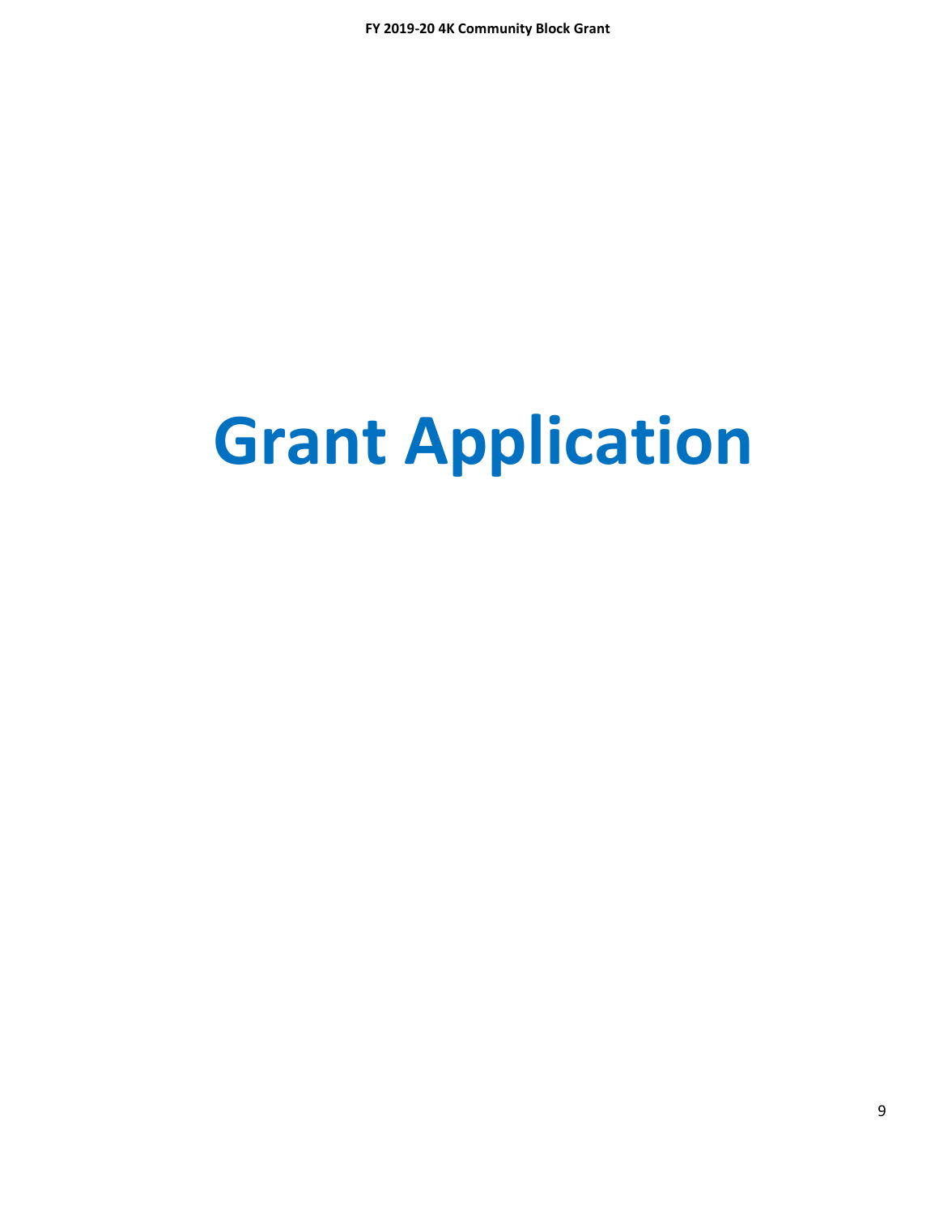# Grant Application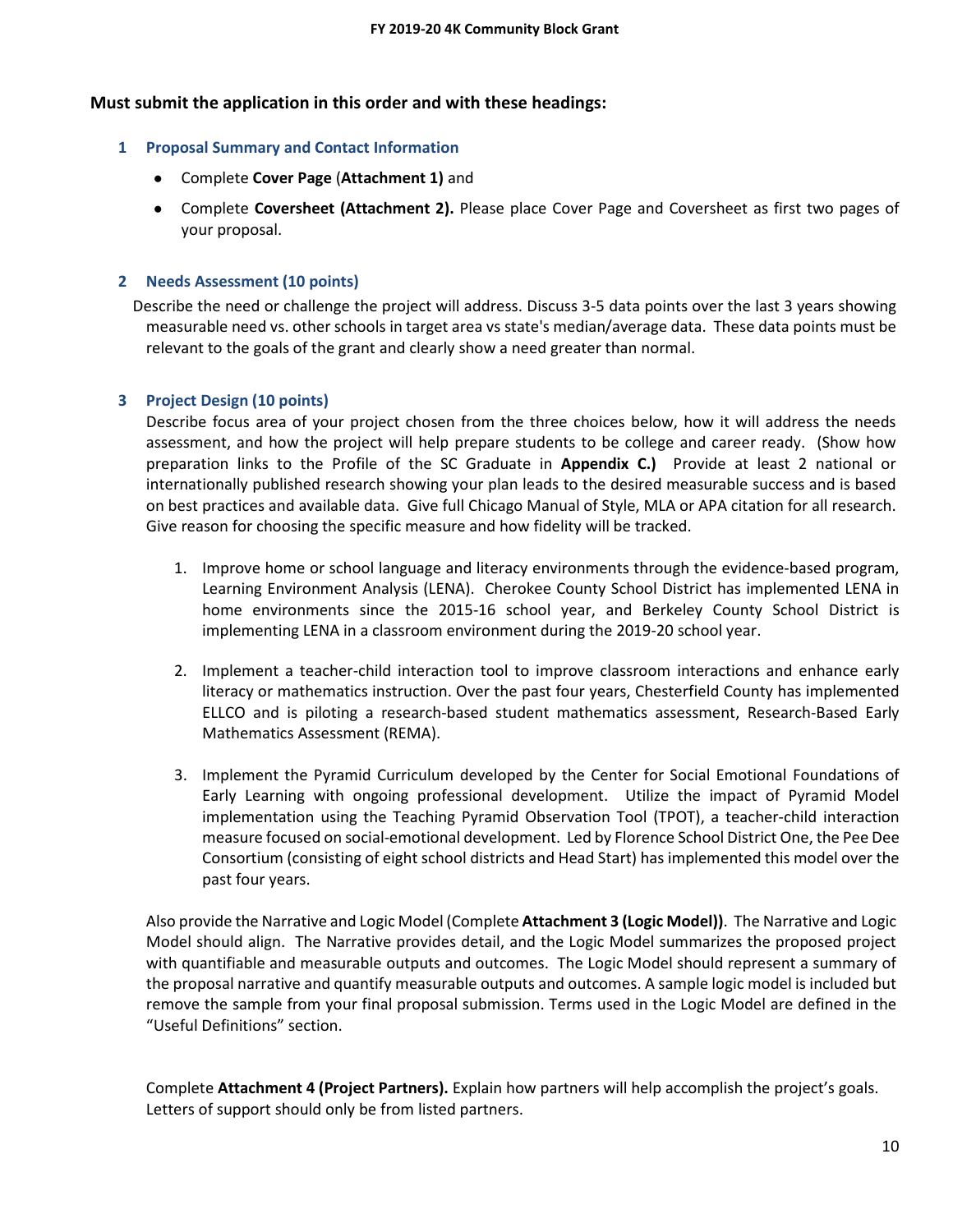**Must submit the application in this order and with these headings:**

## 1 Proposal Summary and Contact Information

- Complete **Cover Page** (**Attachment 1)** and
- Complete **Coversheet (Attachment 2).** Please place Cover Page and Coversheet as first two pages of your proposal.

## 2 Needs Assessment (10 points)

Describe the need or challenge the project will address. Discuss 3-5 data points over the last 3 years showing measurable need vs. other schools in target area vs state's median/average data. These data points must be relevant to the goals of the grant and clearly show a need greater than normal.

## 3 Project Design (10 points)

Describe focus area of your project chosen from the three choices below, how it will address the needs assessment, and how the project will help prepare students to be college and career ready. (Show how preparation links to the Profile of the SC Graduate in **Appendix C.)** Provide at least 2 national or internationally published research showing your plan leads to the desired measurable success and is based on best practices and available data. Give full Chicago Manual of Style, MLA or APA citation for all research. Give reason for choosing the specific measure and how fidelity will be tracked.

1. Improve home or school language and literacy environments through the evidence-based program, Learning Environment Analysis (LENA). Cherokee County School District has implemented LENA in home environments since the 2015-16 school year, and Berkeley County School District is implementing LENA in a classroom environment during the 2019-20 school year.

2. Implement a teacher-child interaction tool to improve classroom interactions and enhance early literacy or mathematics instruction. Over the past four years, Chesterfield County has implemented ELLCO and is piloting a research-based student mathematics assessment, Research-Based Early Mathematics Assessment (REMA).

3. Implement the Pyramid Curriculum developed by the Center for Social Emotional Foundations of Early Learning with ongoing professional development. Utilize the impact of Pyramid Model implementation using the Teaching Pyramid Observation Tool (TPOT), a teacher-child interaction measure focused on social-emotional development. Led by Florence School District One, the Pee Dee Consortium (consisting of eight school districts and Head Start) has implemented this model over the past four years.

Also provide the Narrative and Logic Model (Complete **Attachment 3 (Logic Model))**. The Narrative and Logic Model should align. The Narrative provides detail, and the Logic Model summarizes the proposed project with quantifiable and measurable outputs and outcomes. The Logic Model should represent a summary of the proposal narrative and quantify measurable outputs and outcomes. A sample logic model is included but remove the sample from your final proposal submission. Terms used in the Logic Model are defined in the "Useful Definitions" section.

Complete **Attachment 4 (Project Partners).** Explain how partners will help accomplish the project's goals. Letters of support should only be from listed partners.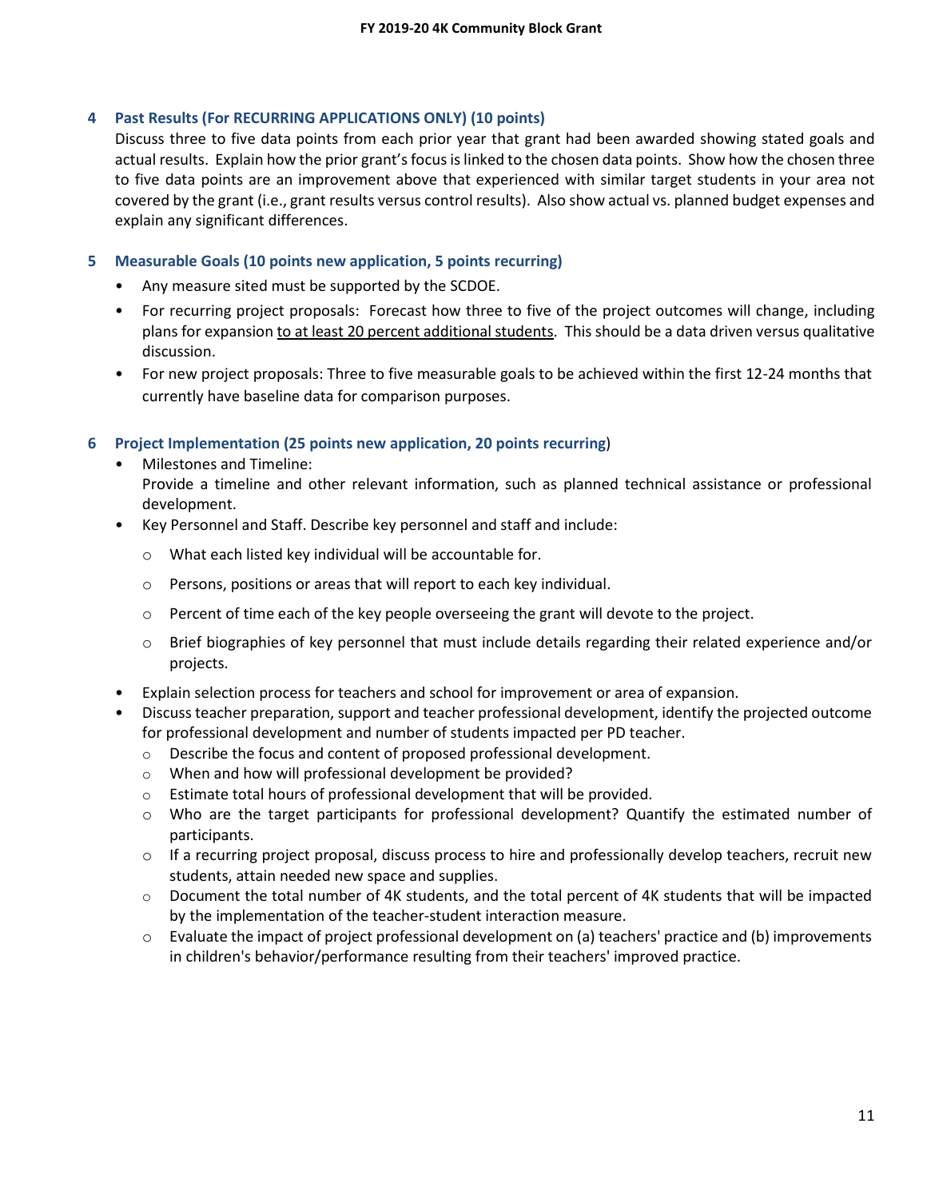## 4 Past Results (For RECURRING APPLICATIONS ONLY) (10 points)

Discuss three to five data points from each prior year that grant had been awarded showing stated goals and actual results. Explain how the prior grant's focus is linked to the chosen data points. Show how the chosen three to five data points are an improvement above that experienced with similar target students in your area not covered by the grant (i.e., grant results versus control results). Also show actual vs. planned budget expenses and explain any significant differences.

## 5 Measurable Goals (10 points new application, 5 points recurring)

- Any measure sited must be supported by the SCDOE.
- For recurring project proposals: Forecast how three to five of the project outcomes will change, including plans for expansion <u>to at least 20 percent additional students</u>. This should be a data driven versus qualitative discussion.
- For new project proposals: Three to five measurable goals to be achieved within the first 12-24 months that currently have baseline data for comparison purposes.

## 6 Project Implementation (25 points new application, 20 points recurring)

- Milestones and Timeline:
  Provide a timeline and other relevant information, such as planned technical assistance or professional development.
- Key Personnel and Staff. Describe key personnel and staff and include:
  - What each listed key individual will be accountable for.
  - Persons, positions or areas that will report to each key individual.
  - Percent of time each of the key people overseeing the grant will devote to the project.
  - Brief biographies of key personnel that must include details regarding their related experience and/or projects.
- Explain selection process for teachers and school for improvement or area of expansion.
- Discuss teacher preparation, support and teacher professional development, identify the projected outcome for professional development and number of students impacted per PD teacher.
  - Describe the focus and content of proposed professional development.
  - When and how will professional development be provided?
  - Estimate total hours of professional development that will be provided.
  - Who are the target participants for professional development? Quantify the estimated number of participants.
  - If a recurring project proposal, discuss process to hire and professionally develop teachers, recruit new students, attain needed new space and supplies.
  - Document the total number of 4K students, and the total percent of 4K students that will be impacted by the implementation of the teacher-student interaction measure.
  - Evaluate the impact of project professional development on (a) teachers' practice and (b) improvements in children's behavior/performance resulting from their teachers' improved practice.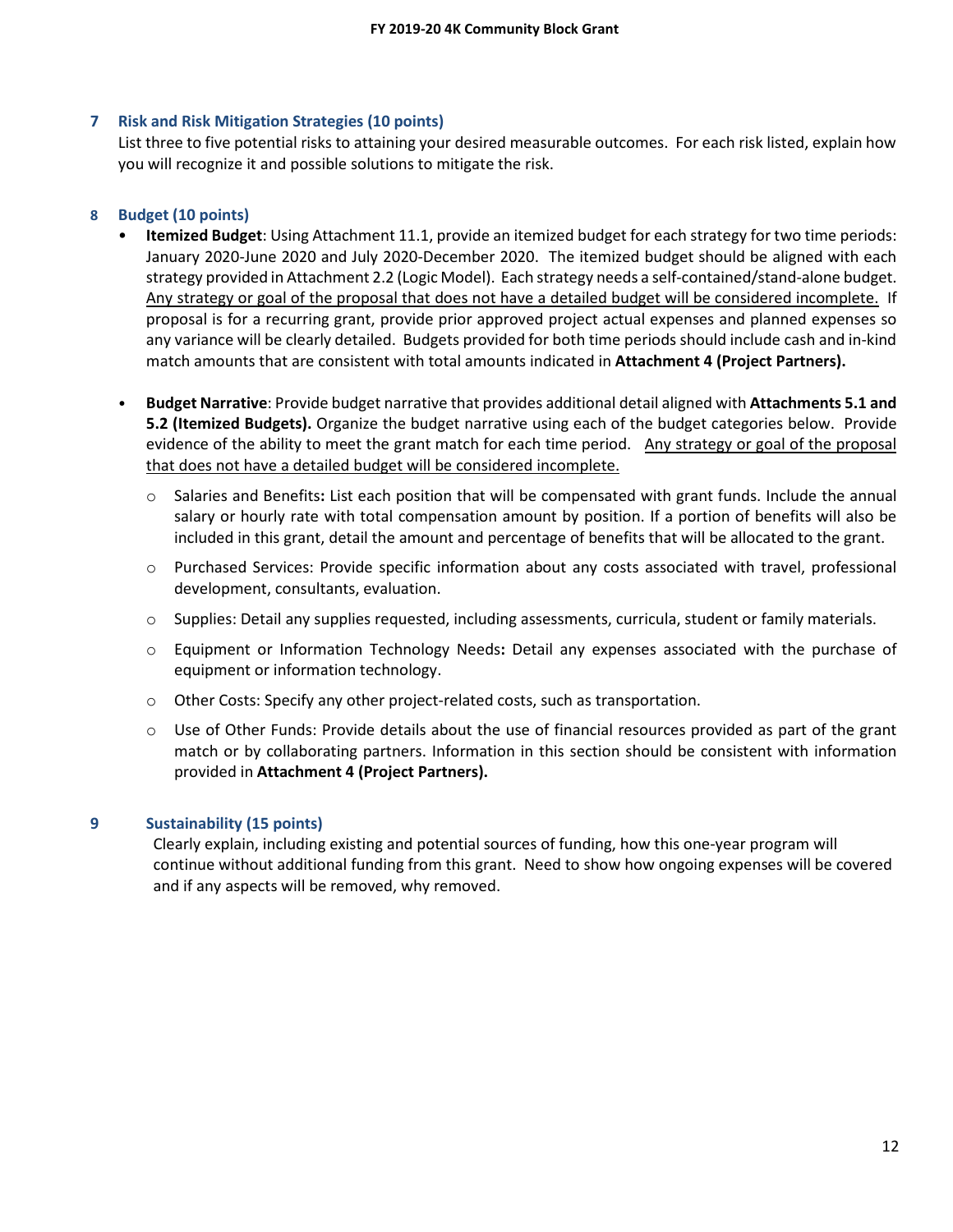## 7 Risk and Risk Mitigation Strategies (10 points)

List three to five potential risks to attaining your desired measurable outcomes. For each risk listed, explain how you will recognize it and possible solutions to mitigate the risk.

## 8 Budget (10 points)

- **Itemized Budget**: Using Attachment 11.1, provide an itemized budget for each strategy for two time periods: January 2020-June 2020 and July 2020-December 2020. The itemized budget should be aligned with each strategy provided in Attachment 2.2 (Logic Model). Each strategy needs a self-contained/stand-alone budget. <u>Any strategy or goal of the proposal that does not have a detailed budget will be considered incomplete.</u> If proposal is for a recurring grant, provide prior approved project actual expenses and planned expenses so any variance will be clearly detailed. Budgets provided for both time periods should include cash and in-kind match amounts that are consistent with total amounts indicated in **Attachment 4 (Project Partners).**

- **Budget Narrative**: Provide budget narrative that provides additional detail aligned with **Attachments 5.1 and 5.2 (Itemized Budgets).** Organize the budget narrative using each of the budget categories below. Provide evidence of the ability to meet the grant match for each time period. <u>Any strategy or goal of the proposal that does not have a detailed budget will be considered incomplete.</u>

  - Salaries and Benefits**:** List each position that will be compensated with grant funds. Include the annual salary or hourly rate with total compensation amount by position. If a portion of benefits will also be included in this grant, detail the amount and percentage of benefits that will be allocated to the grant.
  - Purchased Services: Provide specific information about any costs associated with travel, professional development, consultants, evaluation.
  - Supplies: Detail any supplies requested, including assessments, curricula, student or family materials.
  - Equipment or Information Technology Needs**:** Detail any expenses associated with the purchase of equipment or information technology.
  - Other Costs: Specify any other project-related costs, such as transportation.
  - Use of Other Funds: Provide details about the use of financial resources provided as part of the grant match or by collaborating partners. Information in this section should be consistent with information provided in **Attachment 4 (Project Partners).**

## 9 Sustainability (15 points)

Clearly explain, including existing and potential sources of funding, how this one-year program will continue without additional funding from this grant. Need to show how ongoing expenses will be covered and if any aspects will be removed, why removed.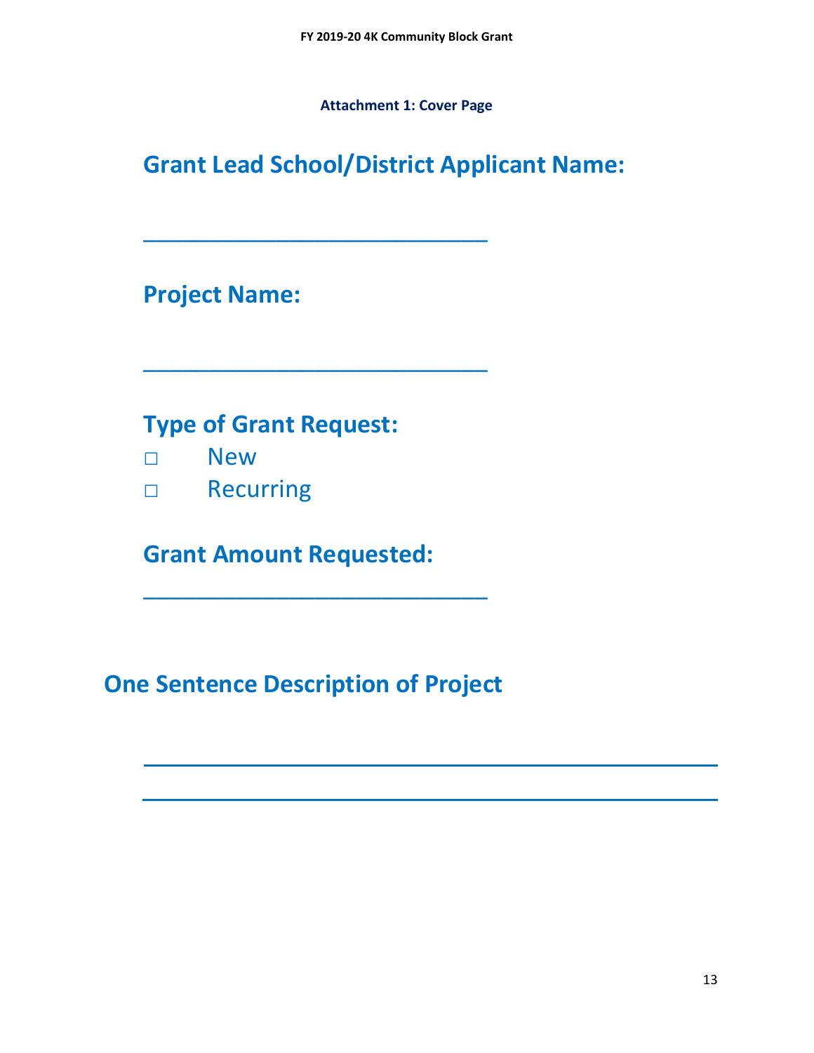**Attachment 1: Cover Page**

## Grant Lead School/District Applicant Name:

___________________________

## Project Name:

___________________________

## Type of Grant Request:

- □ New
- □ Recurring

## Grant Amount Requested:

___________________________

## One Sentence Description of Project

_____________________________________________

_____________________________________________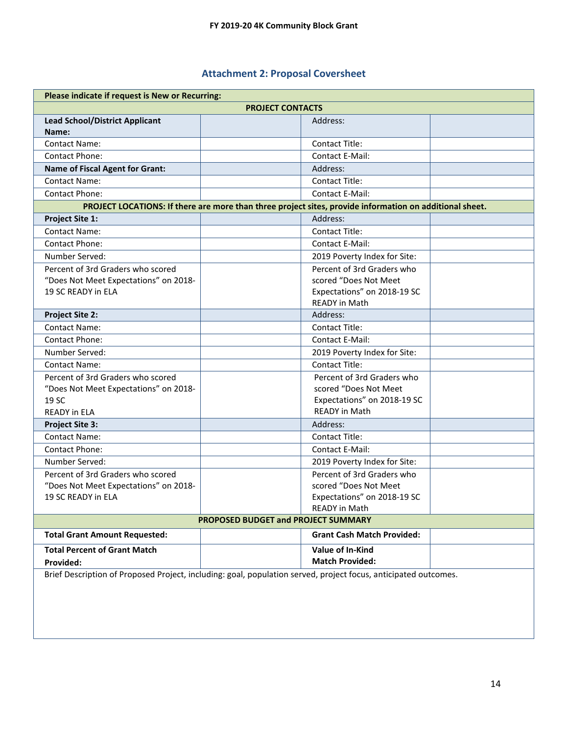## Attachment 2: Proposal Coversheet

| | | | |
|---|---|---|---|
| **Please indicate if request is New or Recurring:** | | | |
| **PROJECT CONTACTS** | | | |
| **Lead School/District Applicant Name:** | | Address: | |
| Contact Name: | | Contact Title: | |
| Contact Phone: | | Contact E-Mail: | |
| **Name of Fiscal Agent for Grant:** | | Address: | |
| Contact Name: | | Contact Title: | |
| Contact Phone: | | Contact E-Mail: | |
| **PROJECT LOCATIONS: If there are more than three project sites, provide information on additional sheet.** | | | |
| **Project Site 1:** | | Address: | |
| Contact Name: | | Contact Title: | |
| Contact Phone: | | Contact E-Mail: | |
| Number Served: | | 2019 Poverty Index for Site: | |
| Percent of 3rd Graders who scored "Does Not Meet Expectations" on 2018-19 SC READY in ELA | | Percent of 3rd Graders who scored "Does Not Meet Expectations" on 2018-19 SC READY in Math | |
| **Project Site 2:** | | Address: | |
| Contact Name: | | Contact Title: | |
| Contact Phone: | | Contact E-Mail: | |
| Number Served: | | 2019 Poverty Index for Site: | |
| Contact Name: | | Contact Title: | |
| Percent of 3rd Graders who scored "Does Not Meet Expectations" on 2018-19 SC READY in ELA | | Percent of 3rd Graders who scored "Does Not Meet Expectations" on 2018-19 SC READY in Math | |
| **Project Site 3:** | | Address: | |
| Contact Name: | | Contact Title: | |
| Contact Phone: | | Contact E-Mail: | |
| Number Served: | | 2019 Poverty Index for Site: | |
| Percent of 3rd Graders who scored "Does Not Meet Expectations" on 2018-19 SC READY in ELA | | Percent of 3rd Graders who scored "Does Not Meet Expectations" on 2018-19 SC READY in Math | |
| **PROPOSED BUDGET and PROJECT SUMMARY** | | | |
| **Total Grant Amount Requested:** | | **Grant Cash Match Provided:** | |
| **Total Percent of Grant Match Provided:** | | **Value of In-Kind Match Provided:** | |
| Brief Description of Proposed Project, including: goal, population served, project focus, anticipated outcomes. | | | |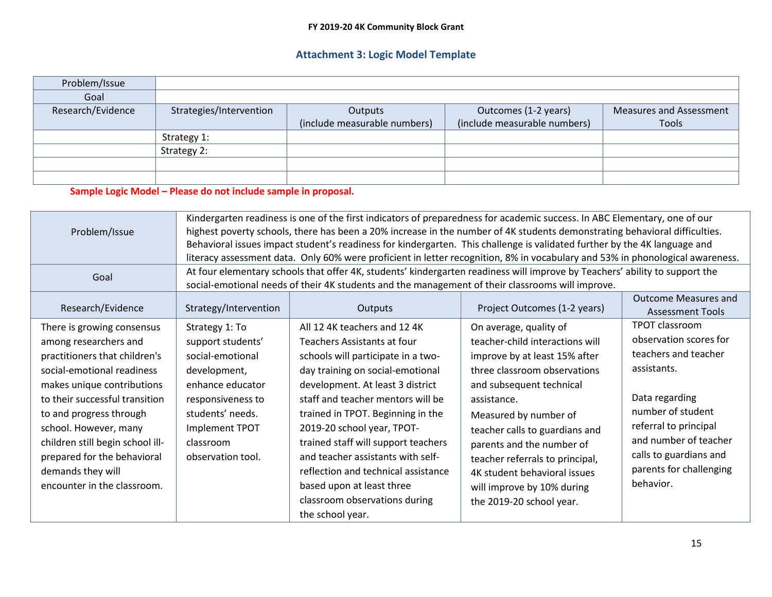FY 2019-20 4K Community Block Grant

## Attachment 3: Logic Model Template

| Problem/Issue | | | | |
|---|---|---|---|---|
| Goal | | | | |
| Research/Evidence | Strategies/Intervention | Outputs (include measurable numbers) | Outcomes (1-2 years) (include measurable numbers) | Measures and Assessment Tools |
| | Strategy 1: | | | |
| | Strategy 2: | | | |
| | | | | |
| | | | | |

**Sample Logic Model – Please do not include sample in proposal.**

| Problem/Issue | Kindergarten readiness is one of the first indicators of preparedness for academic success. In ABC Elementary, one of our highest poverty schools, there has been a 20% increase in the number of 4K students demonstrating behavioral difficulties. Behavioral issues impact student's readiness for kindergarten. This challenge is validated further by the 4K language and literacy assessment data. Only 60% were proficient in letter recognition, 8% in vocabulary and 53% in phonological awareness. | | | |
|---|---|---|---|---|
| Goal | At four elementary schools that offer 4K, students' kindergarten readiness will improve by Teachers' ability to support the social-emotional needs of their 4K students and the management of their classrooms will improve. | | | |
| Research/Evidence | Strategy/Intervention | Outputs | Project Outcomes (1-2 years) | Outcome Measures and Assessment Tools |
| There is growing consensus among researchers and practitioners that children's social-emotional readiness makes unique contributions to their successful transition to and progress through school. However, many children still begin school ill-prepared for the behavioral demands they will encounter in the classroom. | Strategy 1: To support students' social-emotional development, enhance educator responsiveness to students' needs. Implement TPOT classroom observation tool. | All 12 4K teachers and 12 4K Teachers Assistants at four schools will participate in a two-day training on social-emotional development. At least 3 district staff and teacher mentors will be trained in TPOT. Beginning in the 2019-20 school year, TPOT-trained staff will support teachers and teacher assistants with self-reflection and technical assistance based upon at least three classroom observations during the school year. | On average, quality of teacher-child interactions will improve by at least 15% after three classroom observations and subsequent technical assistance. Measured by number of teacher calls to guardians and parents and the number of teacher referrals to principal, 4K student behavioral issues will improve by 10% during the 2019-20 school year. | TPOT classroom observation scores for teachers and teacher assistants. Data regarding number of student referral to principal and number of teacher calls to guardians and parents for challenging behavior. |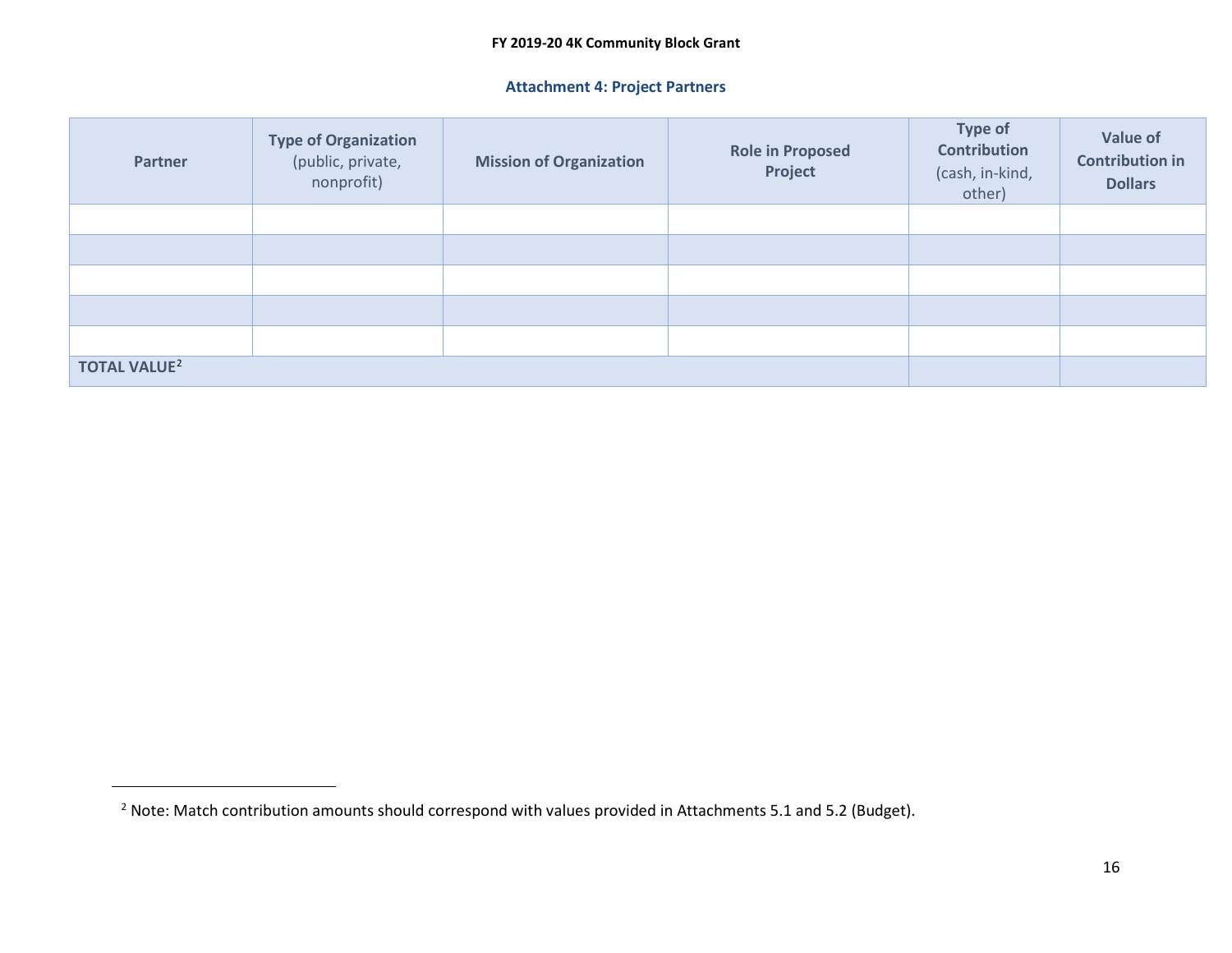### Attachment 4: Project Partners

| Partner | Type of Organization (public, private, nonprofit) | Mission of Organization | Role in Proposed Project | Type of Contribution (cash, in-kind, other) | Value of Contribution in Dollars |
|---|---|---|---|---|---|
| | | | | | |
| | | | | | |
| | | | | | |
| | | | | | |
| | | | | | |
| **TOTAL VALUE**[2] | | | | | |

[2] Note: Match contribution amounts should correspond with values provided in Attachments 5.1 and 5.2 (Budget).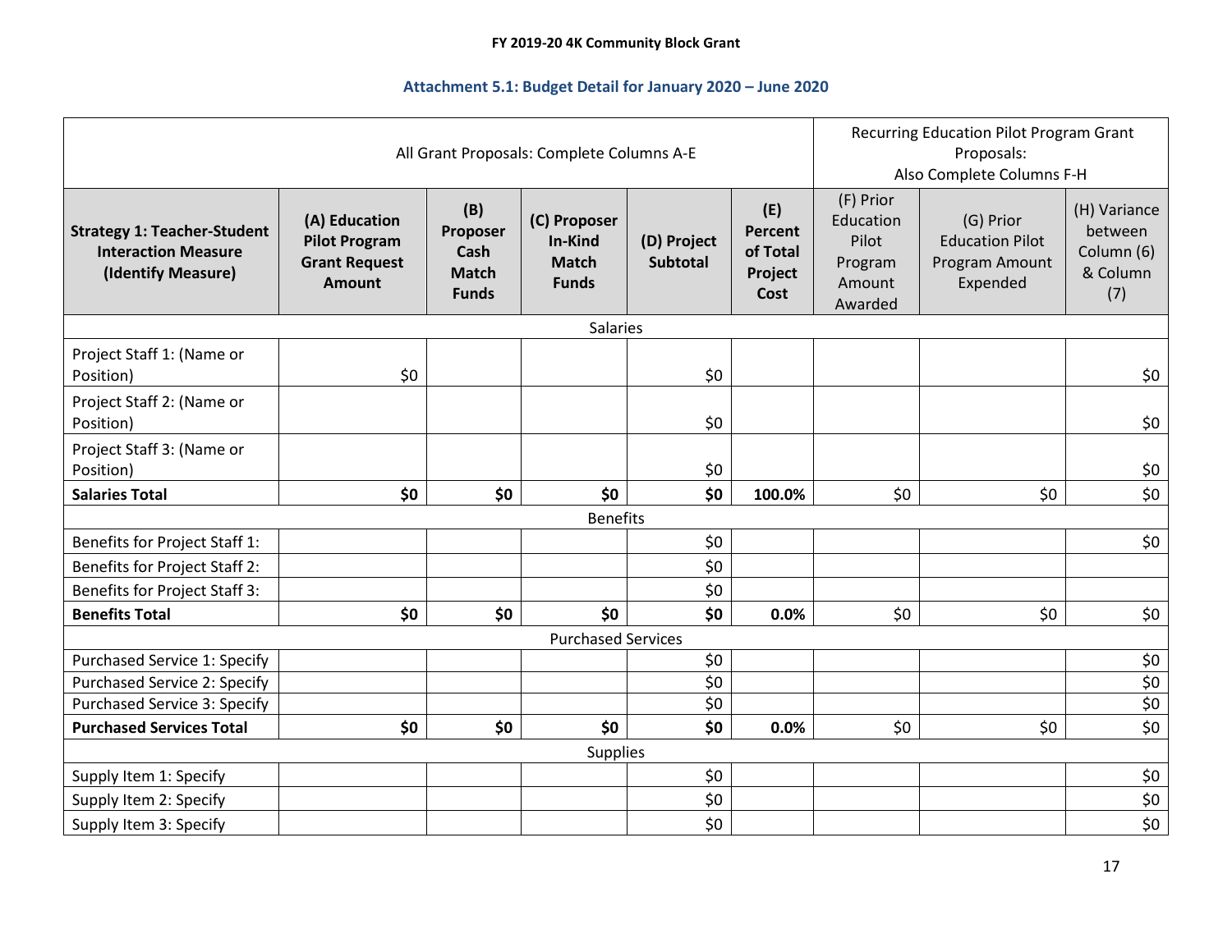FY 2019-20 4K Community Block Grant

## Attachment 5.1: Budget Detail for January 2020 – June 2020

| All Grant Proposals: Complete Columns A-E | | | | | | Recurring Education Pilot Program Grant Proposals: Also Complete Columns F-H | | |
|---|---|---|---|---|---|---|---|---|
| **Strategy 1: Teacher-Student Interaction Measure (Identify Measure)** | **(A) Education Pilot Program Grant Request Amount** | **(B) Proposer Cash Match Funds** | **(C) Proposer In-Kind Match Funds** | **(D) Project Subtotal** | **(E) Percent of Total Project Cost** | (F) Prior Education Pilot Program Amount Awarded | (G) Prior Education Pilot Program Amount Expended | (H) Variance between Column (6) & Column (7) |
| Salaries | | | | | | | | |
| Project Staff 1: (Name or Position) | $0 | | | $0 | | | | $0 |
| Project Staff 2: (Name or Position) | | | | $0 | | | | $0 |
| Project Staff 3: (Name or Position) | | | | $0 | | | | $0 |
| **Salaries Total** | **$0** | **$0** | **$0** | **$0** | **100.0%** | $0 | $0 | $0 |
| Benefits | | | | | | | | |
| Benefits for Project Staff 1: | | | | $0 | | | | $0 |
| Benefits for Project Staff 2: | | | | $0 | | | | |
| Benefits for Project Staff 3: | | | | $0 | | | | |
| **Benefits Total** | **$0** | **$0** | **$0** | **$0** | **0.0%** | $0 | $0 | $0 |
| Purchased Services | | | | | | | | |
| Purchased Service 1: Specify | | | | $0 | | | | $0 |
| Purchased Service 2: Specify | | | | $0 | | | | $0 |
| Purchased Service 3: Specify | | | | $0 | | | | $0 |
| **Purchased Services Total** | **$0** | **$0** | **$0** | **$0** | **0.0%** | $0 | $0 | $0 |
| Supplies | | | | | | | | |
| Supply Item 1: Specify | | | | $0 | | | | $0 |
| Supply Item 2: Specify | | | | $0 | | | | $0 |
| Supply Item 3: Specify | | | | $0 | | | | $0 |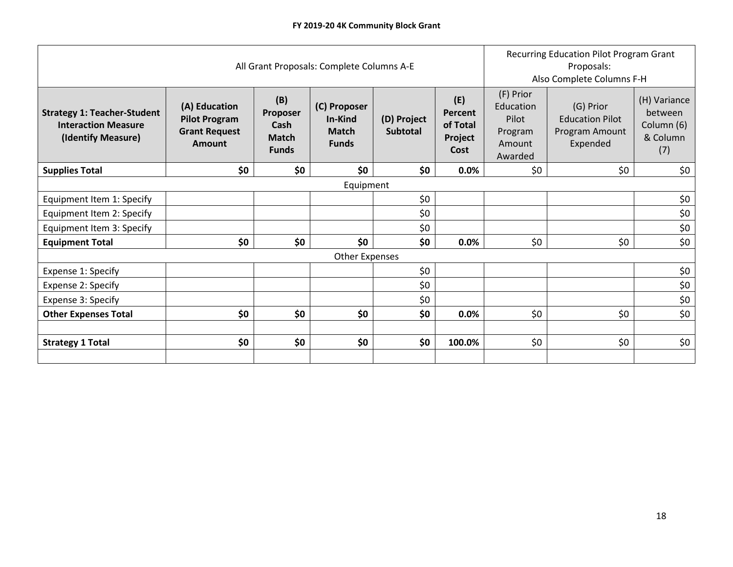**FY 2019-20 4K Community Block Grant**

| All Grant Proposals: Complete Columns A-E | | | | | | Recurring Education Pilot Program Grant Proposals: Also Complete Columns F-H | | |
|---|---|---|---|---|---|---|---|---|
| **Strategy 1: Teacher-Student Interaction Measure (Identify Measure)** | **(A) Education Pilot Program Grant Request Amount** | **(B) Proposer Cash Match Funds** | **(C) Proposer In-Kind Match Funds** | **(D) Project Subtotal** | **(E) Percent of Total Project Cost** | (F) Prior Education Pilot Program Amount Awarded | (G) Prior Education Pilot Program Amount Expended | (H) Variance between Column (6) & Column (7) |
| **Supplies Total** | **$0** | **$0** | **$0** | **$0** | **0.0%** | $0 | $0 | $0 |
| Equipment | | | | | | | | |
| Equipment Item 1: Specify | | | | $0 | | | | $0 |
| Equipment Item 2: Specify | | | | $0 | | | | $0 |
| Equipment Item 3: Specify | | | | $0 | | | | $0 |
| **Equipment Total** | **$0** | **$0** | **$0** | **$0** | **0.0%** | $0 | $0 | $0 |
| Other Expenses | | | | | | | | |
| Expense 1: Specify | | | | $0 | | | | $0 |
| Expense 2: Specify | | | | $0 | | | | $0 |
| Expense 3: Specify | | | | $0 | | | | $0 |
| **Other Expenses Total** | **$0** | **$0** | **$0** | **$0** | **0.0%** | $0 | $0 | $0 |
| | | | | | | | | |
| **Strategy 1 Total** | **$0** | **$0** | **$0** | **$0** | **100.0%** | $0 | $0 | $0 |
| | | | | | | | | |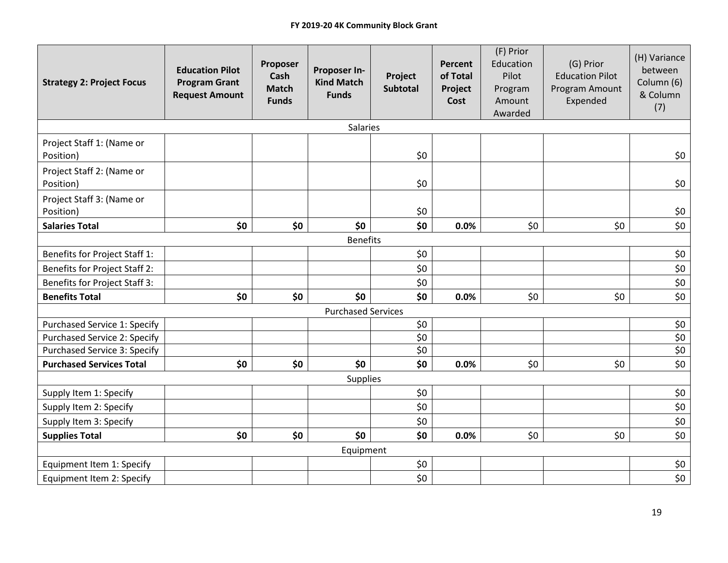| Strategy 2: Project Focus | Education Pilot Program Grant Request Amount | Proposer Cash Match Funds | Proposer In-Kind Match Funds | Project Subtotal | Percent of Total Project Cost | (F) Prior Education Pilot Program Amount Awarded | (G) Prior Education Pilot Program Amount Expended | (H) Variance between Column (6) & Column (7) |
|---|---|---|---|---|---|---|---|---|
| Salaries | | | | | | | | |
| Project Staff 1: (Name or Position) | | | | $0 | | | | $0 |
| Project Staff 2: (Name or Position) | | | | $0 | | | | $0 |
| Project Staff 3: (Name or Position) | | | | $0 | | | | $0 |
| **Salaries Total** | **$0** | **$0** | **$0** | **$0** | **0.0%** | $0 | $0 | $0 |
| Benefits | | | | | | | | |
| Benefits for Project Staff 1: | | | | $0 | | | | $0 |
| Benefits for Project Staff 2: | | | | $0 | | | | $0 |
| Benefits for Project Staff 3: | | | | $0 | | | | $0 |
| **Benefits Total** | **$0** | **$0** | **$0** | **$0** | **0.0%** | $0 | $0 | $0 |
| Purchased Services | | | | | | | | |
| Purchased Service 1: Specify | | | | $0 | | | | $0 |
| Purchased Service 2: Specify | | | | $0 | | | | $0 |
| Purchased Service 3: Specify | | | | $0 | | | | $0 |
| **Purchased Services Total** | **$0** | **$0** | **$0** | **$0** | **0.0%** | $0 | $0 | $0 |
| Supplies | | | | | | | | |
| Supply Item 1: Specify | | | | $0 | | | | $0 |
| Supply Item 2: Specify | | | | $0 | | | | $0 |
| Supply Item 3: Specify | | | | $0 | | | | $0 |
| **Supplies Total** | **$0** | **$0** | **$0** | **$0** | **0.0%** | $0 | $0 | $0 |
| Equipment | | | | | | | | |
| Equipment Item 1: Specify | | | | $0 | | | | $0 |
| Equipment Item 2: Specify | | | | $0 | | | | $0 |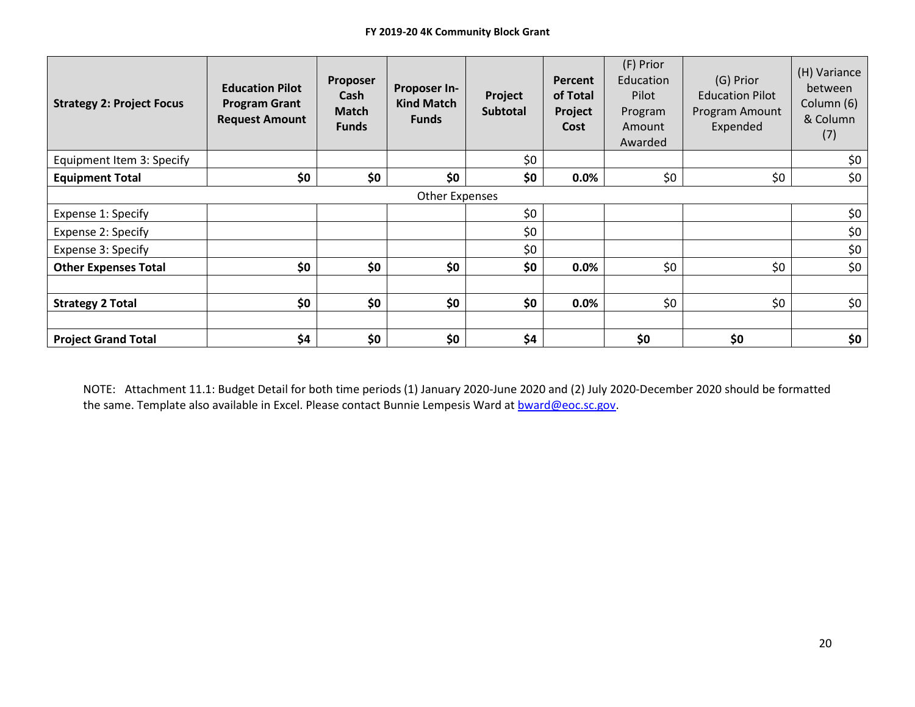| Strategy 2: Project Focus | Education Pilot Program Grant Request Amount | Proposer Cash Match Funds | Proposer In-Kind Match Funds | Project Subtotal | Percent of Total Project Cost | (F) Prior Education Pilot Program Amount Awarded | (G) Prior Education Pilot Program Amount Expended | (H) Variance between Column (6) & Column (7) |
|---|---|---|---|---|---|---|---|---|
| Equipment Item 3: Specify | | | | $0 | | | | $0 |
| **Equipment Total** | **$0** | **$0** | **$0** | **$0** | **0.0%** | $0 | $0 | $0 |
| Other Expenses | | | | | | | | |
| Expense 1: Specify | | | | $0 | | | | $0 |
| Expense 2: Specify | | | | $0 | | | | $0 |
| Expense 3: Specify | | | | $0 | | | | $0 |
| **Other Expenses Total** | **$0** | **$0** | **$0** | **$0** | **0.0%** | $0 | $0 | $0 |
| | | | | | | | | |
| **Strategy 2 Total** | **$0** | **$0** | **$0** | **$0** | **0.0%** | $0 | $0 | $0 |
| | | | | | | | | |
| **Project Grand Total** | **$4** | **$0** | **$0** | **$4** | | **$0** | **$0** | **$0** |

NOTE: Attachment 11.1: Budget Detail for both time periods (1) January 2020-June 2020 and (2) July 2020-December 2020 should be formatted the same. Template also available in Excel. Please contact Bunnie Lempesis Ward at bward@eoc.sc.gov.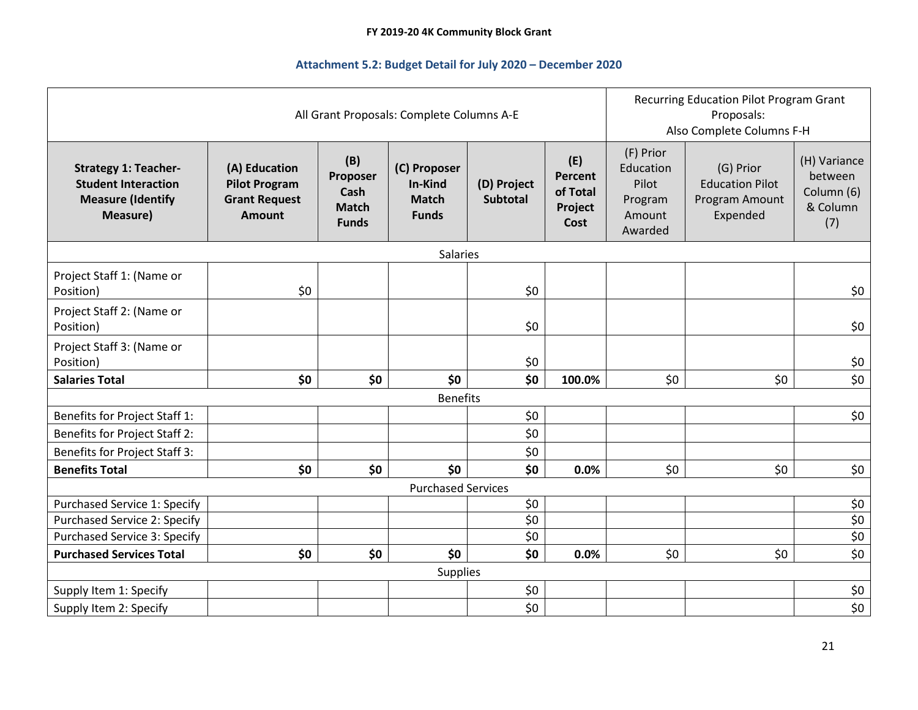**FY 2019-20 4K Community Block Grant**

### Attachment 5.2: Budget Detail for July 2020 – December 2020

| All Grant Proposals: Complete Columns A-E | | | | | | Recurring Education Pilot Program Grant Proposals: Also Complete Columns F-H | | |
|---|---|---|---|---|---|---|---|---|
| **Strategy 1: Teacher-Student Interaction Measure (Identify Measure)** | **(A) Education Pilot Program Grant Request Amount** | **(B) Proposer Cash Match Funds** | **(C) Proposer In-Kind Match Funds** | **(D) Project Subtotal** | **(E) Percent of Total Project Cost** | (F) Prior Education Pilot Program Amount Awarded | (G) Prior Education Pilot Program Amount Expended | (H) Variance between Column (6) & Column (7) |
| Salaries | | | | | | | | |
| Project Staff 1: (Name or Position) | $0 | | | $0 | | | | $0 |
| Project Staff 2: (Name or Position) | | | | $0 | | | | $0 |
| Project Staff 3: (Name or Position) | | | | $0 | | | | $0 |
| **Salaries Total** | **$0** | **$0** | **$0** | **$0** | **100.0%** | $0 | $0 | $0 |
| Benefits | | | | | | | | |
| Benefits for Project Staff 1: | | | | $0 | | | | $0 |
| Benefits for Project Staff 2: | | | | $0 | | | | |
| Benefits for Project Staff 3: | | | | $0 | | | | |
| **Benefits Total** | **$0** | **$0** | **$0** | **$0** | **0.0%** | $0 | $0 | $0 |
| Purchased Services | | | | | | | | |
| Purchased Service 1: Specify | | | | $0 | | | | $0 |
| Purchased Service 2: Specify | | | | $0 | | | | $0 |
| Purchased Service 3: Specify | | | | $0 | | | | $0 |
| **Purchased Services Total** | **$0** | **$0** | **$0** | **$0** | **0.0%** | $0 | $0 | $0 |
| Supplies | | | | | | | | |
| Supply Item 1: Specify | | | | $0 | | | | $0 |
| Supply Item 2: Specify | | | | $0 | | | | $0 |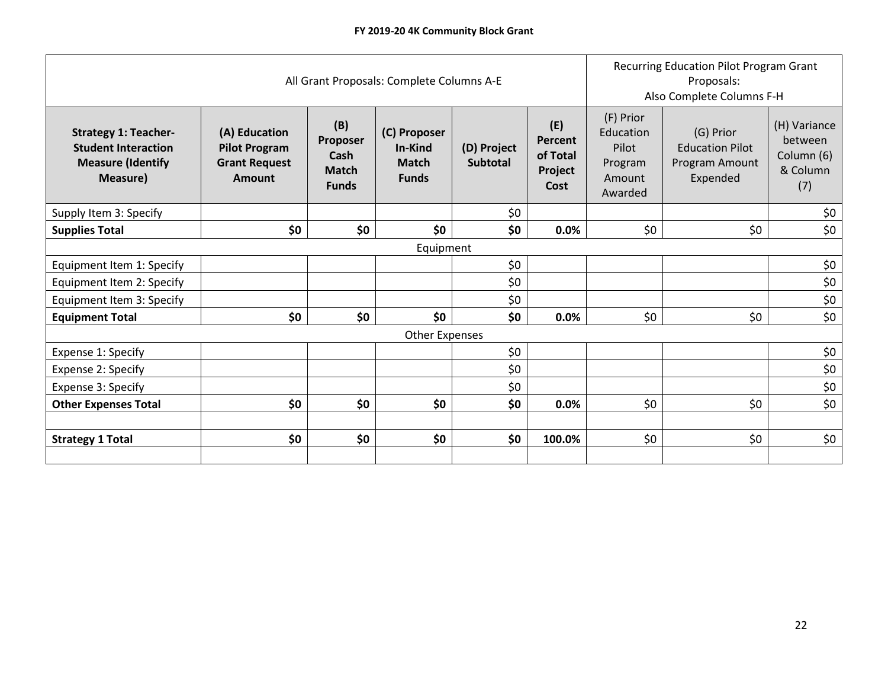**FY 2019-20 4K Community Block Grant**

| All Grant Proposals: Complete Columns A-E | | | | | | Recurring Education Pilot Program Grant Proposals: Also Complete Columns F-H | | |
|---|---|---|---|---|---|---|---|---|
| **Strategy 1: Teacher-Student Interaction Measure (Identify Measure)** | **(A) Education Pilot Program Grant Request Amount** | **(B) Proposer Cash Match Funds** | **(C) Proposer In-Kind Match Funds** | **(D) Project Subtotal** | **(E) Percent of Total Project Cost** | (F) Prior Education Pilot Program Amount Awarded | (G) Prior Education Pilot Program Amount Expended | (H) Variance between Column (6) & Column (7) |
| Supply Item 3: Specify | | | | $0 | | | | $0 |
| **Supplies Total** | **$0** | **$0** | **$0** | **$0** | **0.0%** | $0 | $0 | $0 |
| Equipment | | | | | | | | |
| Equipment Item 1: Specify | | | | $0 | | | | $0 |
| Equipment Item 2: Specify | | | | $0 | | | | $0 |
| Equipment Item 3: Specify | | | | $0 | | | | $0 |
| **Equipment Total** | **$0** | **$0** | **$0** | **$0** | **0.0%** | $0 | $0 | $0 |
| Other Expenses | | | | | | | | |
| Expense 1: Specify | | | | $0 | | | | $0 |
| Expense 2: Specify | | | | $0 | | | | $0 |
| Expense 3: Specify | | | | $0 | | | | $0 |
| **Other Expenses Total** | **$0** | **$0** | **$0** | **$0** | **0.0%** | $0 | $0 | $0 |
| | | | | | | | | |
| **Strategy 1 Total** | **$0** | **$0** | **$0** | **$0** | **100.0%** | $0 | $0 | $0 |
| | | | | | | | | |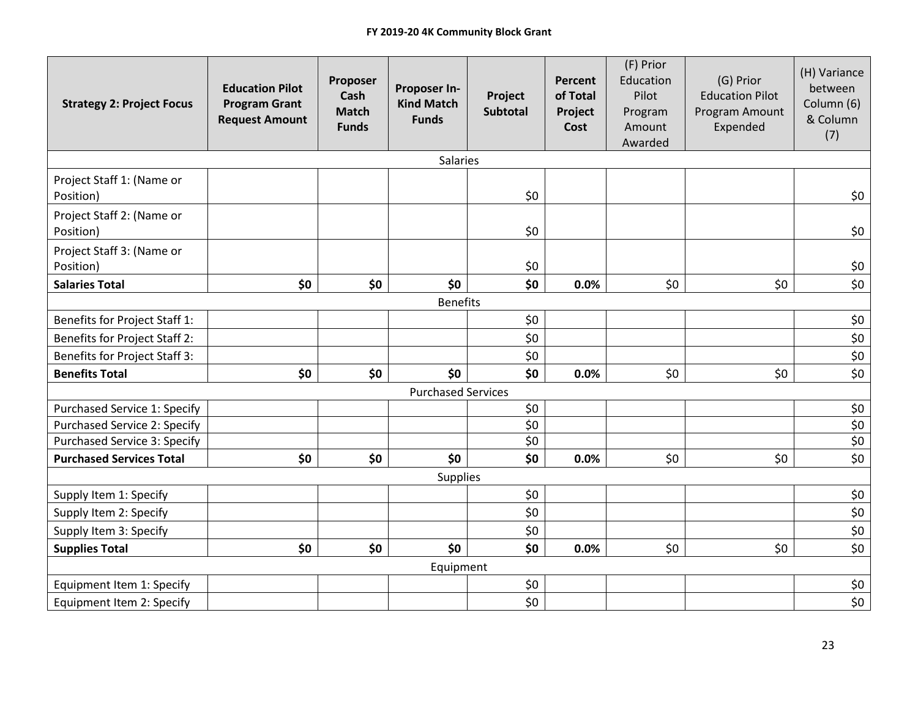**FY 2019-20 4K Community Block Grant**

| **Strategy 2: Project Focus** | **Education Pilot Program Grant Request Amount** | **Proposer Cash Match Funds** | **Proposer In-Kind Match Funds** | **Project Subtotal** | **Percent of Total Project Cost** | (F) Prior Education Pilot Program Amount Awarded | (G) Prior Education Pilot Program Amount Expended | (H) Variance between Column (6) & Column (7) |
|---|---|---|---|---|---|---|---|---|
| | | | | Salaries | | | | |
| Project Staff 1: (Name or Position) | | | | $0 | | | | $0 |
| Project Staff 2: (Name or Position) | | | | $0 | | | | $0 |
| Project Staff 3: (Name or Position) | | | | $0 | | | | $0 |
| **Salaries Total** | **$0** | **$0** | **$0** | **$0** | **0.0%** | $0 | $0 | $0 |
| | | | | Benefits | | | | |
| Benefits for Project Staff 1: | | | | $0 | | | | $0 |
| Benefits for Project Staff 2: | | | | $0 | | | | $0 |
| Benefits for Project Staff 3: | | | | $0 | | | | $0 |
| **Benefits Total** | **$0** | **$0** | **$0** | **$0** | **0.0%** | $0 | $0 | $0 |
| | | | | Purchased Services | | | | |
| Purchased Service 1: Specify | | | | $0 | | | | $0 |
| Purchased Service 2: Specify | | | | $0 | | | | $0 |
| Purchased Service 3: Specify | | | | $0 | | | | $0 |
| **Purchased Services Total** | **$0** | **$0** | **$0** | **$0** | **0.0%** | $0 | $0 | $0 |
| | | | | Supplies | | | | |
| Supply Item 1: Specify | | | | $0 | | | | $0 |
| Supply Item 2: Specify | | | | $0 | | | | $0 |
| Supply Item 3: Specify | | | | $0 | | | | $0 |
| **Supplies Total** | **$0** | **$0** | **$0** | **$0** | **0.0%** | $0 | $0 | $0 |
| | | | | Equipment | | | | |
| Equipment Item 1: Specify | | | | $0 | | | | $0 |
| Equipment Item 2: Specify | | | | $0 | | | | $0 |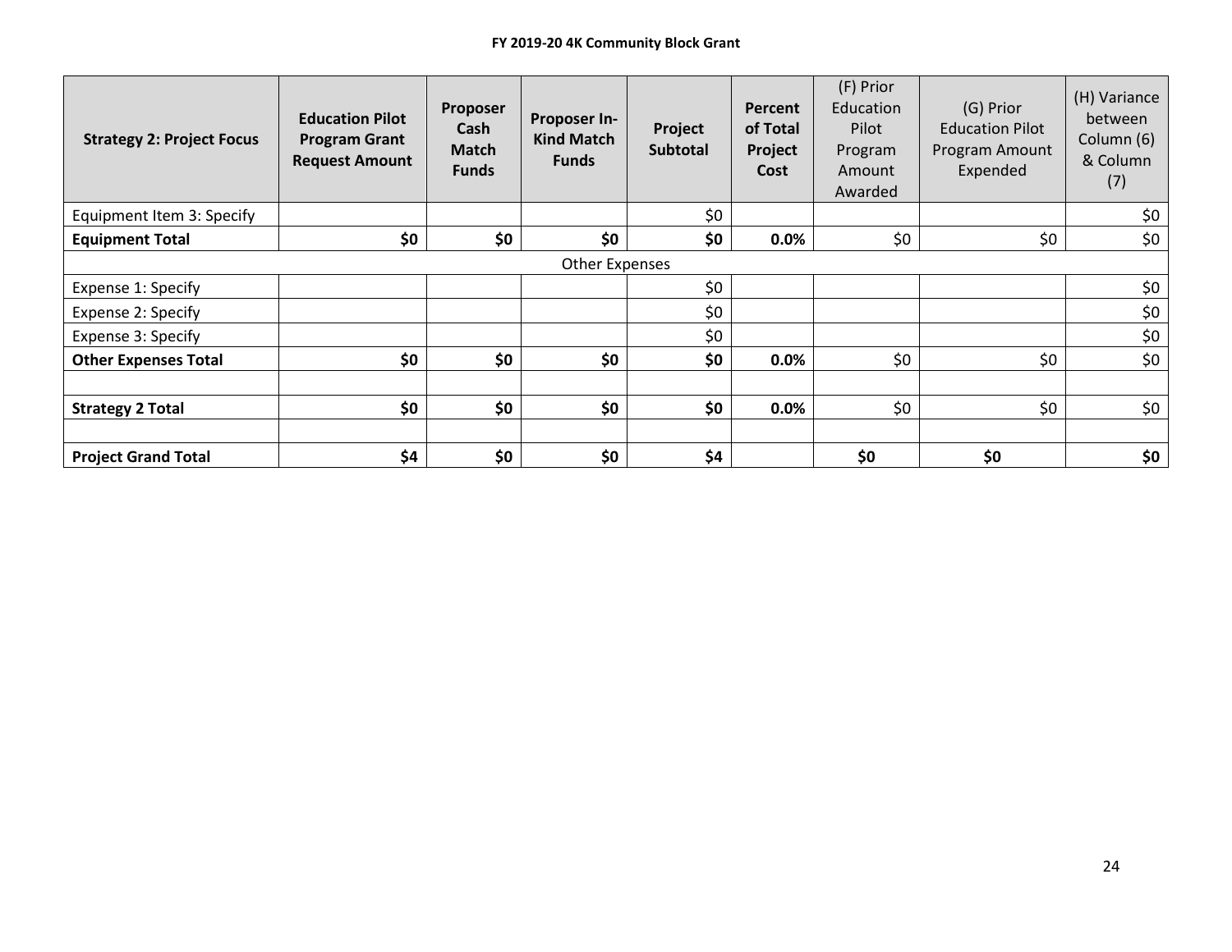**FY 2019-20 4K Community Block Grant**

| **Strategy 2: Project Focus** | **Education Pilot Program Grant Request Amount** | **Proposer Cash Match Funds** | **Proposer In-Kind Match Funds** | **Project Subtotal** | **Percent of Total Project Cost** | (F) Prior Education Pilot Program Amount Awarded | (G) Prior Education Pilot Program Amount Expended | (H) Variance between Column (6) & Column (7) |
|---|---|---|---|---|---|---|---|---|
| Equipment Item 3: Specify | | | | $0 | | | | $0 |
| **Equipment Total** | **$0** | **$0** | **$0** | **$0** | **0.0%** | $0 | $0 | $0 |
| Other Expenses | | | | | | | | |
| Expense 1: Specify | | | | $0 | | | | $0 |
| Expense 2: Specify | | | | $0 | | | | $0 |
| Expense 3: Specify | | | | $0 | | | | $0 |
| **Other Expenses Total** | **$0** | **$0** | **$0** | **$0** | **0.0%** | $0 | $0 | $0 |
| | | | | | | | | |
| **Strategy 2 Total** | **$0** | **$0** | **$0** | **$0** | **0.0%** | $0 | $0 | $0 |
| | | | | | | | | |
| **Project Grand Total** | **$4** | **$0** | **$0** | **$4** | | **$0** | **$0** | **$0** |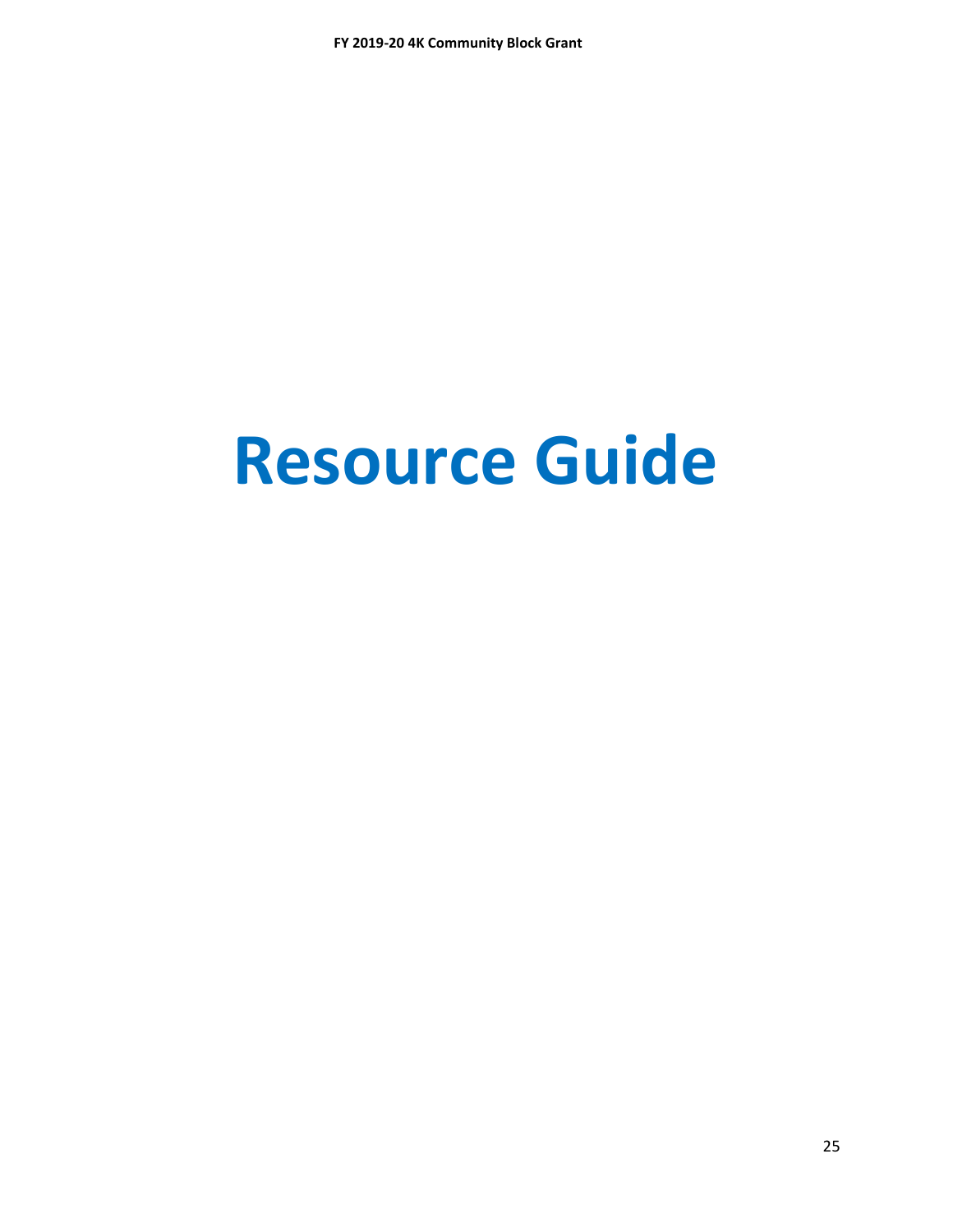# Resource Guide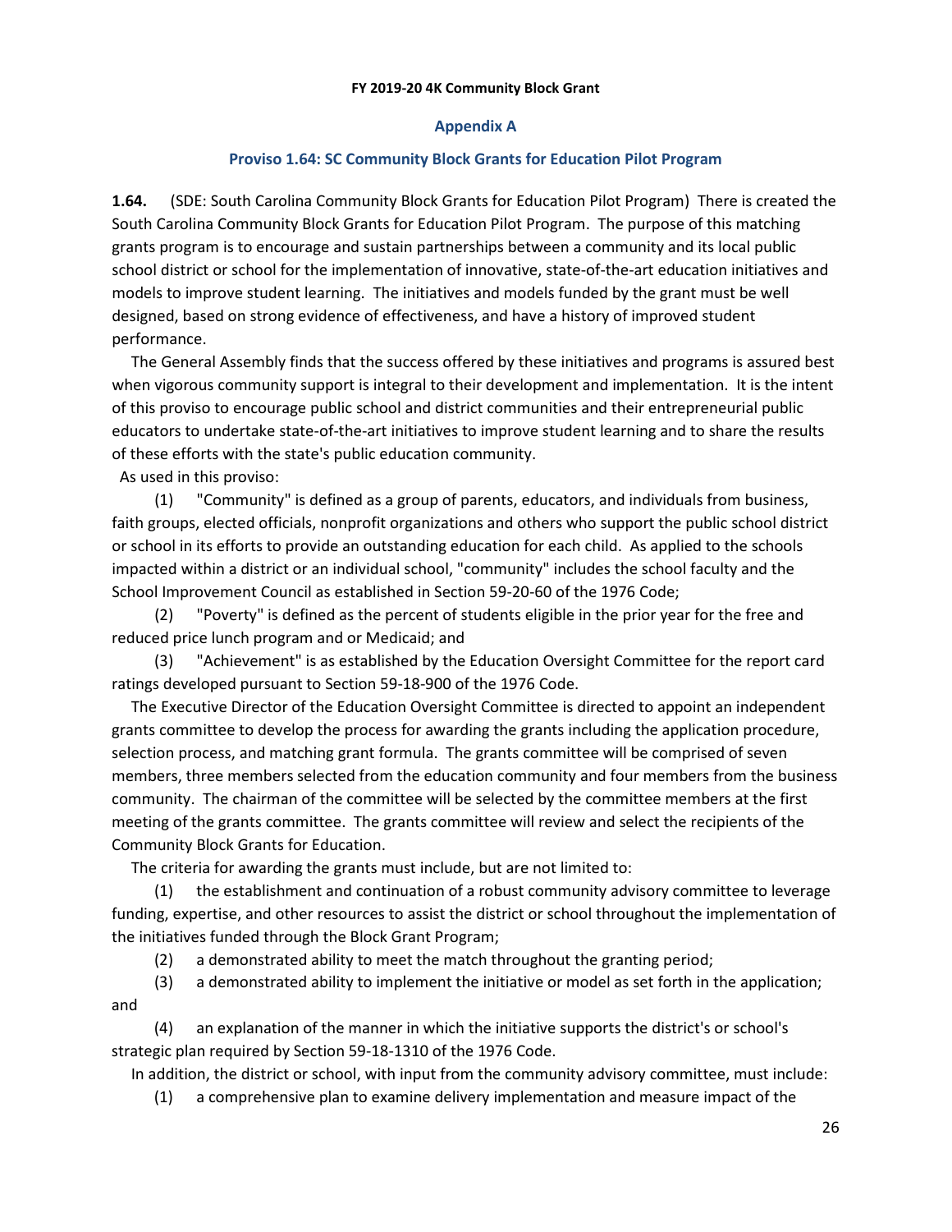**FY 2019-20 4K Community Block Grant**

## Appendix A

### Proviso 1.64: SC Community Block Grants for Education Pilot Program

**1.64.** (SDE: South Carolina Community Block Grants for Education Pilot Program) There is created the South Carolina Community Block Grants for Education Pilot Program. The purpose of this matching grants program is to encourage and sustain partnerships between a community and its local public school district or school for the implementation of innovative, state-of-the-art education initiatives and models to improve student learning. The initiatives and models funded by the grant must be well designed, based on strong evidence of effectiveness, and have a history of improved student performance.

The General Assembly finds that the success offered by these initiatives and programs is assured best when vigorous community support is integral to their development and implementation. It is the intent of this proviso to encourage public school and district communities and their entrepreneurial public educators to undertake state-of-the-art initiatives to improve student learning and to share the results of these efforts with the state's public education community.

As used in this proviso:

(1) "Community" is defined as a group of parents, educators, and individuals from business, faith groups, elected officials, nonprofit organizations and others who support the public school district or school in its efforts to provide an outstanding education for each child. As applied to the schools impacted within a district or an individual school, "community" includes the school faculty and the School Improvement Council as established in Section 59-20-60 of the 1976 Code;

(2) "Poverty" is defined as the percent of students eligible in the prior year for the free and reduced price lunch program and or Medicaid; and

(3) "Achievement" is as established by the Education Oversight Committee for the report card ratings developed pursuant to Section 59-18-900 of the 1976 Code.

The Executive Director of the Education Oversight Committee is directed to appoint an independent grants committee to develop the process for awarding the grants including the application procedure, selection process, and matching grant formula. The grants committee will be comprised of seven members, three members selected from the education community and four members from the business community. The chairman of the committee will be selected by the committee members at the first meeting of the grants committee. The grants committee will review and select the recipients of the Community Block Grants for Education.

The criteria for awarding the grants must include, but are not limited to:

(1) the establishment and continuation of a robust community advisory committee to leverage funding, expertise, and other resources to assist the district or school throughout the implementation of the initiatives funded through the Block Grant Program;

(2) a demonstrated ability to meet the match throughout the granting period;

(3) a demonstrated ability to implement the initiative or model as set forth in the application; and

(4) an explanation of the manner in which the initiative supports the district's or school's strategic plan required by Section 59-18-1310 of the 1976 Code.

In addition, the district or school, with input from the community advisory committee, must include:

(1) a comprehensive plan to examine delivery implementation and measure impact of the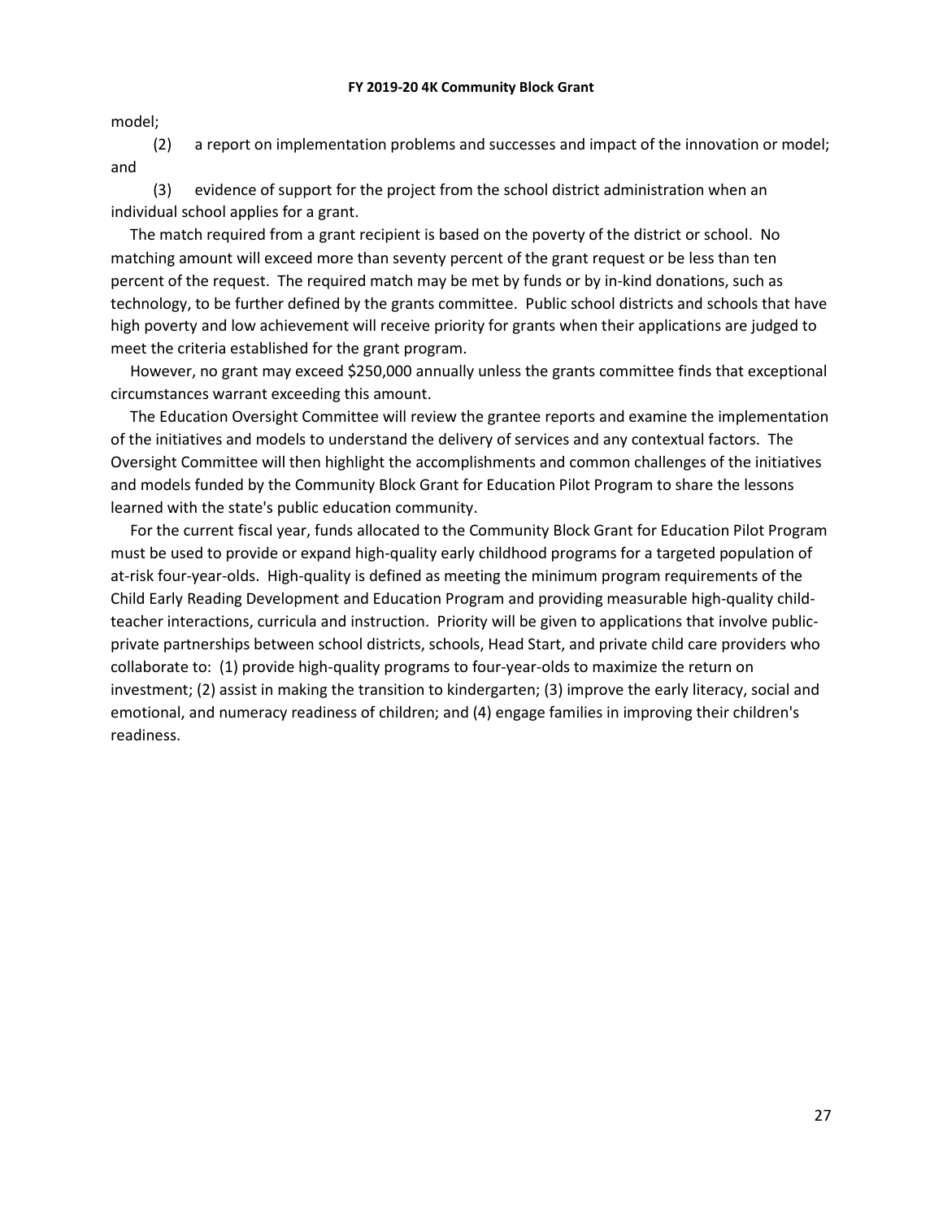model;

(2) a report on implementation problems and successes and impact of the innovation or model; and

(3) evidence of support for the project from the school district administration when an individual school applies for a grant.

The match required from a grant recipient is based on the poverty of the district or school. No matching amount will exceed more than seventy percent of the grant request or be less than ten percent of the request. The required match may be met by funds or by in-kind donations, such as technology, to be further defined by the grants committee. Public school districts and schools that have high poverty and low achievement will receive priority for grants when their applications are judged to meet the criteria established for the grant program.

However, no grant may exceed $250,000 annually unless the grants committee finds that exceptional circumstances warrant exceeding this amount.

The Education Oversight Committee will review the grantee reports and examine the implementation of the initiatives and models to understand the delivery of services and any contextual factors. The Oversight Committee will then highlight the accomplishments and common challenges of the initiatives and models funded by the Community Block Grant for Education Pilot Program to share the lessons learned with the state's public education community.

For the current fiscal year, funds allocated to the Community Block Grant for Education Pilot Program must be used to provide or expand high-quality early childhood programs for a targeted population of at-risk four-year-olds. High-quality is defined as meeting the minimum program requirements of the Child Early Reading Development and Education Program and providing measurable high-quality child-teacher interactions, curricula and instruction. Priority will be given to applications that involve public-private partnerships between school districts, schools, Head Start, and private child care providers who collaborate to: (1) provide high-quality programs to four-year-olds to maximize the return on investment; (2) assist in making the transition to kindergarten; (3) improve the early literacy, social and emotional, and numeracy readiness of children; and (4) engage families in improving their children's readiness.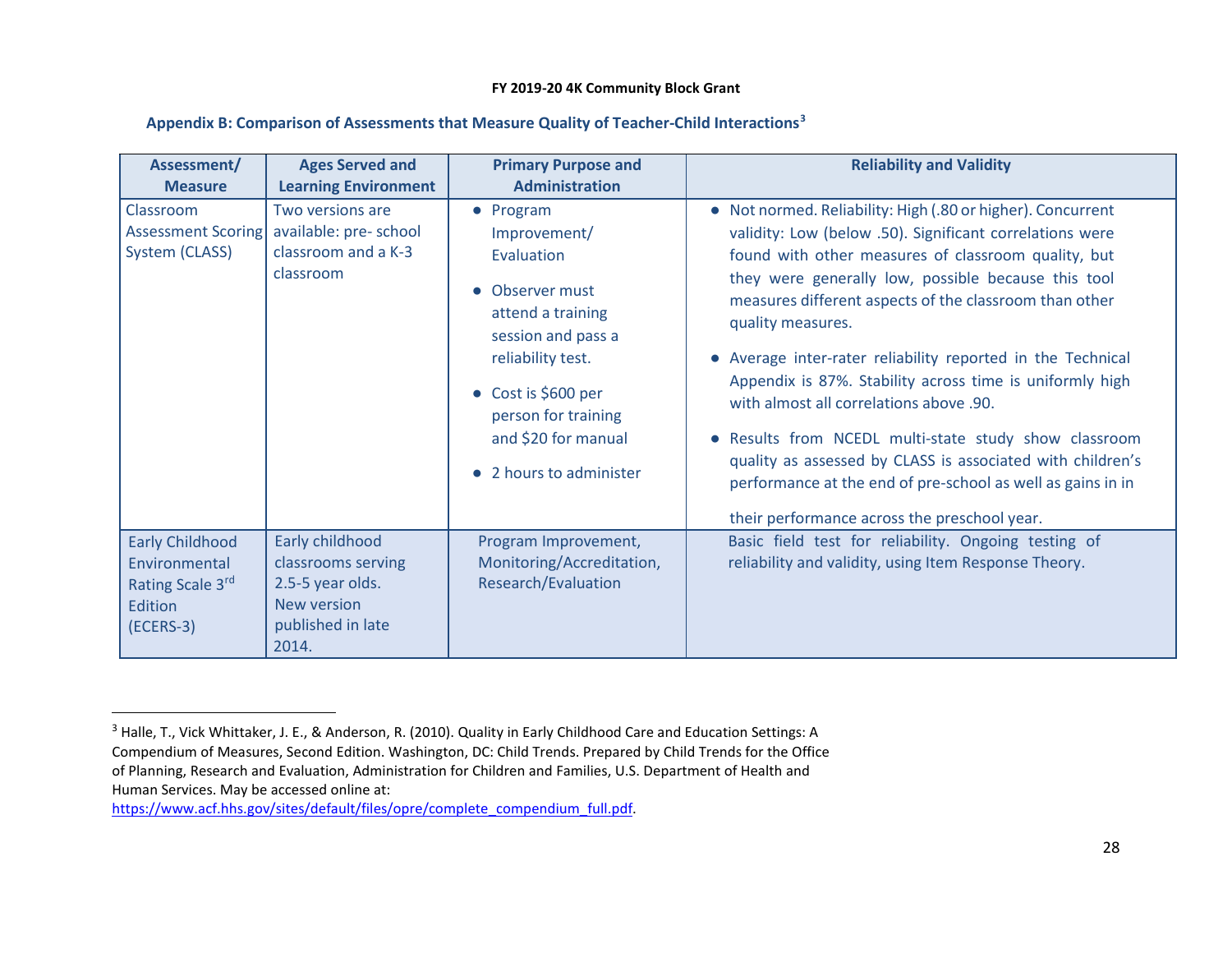## Appendix B: Comparison of Assessments that Measure Quality of Teacher-Child Interactions[3]

| Assessment/ Measure | Ages Served and Learning Environment | Primary Purpose and Administration | Reliability and Validity |
|---|---|---|---|
| Classroom Assessment Scoring System (CLASS) | Two versions are available: pre- school classroom and a K-3 classroom | • Program Improvement/ Evaluation<br>• Observer must attend a training session and pass a reliability test.<br>• Cost is $600 per person for training and $20 for manual<br>• 2 hours to administer | • Not normed. Reliability: High (.80 or higher). Concurrent validity: Low (below .50). Significant correlations were found with other measures of classroom quality, but they were generally low, possible because this tool measures different aspects of the classroom than other quality measures.<br>• Average inter-rater reliability reported in the Technical Appendix is 87%. Stability across time is uniformly high with almost all correlations above .90.<br>• Results from NCEDL multi-state study show classroom quality as assessed by CLASS is associated with children's performance at the end of pre-school as well as gains in in their performance across the preschool year. |
| Early Childhood Environmental Rating Scale 3rd Edition (ECERS-3) | Early childhood classrooms serving 2.5-5 year olds. New version published in late 2014. | Program Improvement, Monitoring/Accreditation, Research/Evaluation | Basic field test for reliability. Ongoing testing of reliability and validity, using Item Response Theory. |

[3] Halle, T., Vick Whittaker, J. E., & Anderson, R. (2010). Quality in Early Childhood Care and Education Settings: A Compendium of Measures, Second Edition. Washington, DC: Child Trends. Prepared by Child Trends for the Office of Planning, Research and Evaluation, Administration for Children and Families, U.S. Department of Health and Human Services. May be accessed online at: https://www.acf.hhs.gov/sites/default/files/opre/complete_compendium_full.pdf.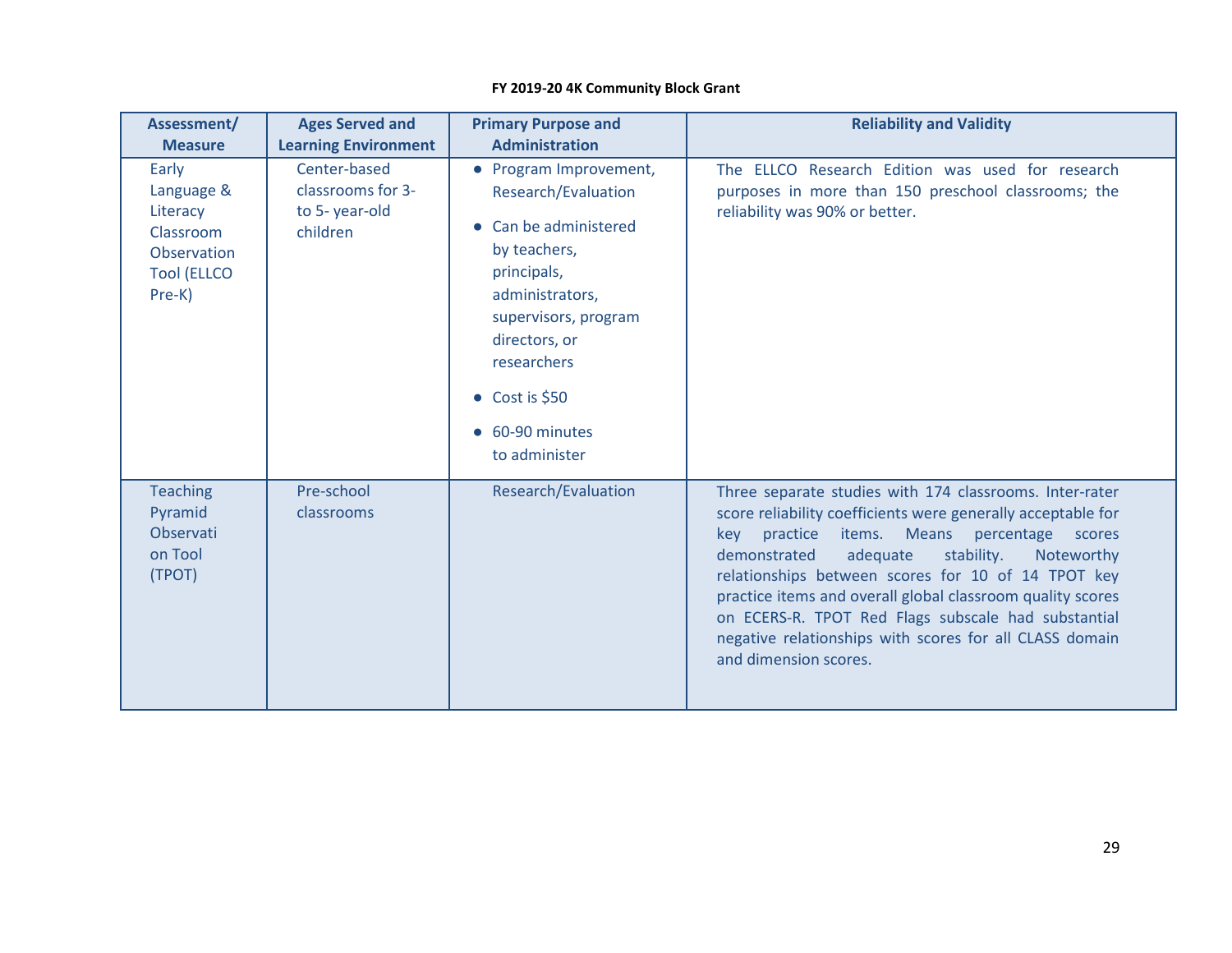**FY 2019-20 4K Community Block Grant**

| Assessment/ Measure | Ages Served and Learning Environment | Primary Purpose and Administration | Reliability and Validity |
|---|---|---|---|
| Early Language & Literacy Classroom Observation Tool (ELLCO Pre-K) | Center-based classrooms for 3- to 5- year-old children | • Program Improvement, Research/Evaluation<br>• Can be administered by teachers, principals, administrators, supervisors, program directors, or researchers<br>• Cost is $50<br>• 60-90 minutes to administer | The ELLCO Research Edition was used for research purposes in more than 150 preschool classrooms; the reliability was 90% or better. |
| Teaching Pyramid Observation Tool (TPOT) | Pre-school classrooms | Research/Evaluation | Three separate studies with 174 classrooms. Inter-rater score reliability coefficients were generally acceptable for key practice items. Means percentage scores demonstrated adequate stability. Noteworthy relationships between scores for 10 of 14 TPOT key practice items and overall global classroom quality scores on ECERS-R. TPOT Red Flags subscale had substantial negative relationships with scores for all CLASS domain and dimension scores. |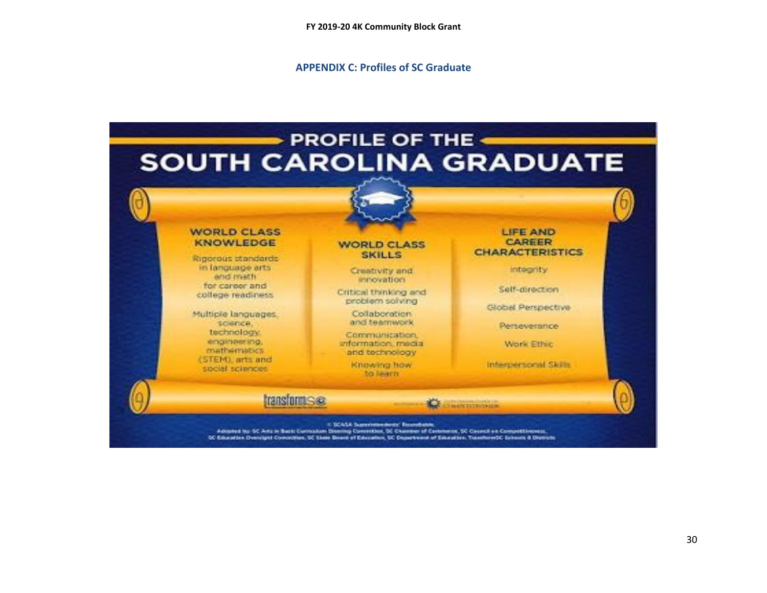## APPENDIX C: Profiles of SC Graduate

# PROFILE OF THE SOUTH CAROLINA GRADUATE

### WORLD CLASS KNOWLEDGE

Rigorous standards in language arts and math for career and college readiness

Multiple languages, science, technology, engineering, mathematics (STEM), arts and social sciences

### WORLD CLASS SKILLS

Creativity and innovation

Critical thinking and problem solving

Collaboration and teamwork

Communication, information, media and technology

Knowing how to learn

### LIFE AND CAREER CHARACTERISTICS

Integrity

Self-direction

Global Perspective

Perseverance

Work Ethic

Interpersonal Skills

transformSC

© SCASA Superintendents' Roundtable

Adopted by: SC Arts in Basic Curriculum Steering Committee, SC Chamber of Commerce, SC Council on Competitiveness, SC Education Oversight Committee, SC State Board of Education, SC Department of Education, TransformSC Schools & Districts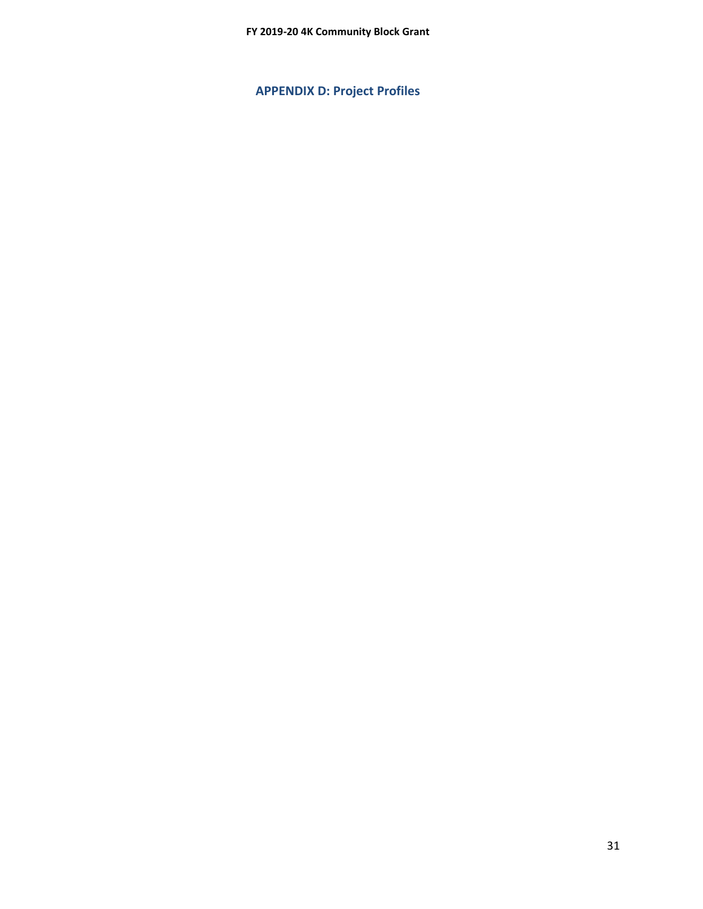## APPENDIX D: Project Profiles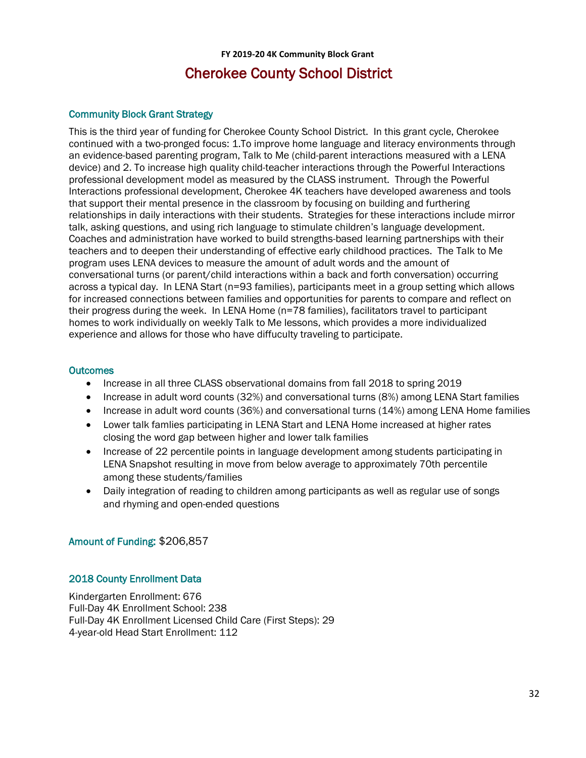**FY 2019-20 4K Community Block Grant**

# Cherokee County School District

### Community Block Grant Strategy

This is the third year of funding for Cherokee County School District. In this grant cycle, Cherokee continued with a two-pronged focus: 1.To improve home language and literacy environments through an evidence-based parenting program, Talk to Me (child-parent interactions measured with a LENA device) and 2. To increase high quality child-teacher interactions through the Powerful Interactions professional development model as measured by the CLASS instrument. Through the Powerful Interactions professional development, Cherokee 4K teachers have developed awareness and tools that support their mental presence in the classroom by focusing on building and furthering relationships in daily interactions with their students. Strategies for these interactions include mirror talk, asking questions, and using rich language to stimulate children's language development. Coaches and administration have worked to build strengths-based learning partnerships with their teachers and to deepen their understanding of effective early childhood practices. The Talk to Me program uses LENA devices to measure the amount of adult words and the amount of conversational turns (or parent/child interactions within a back and forth conversation) occurring across a typical day. In LENA Start (n=93 families), participants meet in a group setting which allows for increased connections between families and opportunities for parents to compare and reflect on their progress during the week. In LENA Home (n=78 families), facilitators travel to participant homes to work individually on weekly Talk to Me lessons, which provides a more individualized experience and allows for those who have diffucuty traveling to participate.

### Outcomes

- Increase in all three CLASS observational domains from fall 2018 to spring 2019
- Increase in adult word counts (32%) and conversational turns (8%) among LENA Start families
- Increase in adult word counts (36%) and conversational turns (14%) among LENA Home families
- Lower talk famlies participating in LENA Start and LENA Home increased at higher rates closing the word gap between higher and lower talk families
- Increase of 22 percentile points in language development among students participating in LENA Snapshot resulting in move from below average to approximately 70th percentile among these students/families
- Daily integration of reading to children among participants as well as regular use of songs and rhyming and open-ended questions

### Amount of Funding: $206,857

### 2018 County Enrollment Data

Kindergarten Enrollment: 676
Full-Day 4K Enrollment School: 238
Full-Day 4K Enrollment Licensed Child Care (First Steps): 29
4-year-old Head Start Enrollment: 112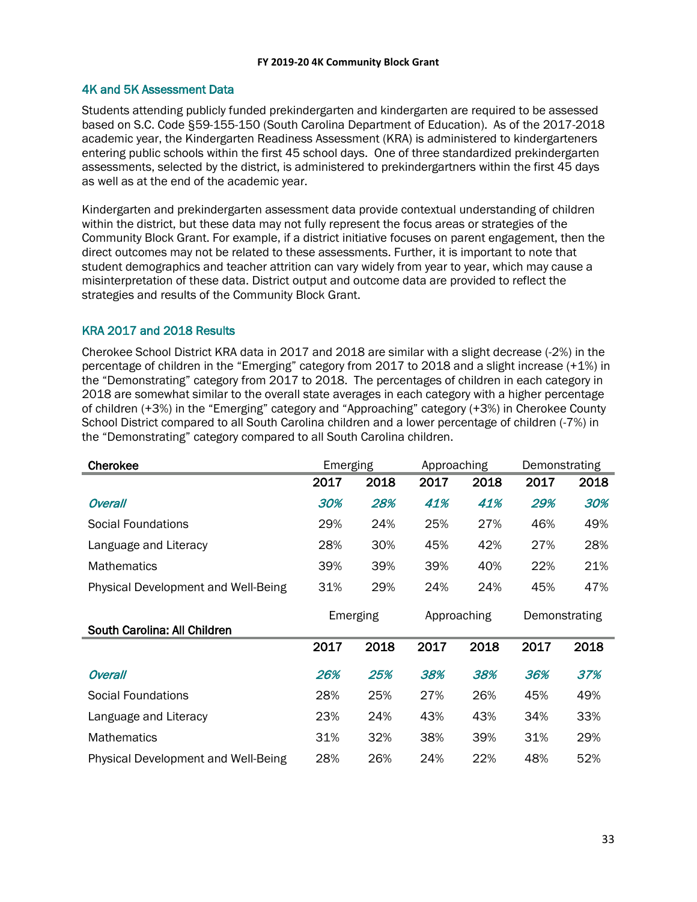## 4K and 5K Assessment Data

Students attending publicly funded prekindergarten and kindergarten are required to be assessed based on S.C. Code §59-155-150 (South Carolina Department of Education). As of the 2017-2018 academic year, the Kindergarten Readiness Assessment (KRA) is administered to kindergarteners entering public schools within the first 45 school days. One of three standardized prekindergarten assessments, selected by the district, is administered to prekindergartners within the first 45 days as well as at the end of the academic year.

Kindergarten and prekindergarten assessment data provide contextual understanding of children within the district, but these data may not fully represent the focus areas or strategies of the Community Block Grant. For example, if a district initiative focuses on parent engagement, then the direct outcomes may not be related to these assessments. Further, it is important to note that student demographics and teacher attrition can vary widely from year to year, which may cause a misinterpretation of these data. District output and outcome data are provided to reflect the strategies and results of the Community Block Grant.

## KRA 2017 and 2018 Results

Cherokee School District KRA data in 2017 and 2018 are similar with a slight decrease (-2%) in the percentage of children in the "Emerging" category from 2017 to 2018 and a slight increase (+1%) in the "Demonstrating" category from 2017 to 2018. The percentages of children in each category in 2018 are somewhat similar to the overall state averages in each category with a higher percentage of children (+3%) in the "Emerging" category and "Approaching" category (+3%) in Cherokee County School District compared to all South Carolina children and a lower percentage of children (-7%) in the "Demonstrating" category compared to all South Carolina children.

| **Cherokee** | Emerging | | Approaching | | Demonstrating | |
|---|---|---|---|---|---|---|
| | **2017** | **2018** | **2017** | **2018** | **2017** | **2018** |
| ***Overall*** | ***30%*** | ***28%*** | ***41%*** | ***41%*** | ***29%*** | ***30%*** |
| Social Foundations | 29% | 24% | 25% | 27% | 46% | 49% |
| Language and Literacy | 28% | 30% | 45% | 42% | 27% | 28% |
| Mathematics | 39% | 39% | 39% | 40% | 22% | 21% |
| Physical Development and Well-Being | 31% | 29% | 24% | 24% | 45% | 47% |

| **South Carolina: All Children** | Emerging | | Approaching | | Demonstrating | |
|---|---|---|---|---|---|---|
| | **2017** | **2018** | **2017** | **2018** | **2017** | **2018** |
| ***Overall*** | ***26%*** | ***25%*** | ***38%*** | ***38%*** | ***36%*** | ***37%*** |
| Social Foundations | 28% | 25% | 27% | 26% | 45% | 49% |
| Language and Literacy | 23% | 24% | 43% | 43% | 34% | 33% |
| Mathematics | 31% | 32% | 38% | 39% | 31% | 29% |
| Physical Development and Well-Being | 28% | 26% | 24% | 22% | 48% | 52% |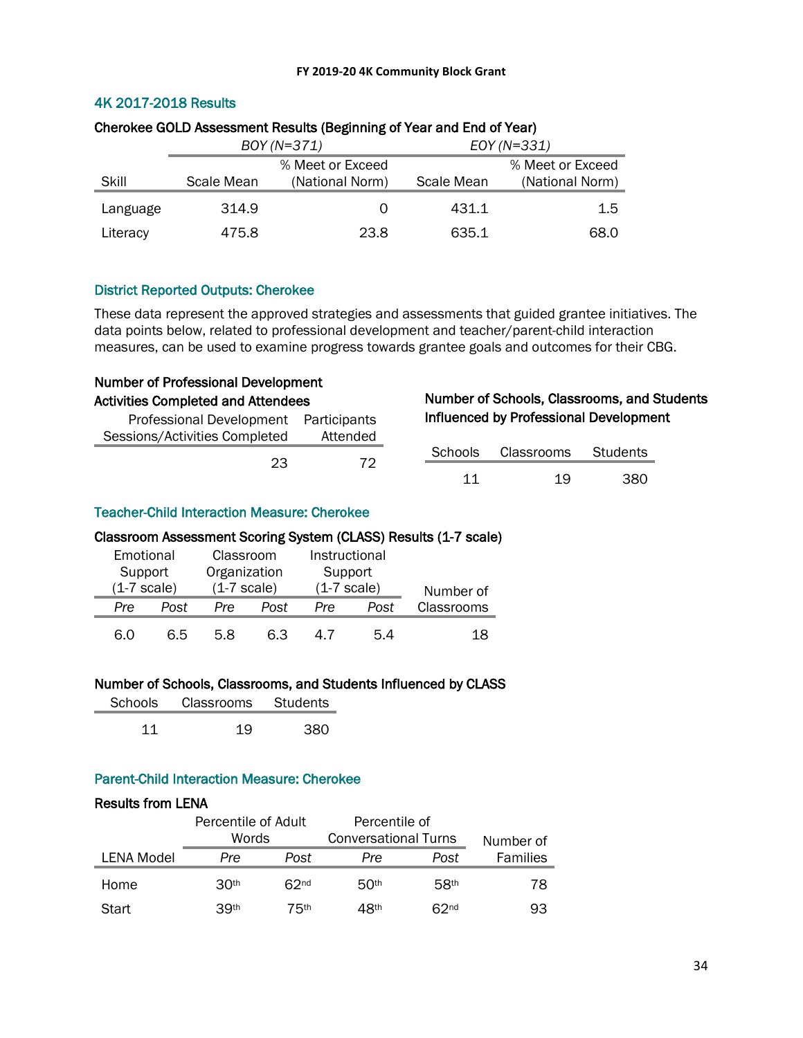## 4K 2017-2018 Results

### Cherokee GOLD Assessment Results (Beginning of Year and End of Year)

| | *BOY (N=371)* | | *EOY (N=331)* | |
|---|---|---|---|---|
| Skill | Scale Mean | % Meet or Exceed (National Norm) | Scale Mean | % Meet or Exceed (National Norm) |
| Language | 314.9 | 0 | 431.1 | 1.5 |
| Literacy | 475.8 | 23.8 | 635.1 | 68.0 |

## District Reported Outputs: Cherokee

These data represent the approved strategies and assessments that guided grantee initiatives. The data points below, related to professional development and teacher/parent-child interaction measures, can be used to examine progress towards grantee goals and outcomes for their CBG.

### Number of Professional Development Activities Completed and Attendees

| Professional Development Sessions/Activities Completed | Participants Attended |
|---|---|
| 23 | 72 |

### Number of Schools, Classrooms, and Students Influenced by Professional Development

| Schools | Classrooms | Students |
|---|---|---|
| 11 | 19 | 380 |

## Teacher-Child Interaction Measure: Cherokee

### Classroom Assessment Scoring System (CLASS) Results (1-7 scale)

| Emotional Support (1-7 scale) | | Classroom Organization (1-7 scale) | | Instructional Support (1-7 scale) | | |
|---|---|---|---|---|---|---|
| *Pre* | *Post* | *Pre* | *Post* | *Pre* | *Post* | Number of Classrooms |
| 6.0 | 6.5 | 5.8 | 6.3 | 4.7 | 5.4 | 18 |

### Number of Schools, Classrooms, and Students Influenced by CLASS

| Schools | Classrooms | Students |
|---|---|---|
| 11 | 19 | 380 |

## Parent-Child Interaction Measure: Cherokee

### Results from LENA

| | Percentile of Adult Words | | Percentile of Conversational Turns | | |
|---|---|---|---|---|---|
| LENA Model | *Pre* | *Post* | *Pre* | *Post* | Number of Families |
| Home | 30th | 62nd | 50th | 58th | 78 |
| Start | 39th | 75th | 48th | 62nd | 93 |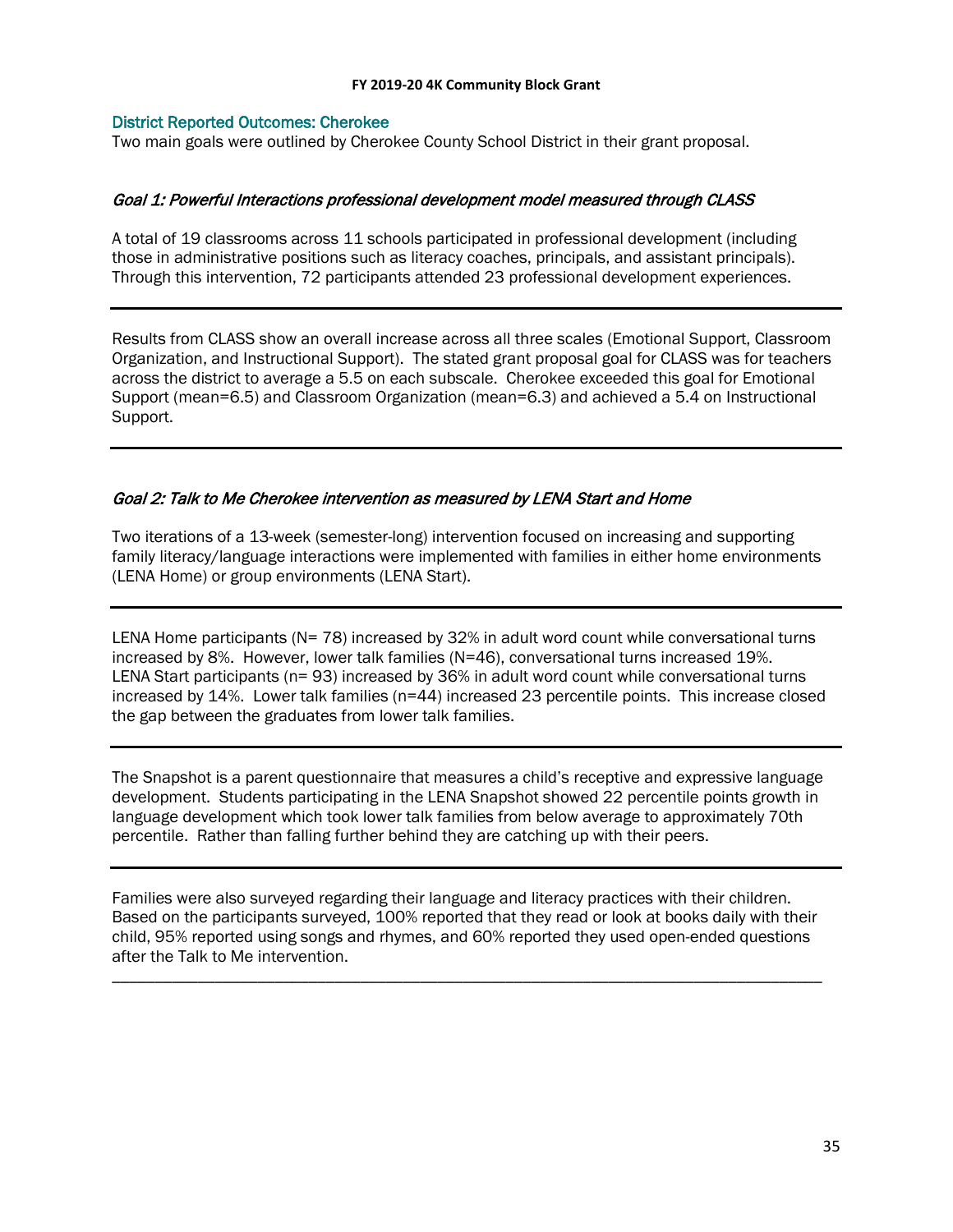## District Reported Outcomes: Cherokee

Two main goals were outlined by Cherokee County School District in their grant proposal.

### *Goal 1: Powerful Interactions professional development model measured through CLASS*

A total of 19 classrooms across 11 schools participated in professional development (including those in administrative positions such as literacy coaches, principals, and assistant principals). Through this intervention, 72 participants attended 23 professional development experiences.

---

Results from CLASS show an overall increase across all three scales (Emotional Support, Classroom Organization, and Instructional Support). The stated grant proposal goal for CLASS was for teachers across the district to average a 5.5 on each subscale. Cherokee exceeded this goal for Emotional Support (mean=6.5) and Classroom Organization (mean=6.3) and achieved a 5.4 on Instructional Support.

---

### *Goal 2: Talk to Me Cherokee intervention as measured by LENA Start and Home*

Two iterations of a 13-week (semester-long) intervention focused on increasing and supporting family literacy/language interactions were implemented with families in either home environments (LENA Home) or group environments (LENA Start).

---

LENA Home participants (N= 78) increased by 32% in adult word count while conversational turns increased by 8%. However, lower talk families (N=46), conversational turns increased 19%. LENA Start participants (n= 93) increased by 36% in adult word count while conversational turns increased by 14%. Lower talk families (n=44) increased 23 percentile points. This increase closed the gap between the graduates from lower talk families.

---

The Snapshot is a parent questionnaire that measures a child's receptive and expressive language development. Students participating in the LENA Snapshot showed 22 percentile points growth in language development which took lower talk families from below average to approximately 70th percentile. Rather than falling further behind they are catching up with their peers.

---

Families were also surveyed regarding their language and literacy practices with their children. Based on the participants surveyed, 100% reported that they read or look at books daily with their child, 95% reported using songs and rhymes, and 60% reported they used open-ended questions after the Talk to Me intervention.

---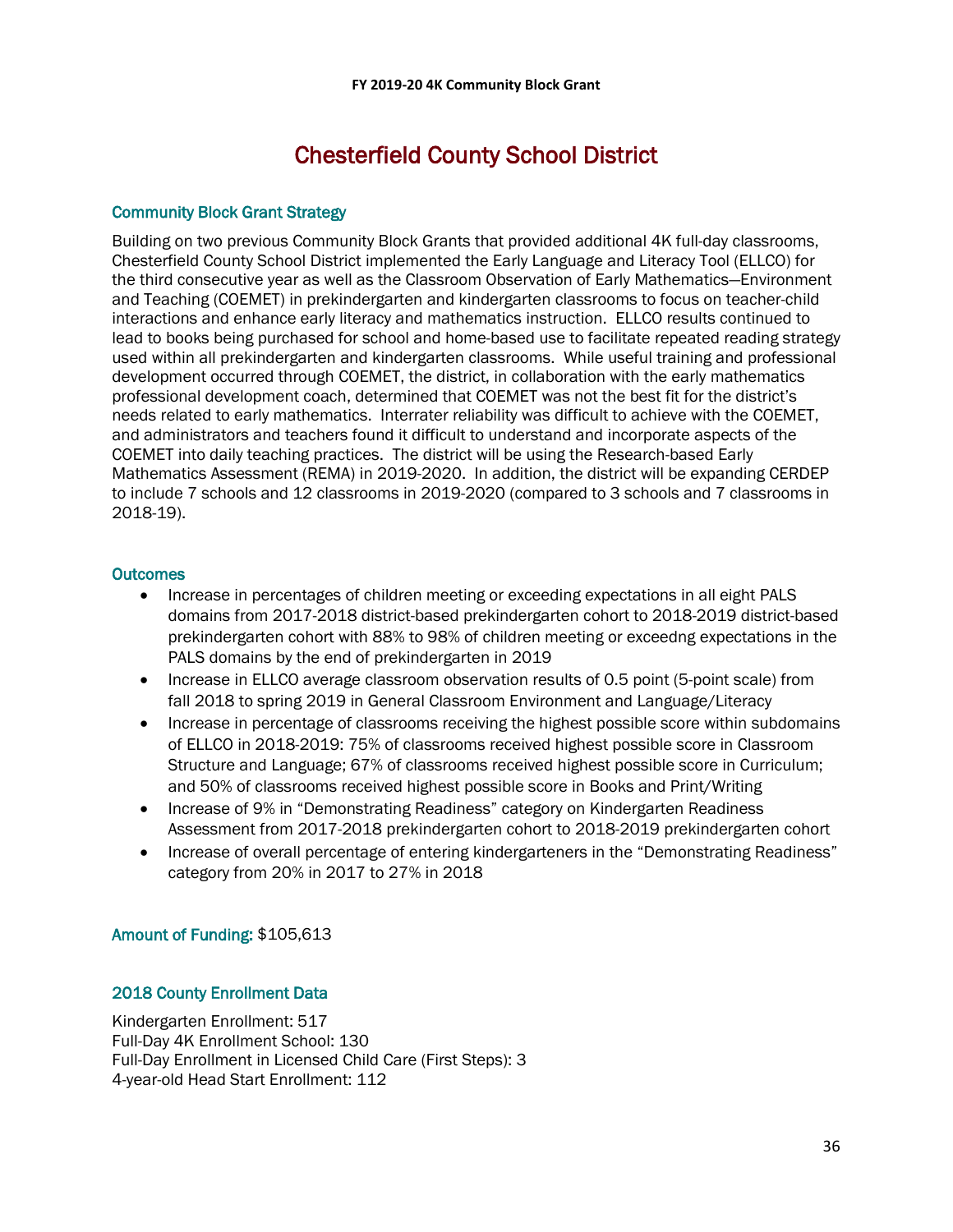FY 2019-20 4K Community Block Grant

# Chesterfield County School District

## Community Block Grant Strategy

Building on two previous Community Block Grants that provided additional 4K full-day classrooms, Chesterfield County School District implemented the Early Language and Literacy Tool (ELLCO) for the third consecutive year as well as the Classroom Observation of Early Mathematics—Environment and Teaching (COEMET) in prekindergarten and kindergarten classrooms to focus on teacher-child interactions and enhance early literacy and mathematics instruction. ELLCO results continued to lead to books being purchased for school and home-based use to facilitate repeated reading strategy used within all prekindergarten and kindergarten classrooms. While useful training and professional development occurred through COEMET, the district, in collaboration with the early mathematics professional development coach, determined that COEMET was not the best fit for the district's needs related to early mathematics. Interrater reliability was difficult to achieve with the COEMET, and administrators and teachers found it difficult to understand and incorporate aspects of the COEMET into daily teaching practices. The district will be using the Research-based Early Mathematics Assessment (REMA) in 2019-2020. In addition, the district will be expanding CERDEP to include 7 schools and 12 classrooms in 2019-2020 (compared to 3 schools and 7 classrooms in 2018-19).

## Outcomes

- Increase in percentages of children meeting or exceeding expectations in all eight PALS domains from 2017-2018 district-based prekindergarten cohort to 2018-2019 district-based prekindergarten cohort with 88% to 98% of children meeting or exceedng expectations in the PALS domains by the end of prekindergarten in 2019
- Increase in ELLCO average classroom observation results of 0.5 point (5-point scale) from fall 2018 to spring 2019 in General Classroom Environment and Language/Literacy
- Increase in percentage of classrooms receiving the highest possible score within subdomains of ELLCO in 2018-2019: 75% of classrooms received highest possible score in Classroom Structure and Language; 67% of classrooms received highest possible score in Curriculum; and 50% of classrooms received highest possible score in Books and Print/Writing
- Increase of 9% in "Demonstrating Readiness" category on Kindergarten Readiness Assessment from 2017-2018 prekindergarten cohort to 2018-2019 prekindergarten cohort
- Increase of overall percentage of entering kindergarteners in the "Demonstrating Readiness" category from 20% in 2017 to 27% in 2018

## Amount of Funding: $105,613

## 2018 County Enrollment Data

Kindergarten Enrollment: 517
Full-Day 4K Enrollment School: 130
Full-Day Enrollment in Licensed Child Care (First Steps): 3
4-year-old Head Start Enrollment: 112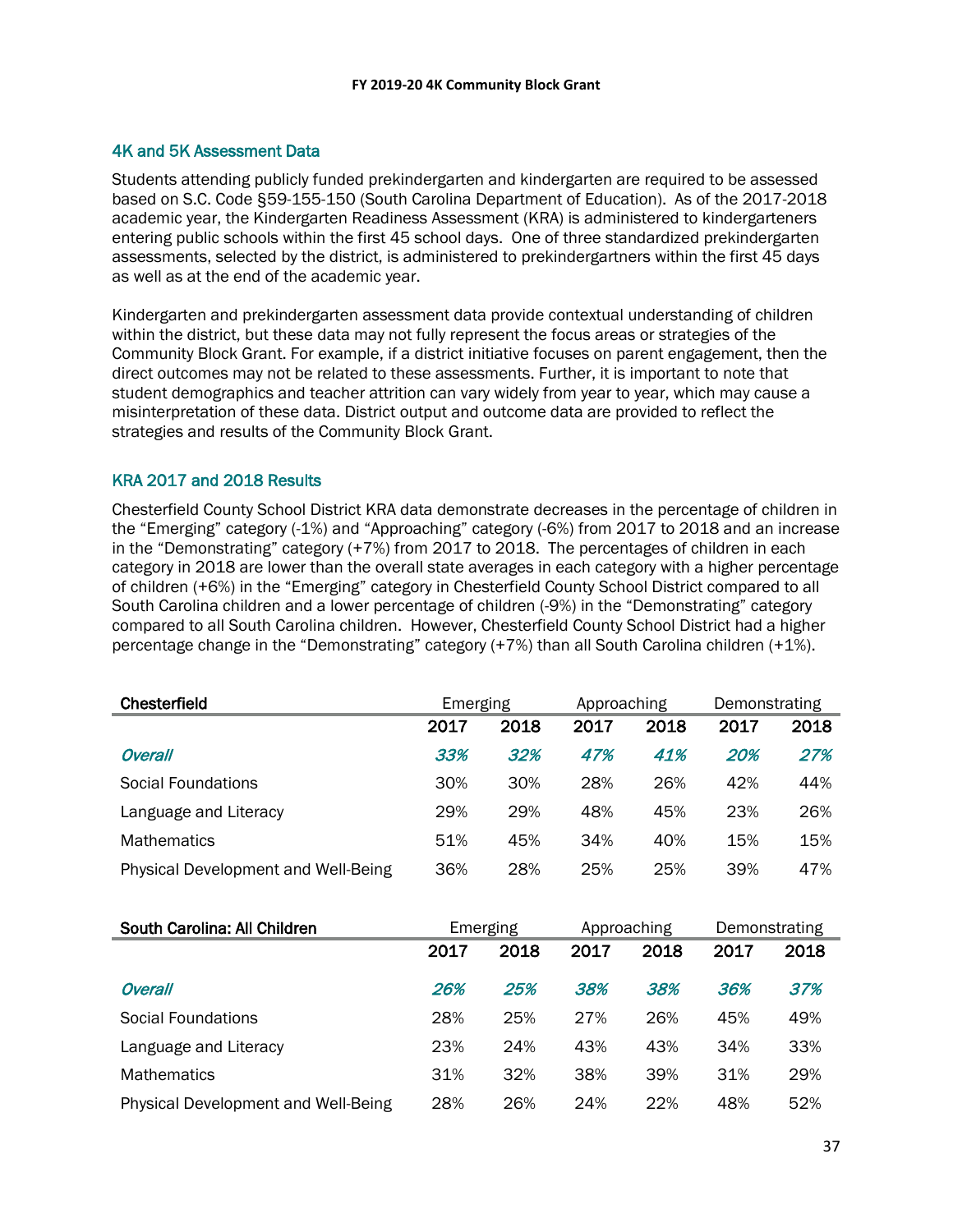## 4K and 5K Assessment Data

Students attending publicly funded prekindergarten and kindergarten are required to be assessed based on S.C. Code §59-155-150 (South Carolina Department of Education). As of the 2017-2018 academic year, the Kindergarten Readiness Assessment (KRA) is administered to kindergarteners entering public schools within the first 45 school days. One of three standardized prekindergarten assessments, selected by the district, is administered to prekindergartners within the first 45 days as well as at the end of the academic year.

Kindergarten and prekindergarten assessment data provide contextual understanding of children within the district, but these data may not fully represent the focus areas or strategies of the Community Block Grant. For example, if a district initiative focuses on parent engagement, then the direct outcomes may not be related to these assessments. Further, it is important to note that student demographics and teacher attrition can vary widely from year to year, which may cause a misinterpretation of these data. District output and outcome data are provided to reflect the strategies and results of the Community Block Grant.

## KRA 2017 and 2018 Results

Chesterfield County School District KRA data demonstrate decreases in the percentage of children in the "Emerging" category (-1%) and "Approaching" category (-6%) from 2017 to 2018 and an increase in the "Demonstrating" category (+7%) from 2017 to 2018. The percentages of children in each category in 2018 are lower than the overall state averages in each category with a higher percentage of children (+6%) in the "Emerging" category in Chesterfield County School District compared to all South Carolina children and a lower percentage of children (-9%) in the "Demonstrating" category compared to all South Carolina children. However, Chesterfield County School District had a higher percentage change in the "Demonstrating" category (+7%) than all South Carolina children (+1%).

| **Chesterfield** | Emerging | | Approaching | | Demonstrating | |
|---|---|---|---|---|---|---|
| | **2017** | **2018** | **2017** | **2018** | **2017** | **2018** |
| ***Overall*** | ***33%*** | ***32%*** | ***47%*** | ***41%*** | ***20%*** | ***27%*** |
| Social Foundations | 30% | 30% | 28% | 26% | 42% | 44% |
| Language and Literacy | 29% | 29% | 48% | 45% | 23% | 26% |
| Mathematics | 51% | 45% | 34% | 40% | 15% | 15% |
| Physical Development and Well-Being | 36% | 28% | 25% | 25% | 39% | 47% |

| **South Carolina: All Children** | Emerging | | Approaching | | Demonstrating | |
|---|---|---|---|---|---|---|
| | **2017** | **2018** | **2017** | **2018** | **2017** | **2018** |
| ***Overall*** | ***26%*** | ***25%*** | ***38%*** | ***38%*** | ***36%*** | ***37%*** |
| Social Foundations | 28% | 25% | 27% | 26% | 45% | 49% |
| Language and Literacy | 23% | 24% | 43% | 43% | 34% | 33% |
| Mathematics | 31% | 32% | 38% | 39% | 31% | 29% |
| Physical Development and Well-Being | 28% | 26% | 24% | 22% | 48% | 52% |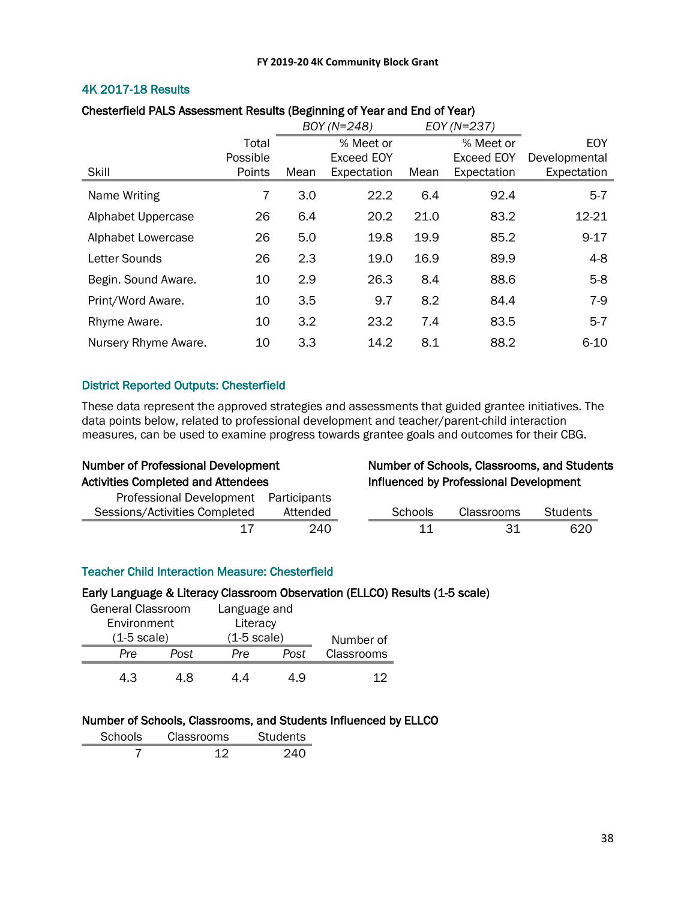## 4K 2017-18 Results

### Chesterfield PALS Assessment Results (Beginning of Year and End of Year)

| | | BOY (N=248) | | EOY (N=237) | | |
|---|---|---|---|---|---|---|
| Skill | Total Possible Points | Mean | % Meet or Exceed EOY Expectation | Mean | % Meet or Exceed EOY Expectation | EOY Developmental Expectation |
| Name Writing | 7 | 3.0 | 22.2 | 6.4 | 92.4 | 5-7 |
| Alphabet Uppercase | 26 | 6.4 | 20.2 | 21.0 | 83.2 | 12-21 |
| Alphabet Lowercase | 26 | 5.0 | 19.8 | 19.9 | 85.2 | 9-17 |
| Letter Sounds | 26 | 2.3 | 19.0 | 16.9 | 89.9 | 4-8 |
| Begin. Sound Aware. | 10 | 2.9 | 26.3 | 8.4 | 88.6 | 5-8 |
| Print/Word Aware. | 10 | 3.5 | 9.7 | 8.2 | 84.4 | 7-9 |
| Rhyme Aware. | 10 | 3.2 | 23.2 | 7.4 | 83.5 | 5-7 |
| Nursery Rhyme Aware. | 10 | 3.3 | 14.2 | 8.1 | 88.2 | 6-10 |

## District Reported Outputs: Chesterfield

These data represent the approved strategies and assessments that guided grantee initiatives. The data points below, related to professional development and teacher/parent-child interaction measures, can be used to examine progress towards grantee goals and outcomes for their CBG.

### Number of Professional Development Activities Completed and Attendees

| Professional Development Sessions/Activities Completed | Participants Attended |
|---|---|
| 17 | 240 |

### Number of Schools, Classrooms, and Students Influenced by Professional Development

| Schools | Classrooms | Students |
|---|---|---|
| 11 | 31 | 620 |

## Teacher Child Interaction Measure: Chesterfield

### Early Language & Literacy Classroom Observation (ELLCO) Results (1-5 scale)

| General Classroom Environment (1-5 scale) | | Language and Literacy (1-5 scale) | | Number of Classrooms |
|---|---|---|---|---|
| *Pre* | *Post* | *Pre* | *Post* | |
| 4.3 | 4.8 | 4.4 | 4.9 | 12 |

### Number of Schools, Classrooms, and Students Influenced by ELLCO

| Schools | Classrooms | Students |
|---|---|---|
| 7 | 12 | 240 |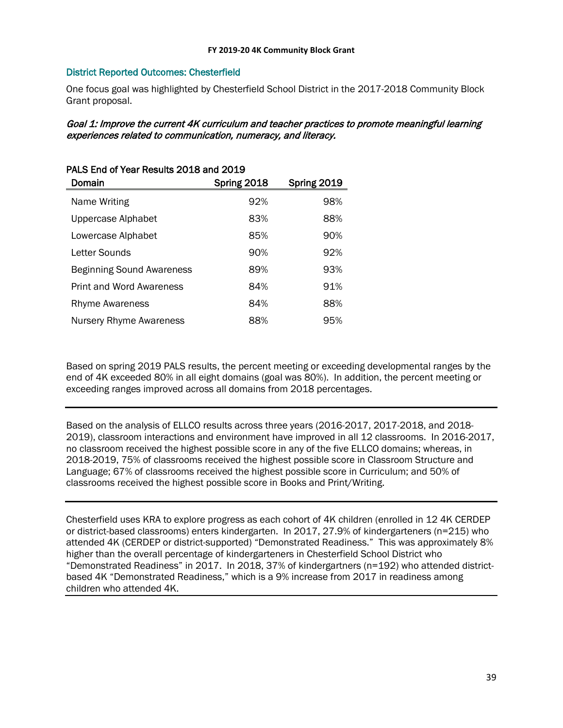## District Reported Outcomes: Chesterfield

One focus goal was highlighted by Chesterfield School District in the 2017-2018 Community Block Grant proposal.

***Goal 1: Improve the current 4K curriculum and teacher practices to promote meaningful learning experiences related to communication, numeracy, and literacy.***

**PALS End of Year Results 2018 and 2019**

| Domain | Spring 2018 | Spring 2019 |
|---|---|---|
| Name Writing | 92% | 98% |
| Uppercase Alphabet | 83% | 88% |
| Lowercase Alphabet | 85% | 90% |
| Letter Sounds | 90% | 92% |
| Beginning Sound Awareness | 89% | 93% |
| Print and Word Awareness | 84% | 91% |
| Rhyme Awareness | 84% | 88% |
| Nursery Rhyme Awareness | 88% | 95% |

Based on spring 2019 PALS results, the percent meeting or exceeding developmental ranges by the end of 4K exceeded 80% in all eight domains (goal was 80%). In addition, the percent meeting or exceeding ranges improved across all domains from 2018 percentages.

---

Based on the analysis of ELLCO results across three years (2016-2017, 2017-2018, and 2018-2019), classroom interactions and environment have improved in all 12 classrooms. In 2016-2017, no classroom received the highest possible score in any of the five ELLCO domains; whereas, in 2018-2019, 75% of classrooms received the highest possible score in Classroom Structure and Language; 67% of classrooms received the highest possible score in Curriculum; and 50% of classrooms received the highest possible score in Books and Print/Writing.

---

Chesterfield uses KRA to explore progress as each cohort of 4K children (enrolled in 12 4K CERDEP or district-based classrooms) enters kindergarten. In 2017, 27.9% of kindergarteners (n=215) who attended 4K (CERDEP or district-supported) "Demonstrated Readiness." This was approximately 8% higher than the overall percentage of kindergarteners in Chesterfield School District who "Demonstrated Readiness" in 2017. In 2018, 37% of kindergartners (n=192) who attended district-based 4K "Demonstrated Readiness," which is a 9% increase from 2017 in readiness among children who attended 4K.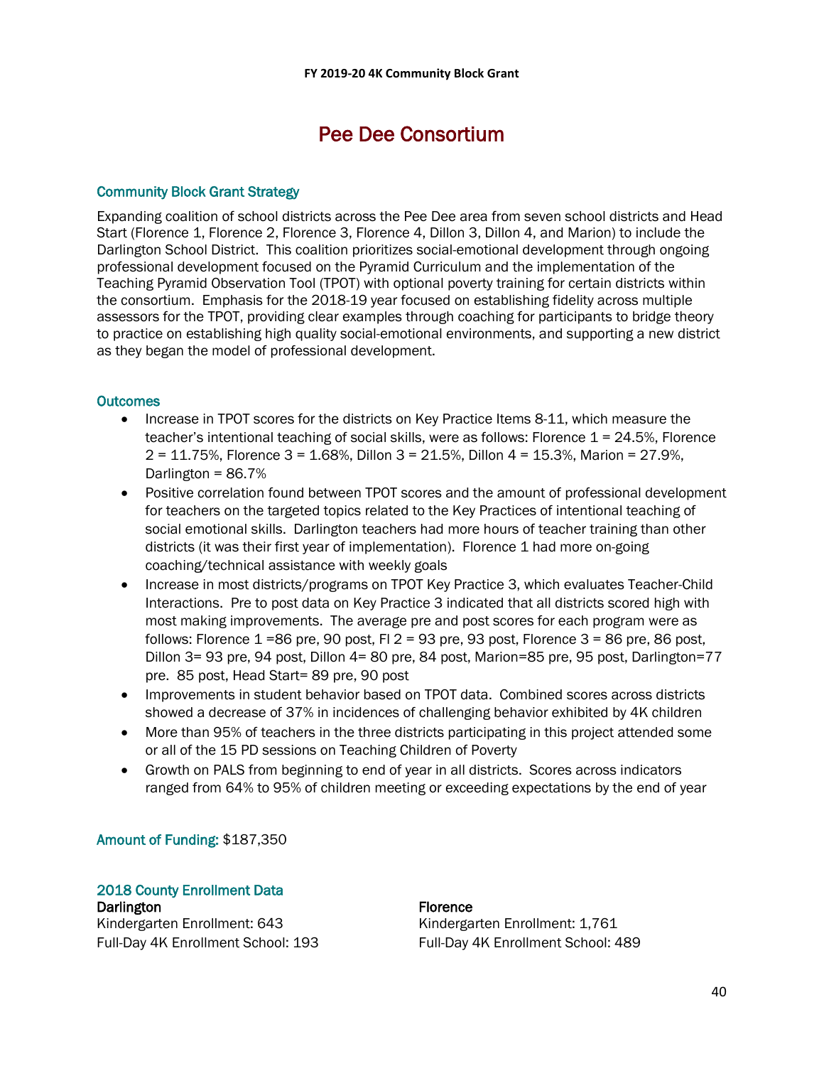# Pee Dee Consortium

### Community Block Grant Strategy

Expanding coalition of school districts across the Pee Dee area from seven school districts and Head Start (Florence 1, Florence 2, Florence 3, Florence 4, Dillon 3, Dillon 4, and Marion) to include the Darlington School District. This coalition prioritizes social-emotional development through ongoing professional development focused on the Pyramid Curriculum and the implementation of the Teaching Pyramid Observation Tool (TPOT) with optional poverty training for certain districts within the consortium. Emphasis for the 2018-19 year focused on establishing fidelity across multiple assessors for the TPOT, providing clear examples through coaching for participants to bridge theory to practice on establishing high quality social-emotional environments, and supporting a new district as they began the model of professional development.

### Outcomes

- Increase in TPOT scores for the districts on Key Practice Items 8-11, which measure the teacher's intentional teaching of social skills, were as follows: Florence 1 = 24.5%, Florence 2 = 11.75%, Florence 3 = 1.68%, Dillon 3 = 21.5%, Dillon 4 = 15.3%, Marion = 27.9%, Darlington = 86.7%
- Positive correlation found between TPOT scores and the amount of professional development for teachers on the targeted topics related to the Key Practices of intentional teaching of social emotional skills. Darlington teachers had more hours of teacher training than other districts (it was their first year of implementation). Florence 1 had more on-going coaching/technical assistance with weekly goals
- Increase in most districts/programs on TPOT Key Practice 3, which evaluates Teacher-Child Interactions. Pre to post data on Key Practice 3 indicated that all districts scored high with most making improvements. The average pre and post scores for each program were as follows: Florence 1 =86 pre, 90 post, Fl 2 = 93 pre, 93 post, Florence 3 = 86 pre, 86 post, Dillon 3= 93 pre, 94 post, Dillon 4= 80 pre, 84 post, Marion=85 pre, 95 post, Darlington=77 pre. 85 post, Head Start= 89 pre, 90 post
- Improvements in student behavior based on TPOT data. Combined scores across districts showed a decrease of 37% in incidences of challenging behavior exhibited by 4K children
- More than 95% of teachers in the three districts participating in this project attended some or all of the 15 PD sessions on Teaching Children of Poverty
- Growth on PALS from beginning to end of year in all districts. Scores across indicators ranged from 64% to 95% of children meeting or exceeding expectations by the end of year

**Amount of Funding:** $187,350

### 2018 County Enrollment Data

**Darlington**
Kindergarten Enrollment: 643
Full-Day 4K Enrollment School: 193

**Florence**
Kindergarten Enrollment: 1,761
Full-Day 4K Enrollment School: 489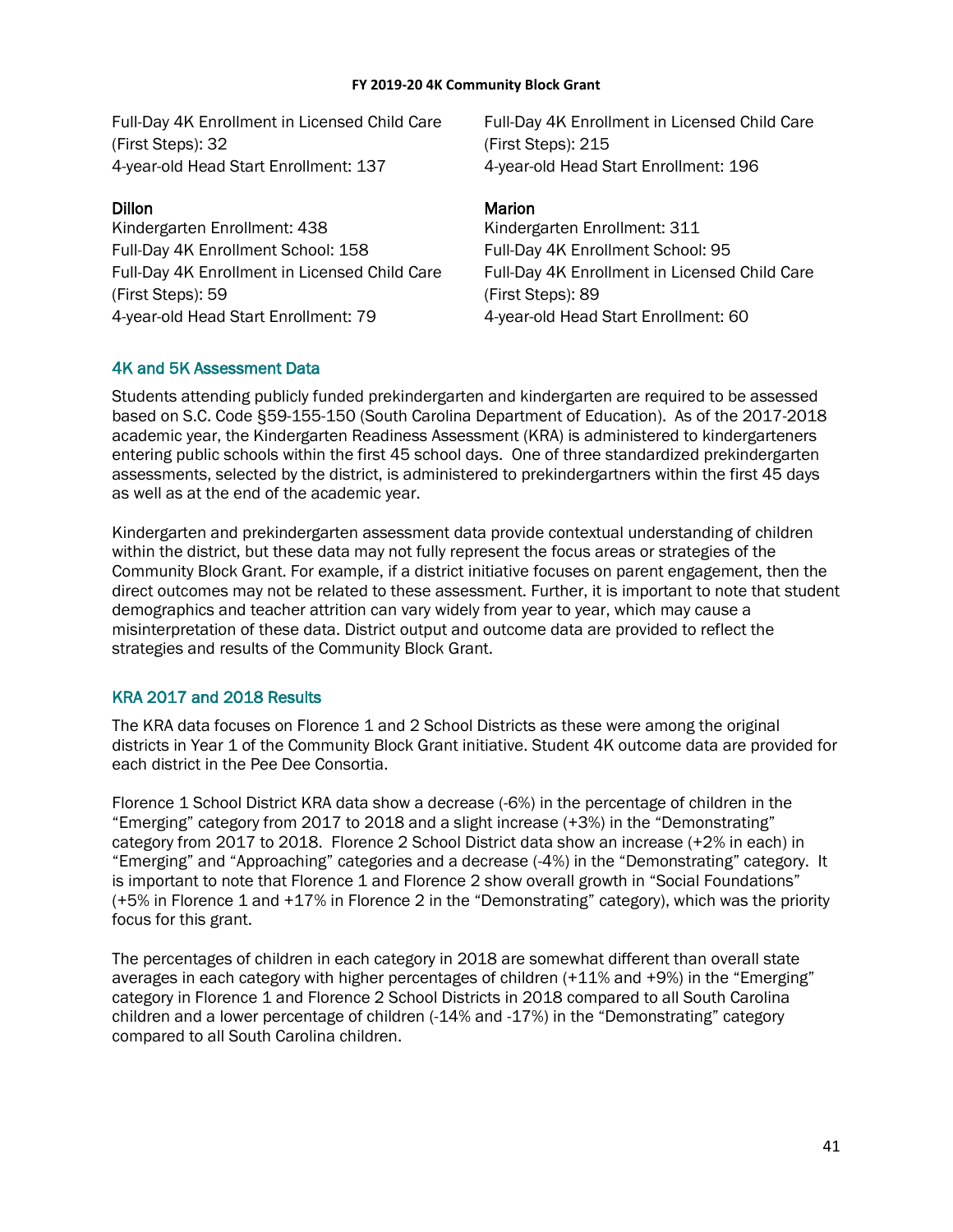Full-Day 4K Enrollment in Licensed Child Care (First Steps): 32
4-year-old Head Start Enrollment: 137

Full-Day 4K Enrollment in Licensed Child Care (First Steps): 215
4-year-old Head Start Enrollment: 196

**Dillon**
Kindergarten Enrollment: 438
Full-Day 4K Enrollment School: 158
Full-Day 4K Enrollment in Licensed Child Care (First Steps): 59
4-year-old Head Start Enrollment: 79

**Marion**
Kindergarten Enrollment: 311
Full-Day 4K Enrollment School: 95
Full-Day 4K Enrollment in Licensed Child Care (First Steps): 89
4-year-old Head Start Enrollment: 60

## 4K and 5K Assessment Data

Students attending publicly funded prekindergarten and kindergarten are required to be assessed based on S.C. Code §59-155-150 (South Carolina Department of Education). As of the 2017-2018 academic year, the Kindergarten Readiness Assessment (KRA) is administered to kindergarteners entering public schools within the first 45 school days. One of three standardized prekindergarten assessments, selected by the district, is administered to prekindergartners within the first 45 days as well as at the end of the academic year.

Kindergarten and prekindergarten assessment data provide contextual understanding of children within the district, but these data may not fully represent the focus areas or strategies of the Community Block Grant. For example, if a district initiative focuses on parent engagement, then the direct outcomes may not be related to these assessment. Further, it is important to note that student demographics and teacher attrition can vary widely from year to year, which may cause a misinterpretation of these data. District output and outcome data are provided to reflect the strategies and results of the Community Block Grant.

## KRA 2017 and 2018 Results

The KRA data focuses on Florence 1 and 2 School Districts as these were among the original districts in Year 1 of the Community Block Grant initiative. Student 4K outcome data are provided for each district in the Pee Dee Consortia.

Florence 1 School District KRA data show a decrease (-6%) in the percentage of children in the "Emerging" category from 2017 to 2018 and a slight increase (+3%) in the "Demonstrating" category from 2017 to 2018. Florence 2 School District data show an increase (+2% in each) in "Emerging" and "Approaching" categories and a decrease (-4%) in the "Demonstrating" category. It is important to note that Florence 1 and Florence 2 show overall growth in "Social Foundations" (+5% in Florence 1 and +17% in Florence 2 in the "Demonstrating" category), which was the priority focus for this grant.

The percentages of children in each category in 2018 are somewhat different than overall state averages in each category with higher percentages of children (+11% and +9%) in the "Emerging" category in Florence 1 and Florence 2 School Districts in 2018 compared to all South Carolina children and a lower percentage of children (-14% and -17%) in the "Demonstrating" category compared to all South Carolina children.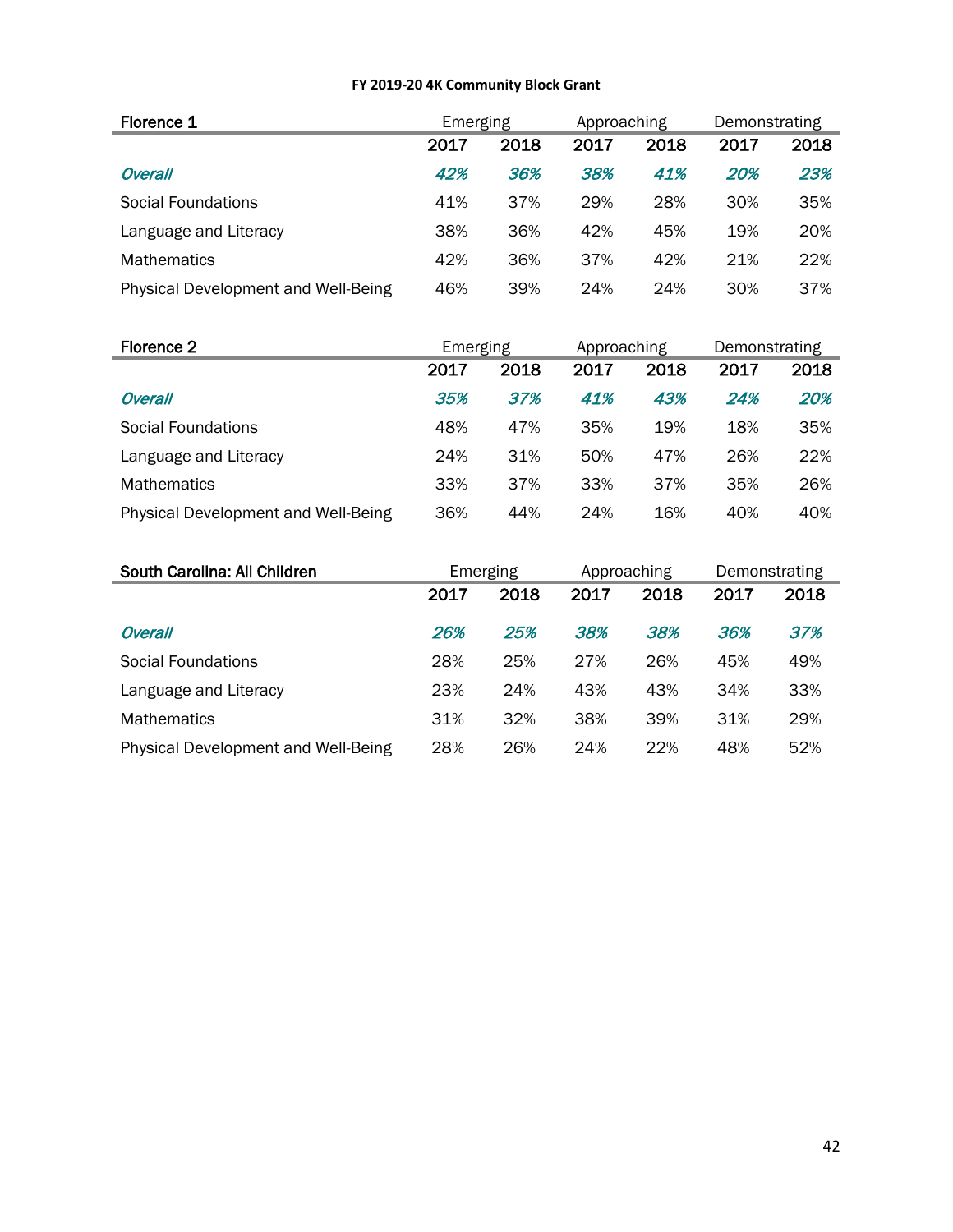**FY 2019-20 4K Community Block Grant**

| Florence 1 | Emerging | | Approaching | | Demonstrating | |
|---|---|---|---|---|---|---|
| | 2017 | 2018 | 2017 | 2018 | 2017 | 2018 |
| *Overall* | *42%* | *36%* | *38%* | *41%* | *20%* | *23%* |
| Social Foundations | 41% | 37% | 29% | 28% | 30% | 35% |
| Language and Literacy | 38% | 36% | 42% | 45% | 19% | 20% |
| Mathematics | 42% | 36% | 37% | 42% | 21% | 22% |
| Physical Development and Well-Being | 46% | 39% | 24% | 24% | 30% | 37% |

| Florence 2 | Emerging | | Approaching | | Demonstrating | |
|---|---|---|---|---|---|---|
| | 2017 | 2018 | 2017 | 2018 | 2017 | 2018 |
| *Overall* | *35%* | *37%* | *41%* | *43%* | *24%* | *20%* |
| Social Foundations | 48% | 47% | 35% | 19% | 18% | 35% |
| Language and Literacy | 24% | 31% | 50% | 47% | 26% | 22% |
| Mathematics | 33% | 37% | 33% | 37% | 35% | 26% |
| Physical Development and Well-Being | 36% | 44% | 24% | 16% | 40% | 40% |

| South Carolina: All Children | Emerging | | Approaching | | Demonstrating | |
|---|---|---|---|---|---|---|
| | 2017 | 2018 | 2017 | 2018 | 2017 | 2018 |
| *Overall* | *26%* | *25%* | *38%* | *38%* | *36%* | *37%* |
| Social Foundations | 28% | 25% | 27% | 26% | 45% | 49% |
| Language and Literacy | 23% | 24% | 43% | 43% | 34% | 33% |
| Mathematics | 31% | 32% | 38% | 39% | 31% | 29% |
| Physical Development and Well-Being | 28% | 26% | 24% | 22% | 48% | 52% |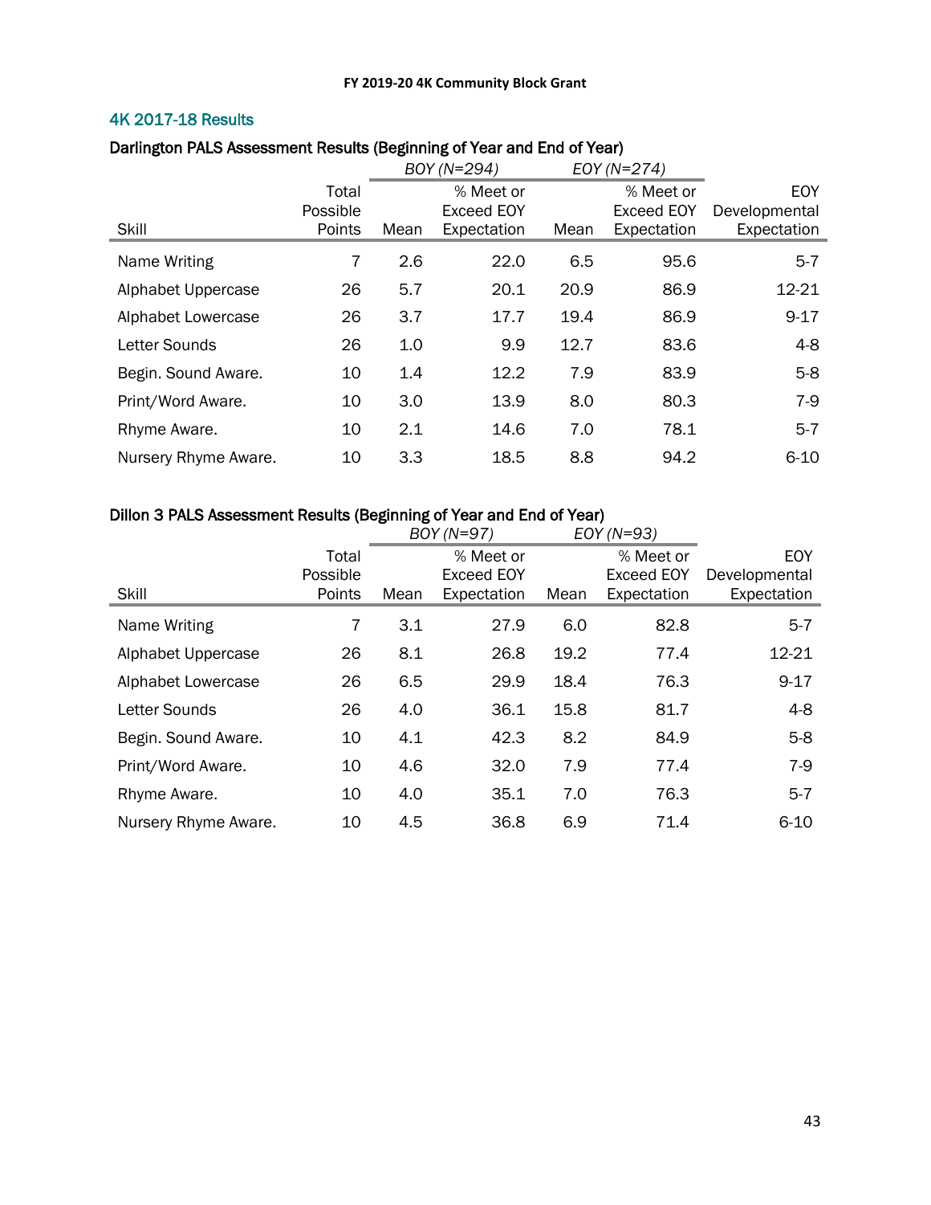## 4K 2017-18 Results

### Darlington PALS Assessment Results (Beginning of Year and End of Year)

| | | BOY (N=294) | | EOY (N=274) | | |
|---|---|---|---|---|---|---|
| Skill | Total Possible Points | Mean | % Meet or Exceed EOY Expectation | Mean | % Meet or Exceed EOY Expectation | EOY Developmental Expectation |
| Name Writing | 7 | 2.6 | 22.0 | 6.5 | 95.6 | 5-7 |
| Alphabet Uppercase | 26 | 5.7 | 20.1 | 20.9 | 86.9 | 12-21 |
| Alphabet Lowercase | 26 | 3.7 | 17.7 | 19.4 | 86.9 | 9-17 |
| Letter Sounds | 26 | 1.0 | 9.9 | 12.7 | 83.6 | 4-8 |
| Begin. Sound Aware. | 10 | 1.4 | 12.2 | 7.9 | 83.9 | 5-8 |
| Print/Word Aware. | 10 | 3.0 | 13.9 | 8.0 | 80.3 | 7-9 |
| Rhyme Aware. | 10 | 2.1 | 14.6 | 7.0 | 78.1 | 5-7 |
| Nursery Rhyme Aware. | 10 | 3.3 | 18.5 | 8.8 | 94.2 | 6-10 |

### Dillon 3 PALS Assessment Results (Beginning of Year and End of Year)

| | | BOY (N=97) | | EOY (N=93) | | |
|---|---|---|---|---|---|---|
| Skill | Total Possible Points | Mean | % Meet or Exceed EOY Expectation | Mean | % Meet or Exceed EOY Expectation | EOY Developmental Expectation |
| Name Writing | 7 | 3.1 | 27.9 | 6.0 | 82.8 | 5-7 |
| Alphabet Uppercase | 26 | 8.1 | 26.8 | 19.2 | 77.4 | 12-21 |
| Alphabet Lowercase | 26 | 6.5 | 29.9 | 18.4 | 76.3 | 9-17 |
| Letter Sounds | 26 | 4.0 | 36.1 | 15.8 | 81.7 | 4-8 |
| Begin. Sound Aware. | 10 | 4.1 | 42.3 | 8.2 | 84.9 | 5-8 |
| Print/Word Aware. | 10 | 4.6 | 32.0 | 7.9 | 77.4 | 7-9 |
| Rhyme Aware. | 10 | 4.0 | 35.1 | 7.0 | 76.3 | 5-7 |
| Nursery Rhyme Aware. | 10 | 4.5 | 36.8 | 6.9 | 71.4 | 6-10 |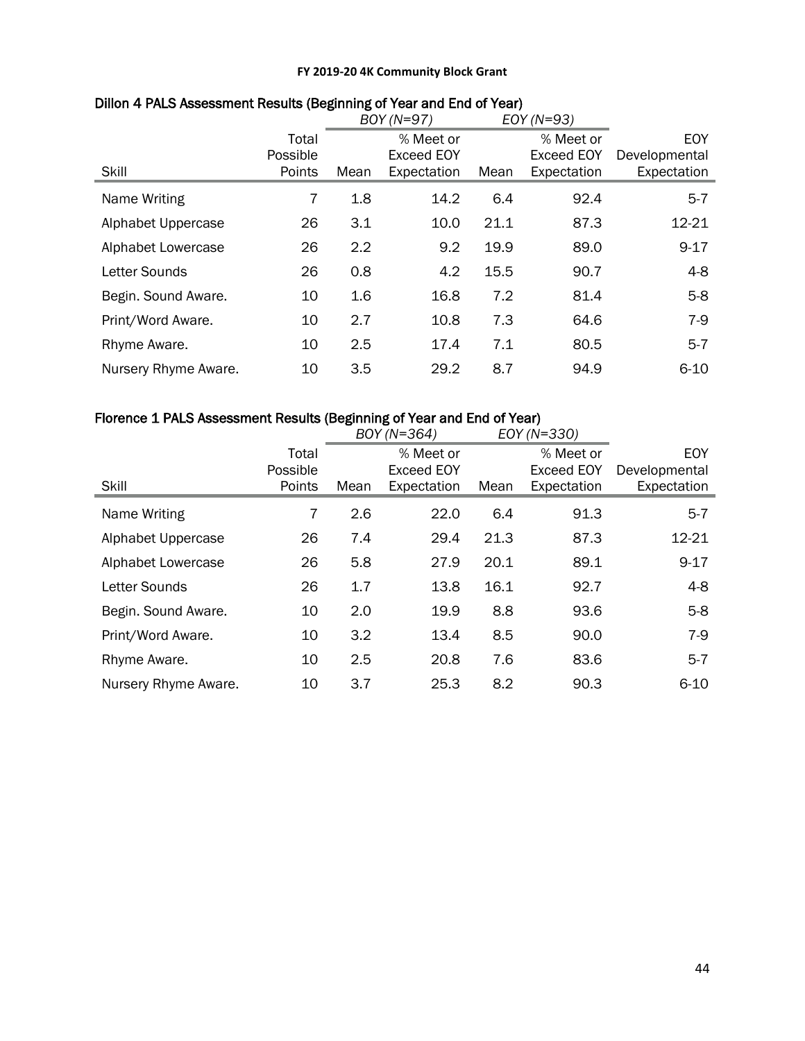## Dillon 4 PALS Assessment Results (Beginning of Year and End of Year)

| | | *BOY (N=97)* | | *EOY (N=93)* | | |
|---|---|---|---|---|---|---|
| Skill | Total Possible Points | Mean | % Meet or Exceed EOY Expectation | Mean | % Meet or Exceed EOY Expectation | EOY Developmental Expectation |
| Name Writing | 7 | 1.8 | 14.2 | 6.4 | 92.4 | 5-7 |
| Alphabet Uppercase | 26 | 3.1 | 10.0 | 21.1 | 87.3 | 12-21 |
| Alphabet Lowercase | 26 | 2.2 | 9.2 | 19.9 | 89.0 | 9-17 |
| Letter Sounds | 26 | 0.8 | 4.2 | 15.5 | 90.7 | 4-8 |
| Begin. Sound Aware. | 10 | 1.6 | 16.8 | 7.2 | 81.4 | 5-8 |
| Print/Word Aware. | 10 | 2.7 | 10.8 | 7.3 | 64.6 | 7-9 |
| Rhyme Aware. | 10 | 2.5 | 17.4 | 7.1 | 80.5 | 5-7 |
| Nursery Rhyme Aware. | 10 | 3.5 | 29.2 | 8.7 | 94.9 | 6-10 |

## Florence 1 PALS Assessment Results (Beginning of Year and End of Year)

| | | *BOY (N=364)* | | *EOY (N=330)* | | |
|---|---|---|---|---|---|---|
| Skill | Total Possible Points | Mean | % Meet or Exceed EOY Expectation | Mean | % Meet or Exceed EOY Expectation | EOY Developmental Expectation |
| Name Writing | 7 | 2.6 | 22.0 | 6.4 | 91.3 | 5-7 |
| Alphabet Uppercase | 26 | 7.4 | 29.4 | 21.3 | 87.3 | 12-21 |
| Alphabet Lowercase | 26 | 5.8 | 27.9 | 20.1 | 89.1 | 9-17 |
| Letter Sounds | 26 | 1.7 | 13.8 | 16.1 | 92.7 | 4-8 |
| Begin. Sound Aware. | 10 | 2.0 | 19.9 | 8.8 | 93.6 | 5-8 |
| Print/Word Aware. | 10 | 3.2 | 13.4 | 8.5 | 90.0 | 7-9 |
| Rhyme Aware. | 10 | 2.5 | 20.8 | 7.6 | 83.6 | 5-7 |
| Nursery Rhyme Aware. | 10 | 3.7 | 25.3 | 8.2 | 90.3 | 6-10 |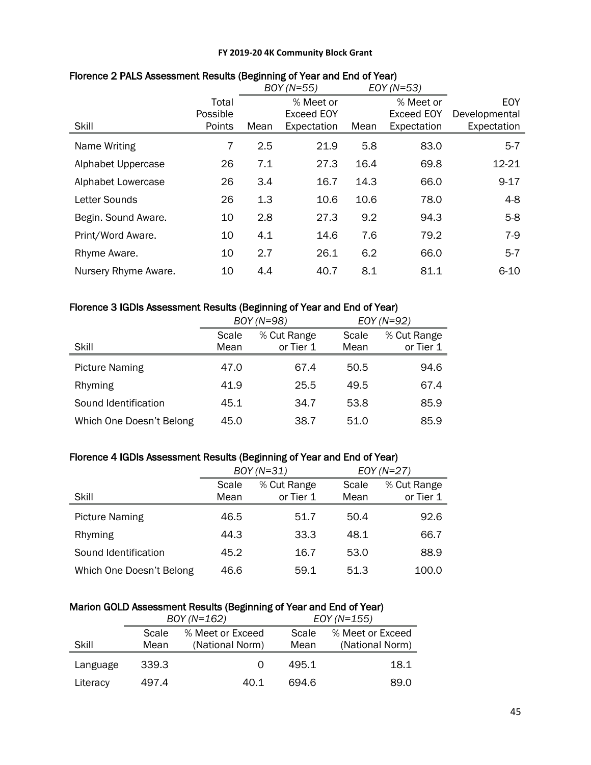### Florence 2 PALS Assessment Results (Beginning of Year and End of Year)

| | | *BOY (N=55)* | | *EOY (N=53)* | | |
|---|---|---|---|---|---|---|
| Skill | Total Possible Points | Mean | % Meet or Exceed EOY Expectation | Mean | % Meet or Exceed EOY Expectation | EOY Developmental Expectation |
| Name Writing | 7 | 2.5 | 21.9 | 5.8 | 83.0 | 5-7 |
| Alphabet Uppercase | 26 | 7.1 | 27.3 | 16.4 | 69.8 | 12-21 |
| Alphabet Lowercase | 26 | 3.4 | 16.7 | 14.3 | 66.0 | 9-17 |
| Letter Sounds | 26 | 1.3 | 10.6 | 10.6 | 78.0 | 4-8 |
| Begin. Sound Aware. | 10 | 2.8 | 27.3 | 9.2 | 94.3 | 5-8 |
| Print/Word Aware. | 10 | 4.1 | 14.6 | 7.6 | 79.2 | 7-9 |
| Rhyme Aware. | 10 | 2.7 | 26.1 | 6.2 | 66.0 | 5-7 |
| Nursery Rhyme Aware. | 10 | 4.4 | 40.7 | 8.1 | 81.1 | 6-10 |

### Florence 3 IGDIs Assessment Results (Beginning of Year and End of Year)

| | *BOY (N=98)* | | *EOY (N=92)* | |
|---|---|---|---|---|
| Skill | Scale Mean | % Cut Range or Tier 1 | Scale Mean | % Cut Range or Tier 1 |
| Picture Naming | 47.0 | 67.4 | 50.5 | 94.6 |
| Rhyming | 41.9 | 25.5 | 49.5 | 67.4 |
| Sound Identification | 45.1 | 34.7 | 53.8 | 85.9 |
| Which One Doesn't Belong | 45.0 | 38.7 | 51.0 | 85.9 |

### Florence 4 IGDIs Assessment Results (Beginning of Year and End of Year)

| | *BOY (N=31)* | | *EOY (N=27)* | |
|---|---|---|---|---|
| Skill | Scale Mean | % Cut Range or Tier 1 | Scale Mean | % Cut Range or Tier 1 |
| Picture Naming | 46.5 | 51.7 | 50.4 | 92.6 |
| Rhyming | 44.3 | 33.3 | 48.1 | 66.7 |
| Sound Identification | 45.2 | 16.7 | 53.0 | 88.9 |
| Which One Doesn't Belong | 46.6 | 59.1 | 51.3 | 100.0 |

### Marion GOLD Assessment Results (Beginning of Year and End of Year)

| | *BOY (N=162)* | | *EOY (N=155)* | |
|---|---|---|---|---|
| Skill | Scale Mean | % Meet or Exceed (National Norm) | Scale Mean | % Meet or Exceed (National Norm) |
| Language | 339.3 | 0 | 495.1 | 18.1 |
| Literacy | 497.4 | 40.1 | 694.6 | 89.0 |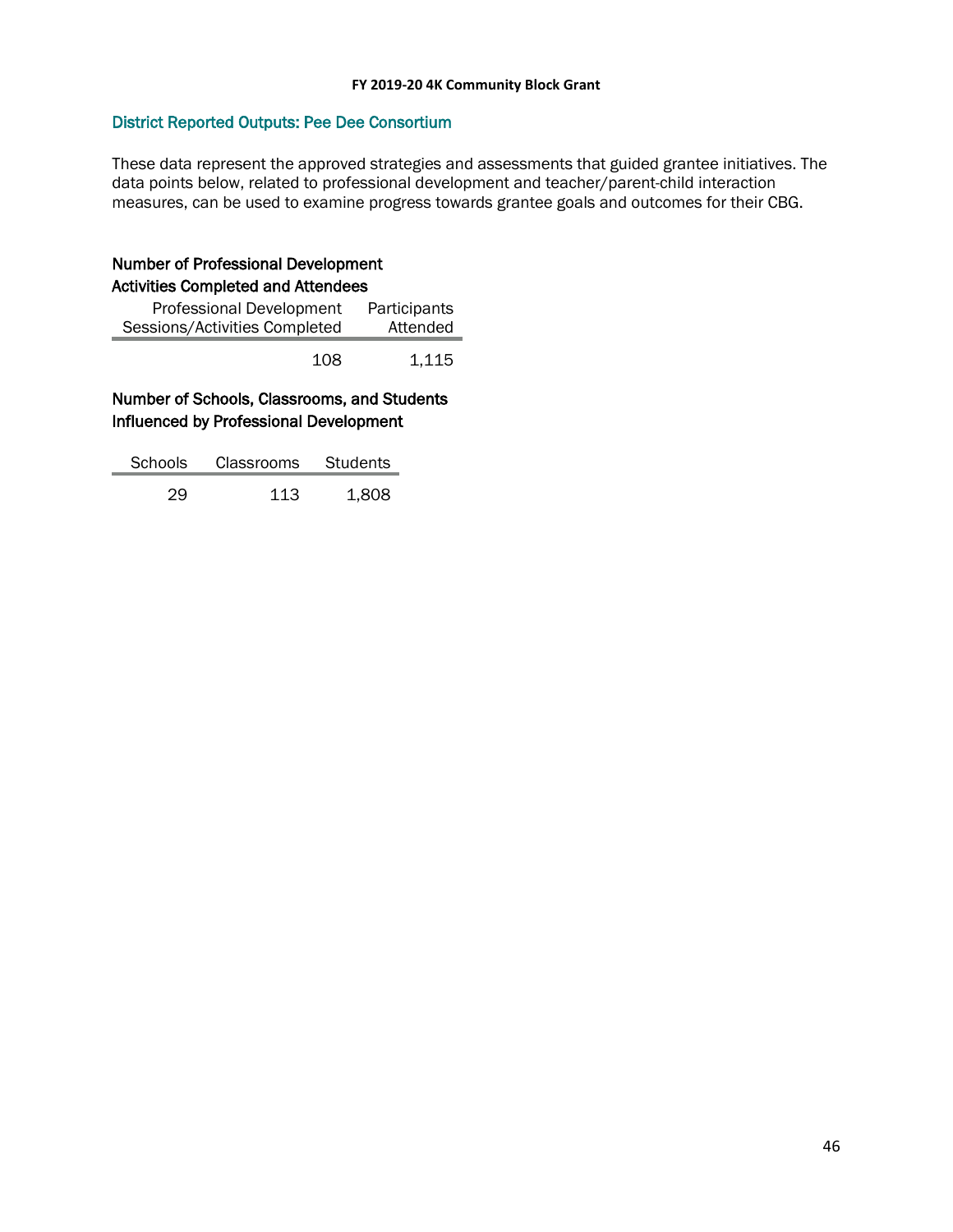## District Reported Outputs: Pee Dee Consortium

These data represent the approved strategies and assessments that guided grantee initiatives. The data points below, related to professional development and teacher/parent-child interaction measures, can be used to examine progress towards grantee goals and outcomes for their CBG.

**Number of Professional Development Activities Completed and Attendees**

| Professional Development Sessions/Activities Completed | Participants Attended |
|---|---|
| 108 | 1,115 |

**Number of Schools, Classrooms, and Students Influenced by Professional Development**

| Schools | Classrooms | Students |
|---|---|---|
| 29 | 113 | 1,808 |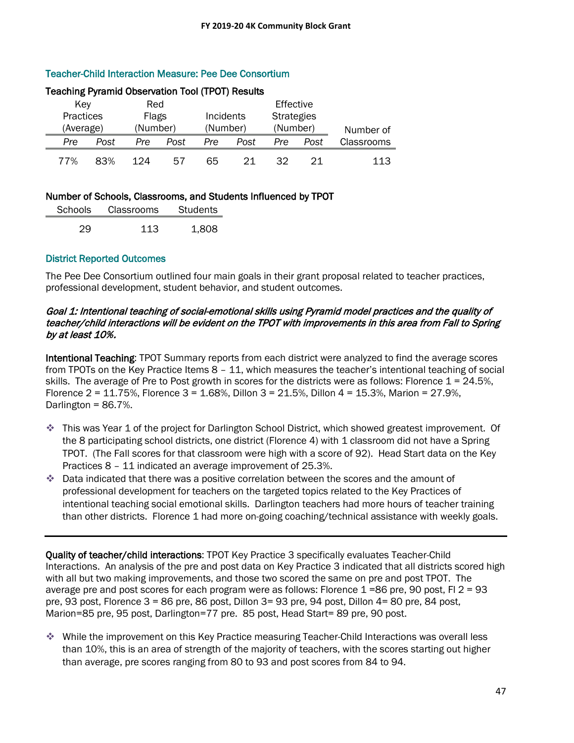### Teacher-Child Interaction Measure: Pee Dee Consortium

**Teaching Pyramid Observation Tool (TPOT) Results**

| Key Practices (Average) | | Red Flags (Number) | | Incidents (Number) | | Effective Strategies (Number) | | Number of Classrooms |
|---|---|---|---|---|---|---|---|---|
| *Pre* | *Post* | *Pre* | *Post* | *Pre* | *Post* | *Pre* | *Post* | |
| 77% | 83% | 124 | 57 | 65 | 21 | 32 | 21 | 113 |

**Number of Schools, Classrooms, and Students Influenced by TPOT**

| Schools | Classrooms | Students |
|---|---|---|
| 29 | 113 | 1,808 |

### District Reported Outcomes

The Pee Dee Consortium outlined four main goals in their grant proposal related to teacher practices, professional development, student behavior, and student outcomes.

***Goal 1: Intentional teaching of social-emotional skills using Pyramid model practices and the quality of teacher/child interactions will be evident on the TPOT with improvements in this area from Fall to Spring by at least 10%.***

**Intentional Teaching**: TPOT Summary reports from each district were analyzed to find the average scores from TPOTs on the Key Practice Items 8 – 11, which measures the teacher's intentional teaching of social skills. The average of Pre to Post growth in scores for the districts were as follows: Florence 1 = 24.5%, Florence 2 = 11.75%, Florence 3 = 1.68%, Dillon 3 = 21.5%, Dillon 4 = 15.3%, Marion = 27.9%, Darlington = 86.7%.

- This was Year 1 of the project for Darlington School District, which showed greatest improvement. Of the 8 participating school districts, one district (Florence 4) with 1 classroom did not have a Spring TPOT. (The Fall scores for that classroom were high with a score of 92). Head Start data on the Key Practices 8 – 11 indicated an average improvement of 25.3%.
- Data indicated that there was a positive correlation between the scores and the amount of professional development for teachers on the targeted topics related to the Key Practices of intentional teaching social emotional skills. Darlington teachers had more hours of teacher training than other districts. Florence 1 had more on-going coaching/technical assistance with weekly goals.

---

**Quality of teacher/child interactions**: TPOT Key Practice 3 specifically evaluates Teacher-Child Interactions. An analysis of the pre and post data on Key Practice 3 indicated that all districts scored high with all but two making improvements, and those two scored the same on pre and post TPOT. The average pre and post scores for each program were as follows: Florence 1 =86 pre, 90 post, Fl 2 = 93 pre, 93 post, Florence 3 = 86 pre, 86 post, Dillon 3= 93 pre, 94 post, Dillon 4= 80 pre, 84 post, Marion=85 pre, 95 post, Darlington=77 pre. 85 post, Head Start= 89 pre, 90 post.

- While the improvement on this Key Practice measuring Teacher-Child Interactions was overall less than 10%, this is an area of strength of the majority of teachers, with the scores starting out higher than average, pre scores ranging from 80 to 93 and post scores from 84 to 94.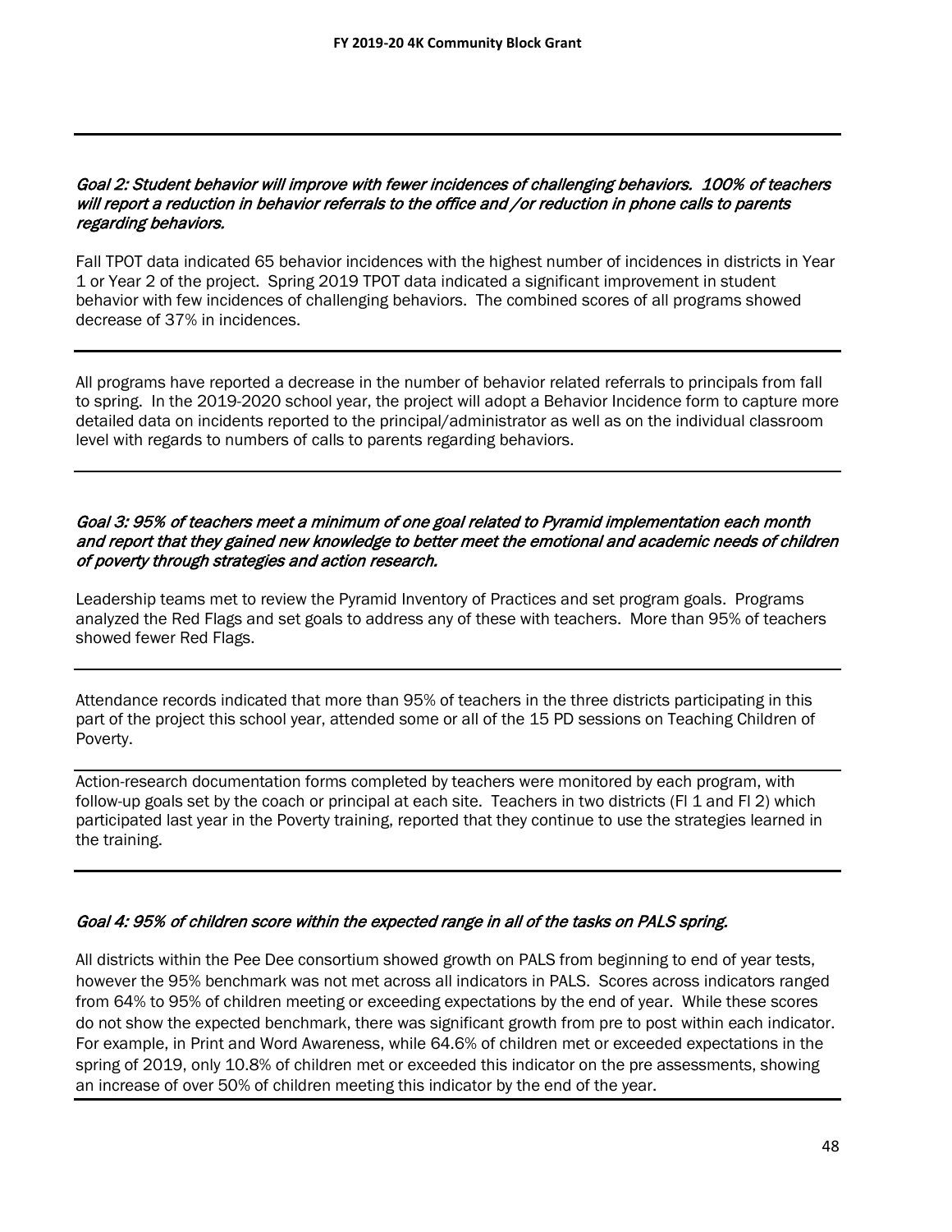*Goal 2: Student behavior will improve with fewer incidences of challenging behaviors. 100% of teachers will report a reduction in behavior referrals to the office and /or reduction in phone calls to parents regarding behaviors.*

Fall TPOT data indicated 65 behavior incidences with the highest number of incidences in districts in Year 1 or Year 2 of the project. Spring 2019 TPOT data indicated a significant improvement in student behavior with few incidences of challenging behaviors. The combined scores of all programs showed decrease of 37% in incidences.

All programs have reported a decrease in the number of behavior related referrals to principals from fall to spring. In the 2019-2020 school year, the project will adopt a Behavior Incidence form to capture more detailed data on incidents reported to the principal/administrator as well as on the individual classroom level with regards to numbers of calls to parents regarding behaviors.

*Goal 3: 95% of teachers meet a minimum of one goal related to Pyramid implementation each month and report that they gained new knowledge to better meet the emotional and academic needs of children of poverty through strategies and action research.*

Leadership teams met to review the Pyramid Inventory of Practices and set program goals. Programs analyzed the Red Flags and set goals to address any of these with teachers. More than 95% of teachers showed fewer Red Flags.

Attendance records indicated that more than 95% of teachers in the three districts participating in this part of the project this school year, attended some or all of the 15 PD sessions on Teaching Children of Poverty.

Action-research documentation forms completed by teachers were monitored by each program, with follow-up goals set by the coach or principal at each site. Teachers in two districts (Fl 1 and Fl 2) which participated last year in the Poverty training, reported that they continue to use the strategies learned in the training.

*Goal 4: 95% of children score within the expected range in all of the tasks on PALS spring.*

All districts within the Pee Dee consortium showed growth on PALS from beginning to end of year tests, however the 95% benchmark was not met across all indicators in PALS. Scores across indicators ranged from 64% to 95% of children meeting or exceeding expectations by the end of year. While these scores do not show the expected benchmark, there was significant growth from pre to post within each indicator. For example, in Print and Word Awareness, while 64.6% of children met or exceeded expectations in the spring of 2019, only 10.8% of children met or exceeded this indicator on the pre assessments, showing an increase of over 50% of children meeting this indicator by the end of the year.